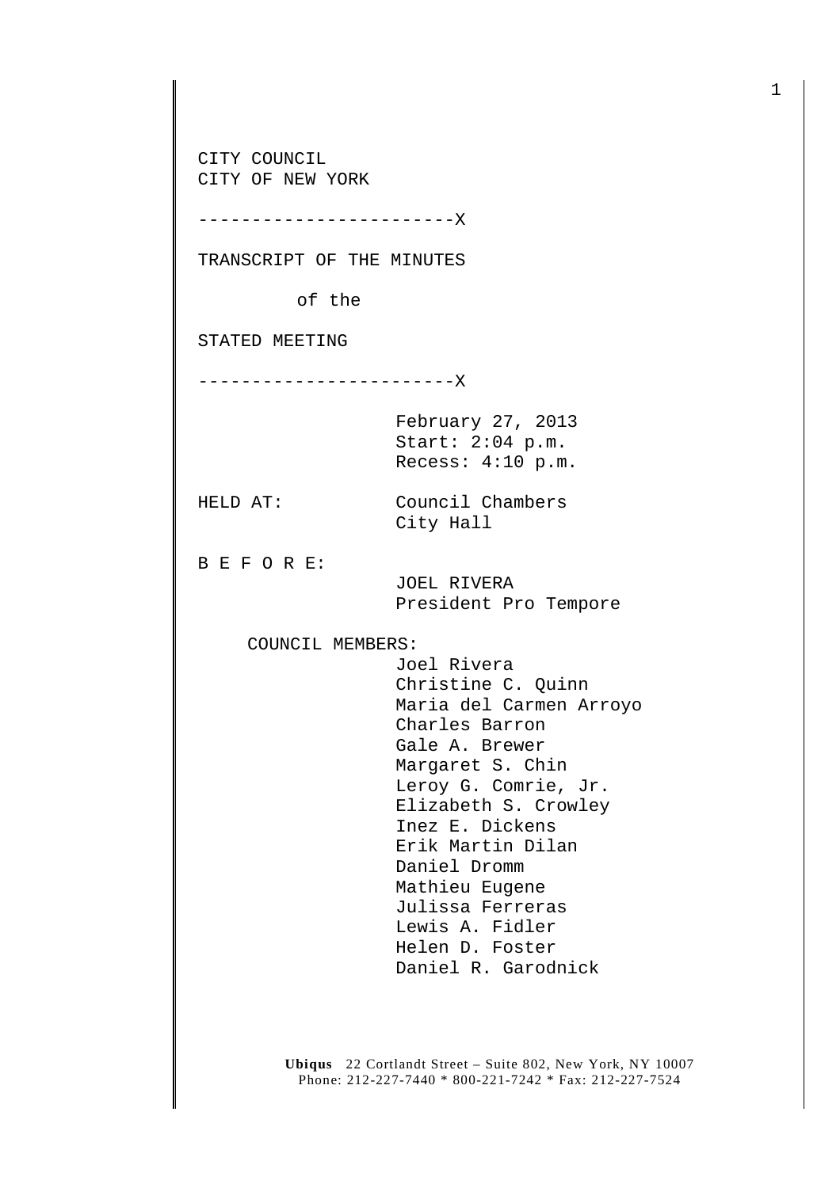CITY COUNCIL
CITY OF NEW YORK

------------------------X

TRANSCRIPT OF THE MINUTES

of the

STATED MEETING

------------------------X

February 27, 2013
Start: 2:04 p.m.
Recess: 4:10 p.m.

HELD AT: Council Chambers
City Hall

B E F O R E:

JOEL RIVERA
President Pro Tempore

COUNCIL MEMBERS:

Joel Rivera
Christine C. Quinn
Maria del Carmen Arroyo
Charles Barron
Gale A. Brewer
Margaret S. Chin
Leroy G. Comrie, Jr.
Elizabeth S. Crowley
Inez E. Dickens
Erik Martin Dilan
Daniel Dromm
Mathieu Eugene
Julissa Ferreras
Lewis A. Fidler
Helen D. Foster
Daniel R. Garodnick

**Ubiqus** 22 Cortlandt Street – Suite 802, New York, NY 10007
Phone: 212-227-7440 * 800-221-7242 * Fax: 212-227-7524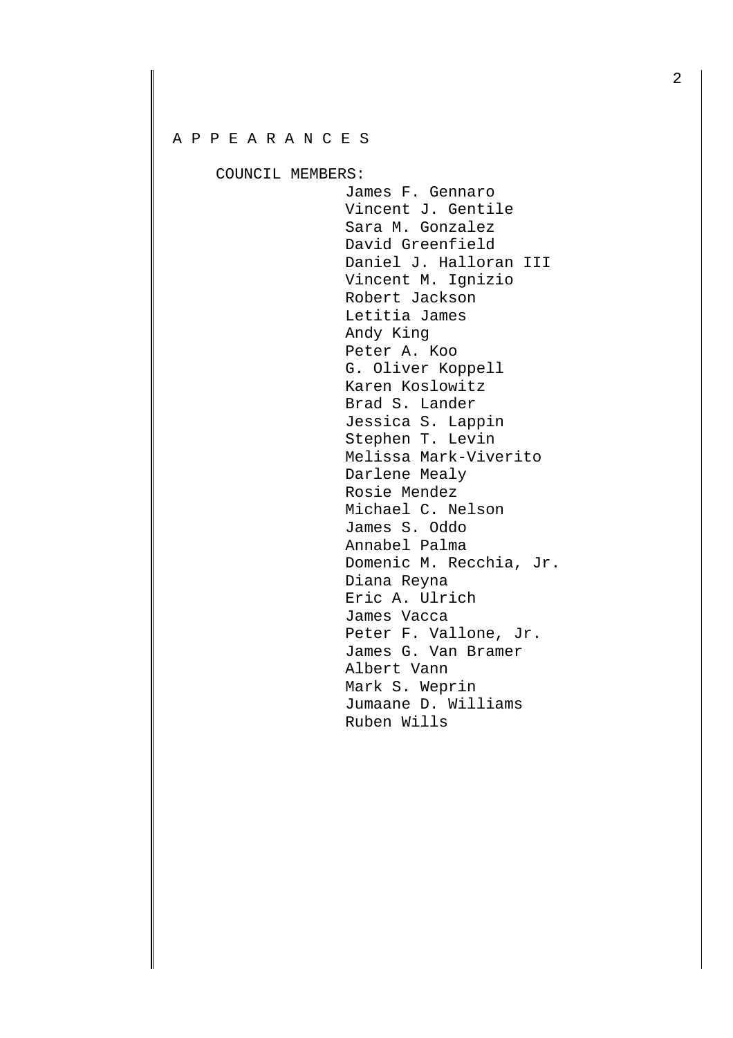A P P E A R A N C E S

COUNCIL MEMBERS:

James F. Gennaro
Vincent J. Gentile
Sara M. Gonzalez
David Greenfield
Daniel J. Halloran III
Vincent M. Ignizio
Robert Jackson
Letitia James
Andy King
Peter A. Koo
G. Oliver Koppell
Karen Koslowitz
Brad S. Lander
Jessica S. Lappin
Stephen T. Levin
Melissa Mark-Viverito
Darlene Mealy
Rosie Mendez
Michael C. Nelson
James S. Oddo
Annabel Palma
Domenic M. Recchia, Jr.
Diana Reyna
Eric A. Ulrich
James Vacca
Peter F. Vallone, Jr.
James G. Van Bramer
Albert Vann
Mark S. Weprin
Jumaane D. Williams
Ruben Wills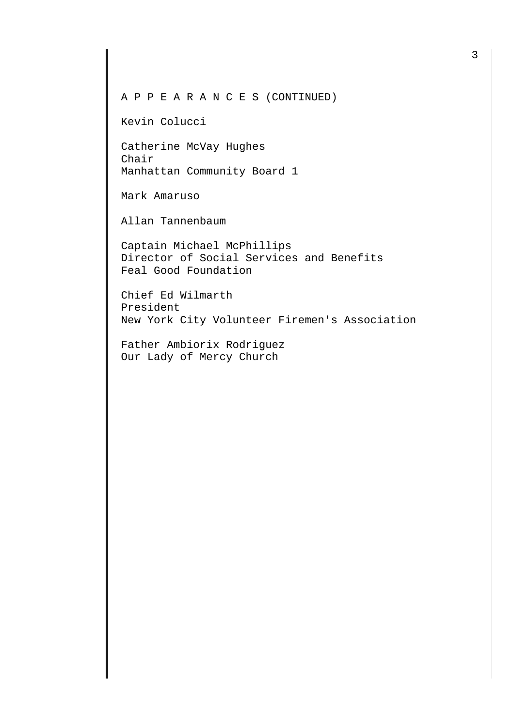A P P E A R A N C E S (CONTINUED)

Kevin Colucci

Catherine McVay Hughes
Chair
Manhattan Community Board 1

Mark Amaruso

Allan Tannenbaum

Captain Michael McPhillips
Director of Social Services and Benefits
Feal Good Foundation

Chief Ed Wilmarth
President
New York City Volunteer Firemen's Association

Father Ambiorix Rodriguez
Our Lady of Mercy Church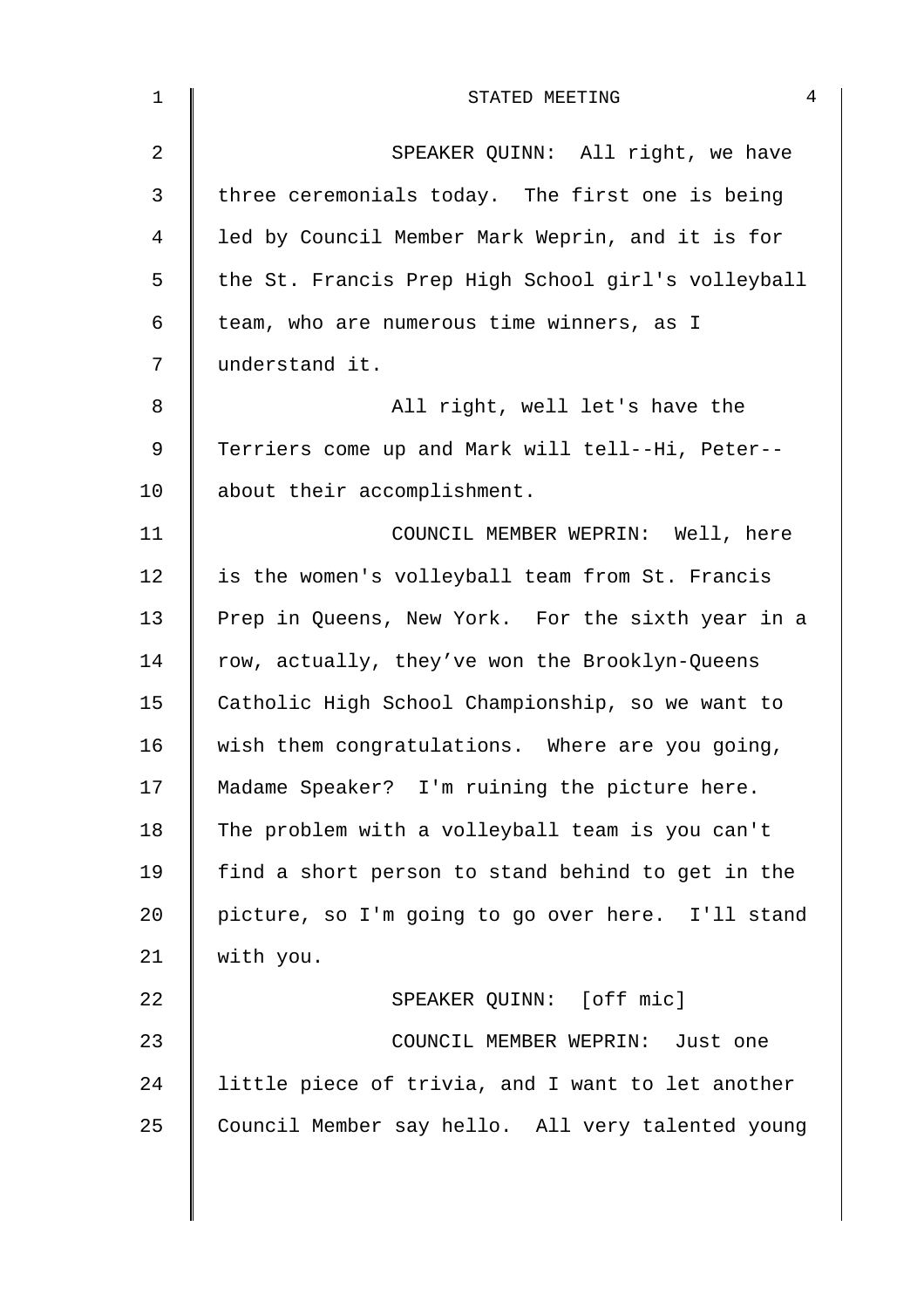SPEAKER QUINN: All right, we have three ceremonials today. The first one is being led by Council Member Mark Weprin, and it is for the St. Francis Prep High School girl's volleyball team, who are numerous time winners, as I understand it.

All right, well let's have the Terriers come up and Mark will tell--Hi, Peter--about their accomplishment.

COUNCIL MEMBER WEPRIN: Well, here is the women's volleyball team from St. Francis Prep in Queens, New York. For the sixth year in a row, actually, they've won the Brooklyn-Queens Catholic High School Championship, so we want to wish them congratulations. Where are you going, Madame Speaker? I'm ruining the picture here. The problem with a volleyball team is you can't find a short person to stand behind to get in the picture, so I'm going to go over here. I'll stand with you.

SPEAKER QUINN: [off mic]

COUNCIL MEMBER WEPRIN: Just one little piece of trivia, and I want to let another Council Member say hello. All very talented young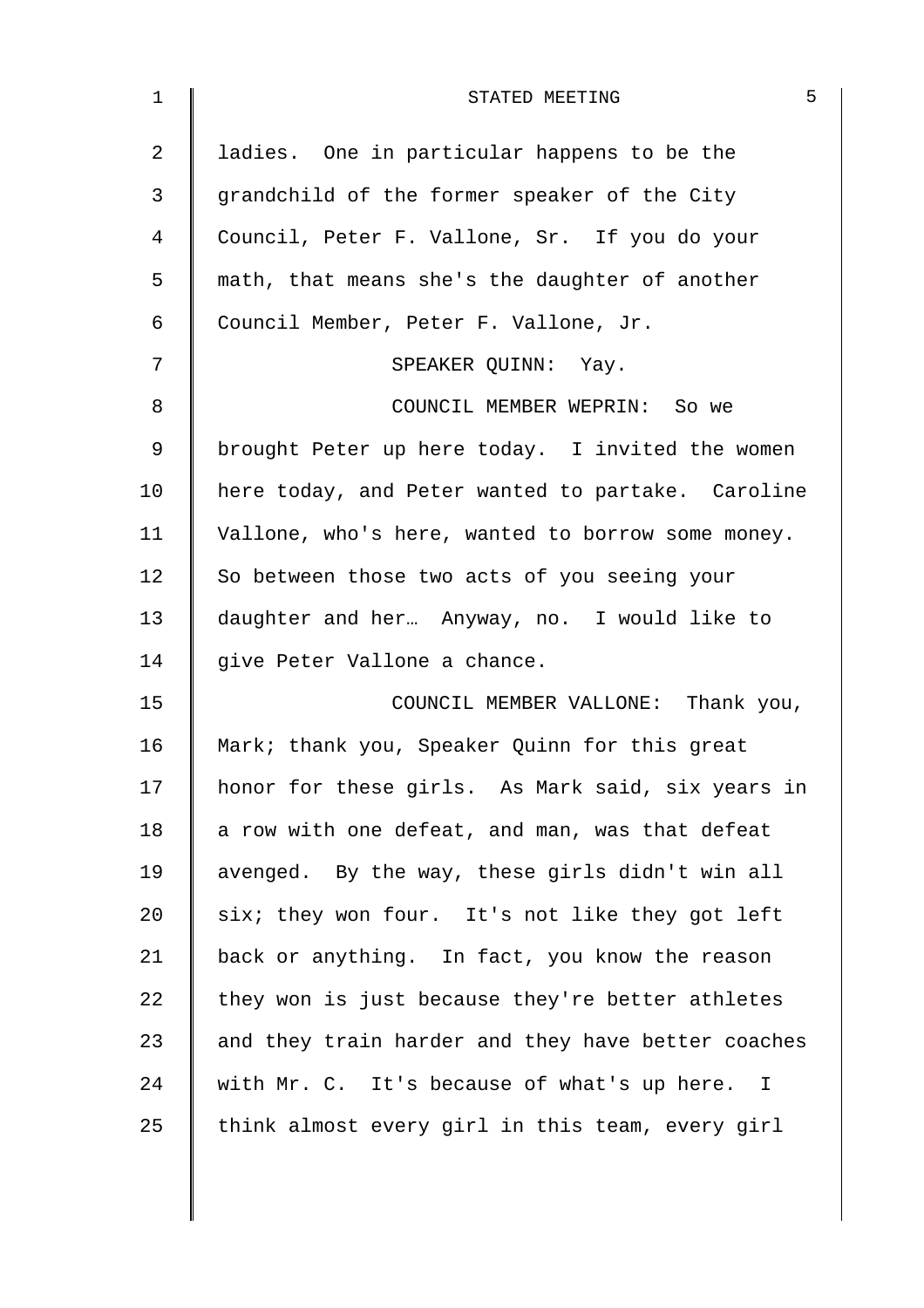ladies. One in particular happens to be the grandchild of the former speaker of the City Council, Peter F. Vallone, Sr. If you do your math, that means she's the daughter of another Council Member, Peter F. Vallone, Jr.

SPEAKER QUINN: Yay.

COUNCIL MEMBER WEPRIN: So we brought Peter up here today. I invited the women here today, and Peter wanted to partake. Caroline Vallone, who's here, wanted to borrow some money. So between those two acts of you seeing your daughter and her… Anyway, no. I would like to give Peter Vallone a chance.

COUNCIL MEMBER VALLONE: Thank you, Mark; thank you, Speaker Quinn for this great honor for these girls. As Mark said, six years in a row with one defeat, and man, was that defeat avenged. By the way, these girls didn't win all six; they won four. It's not like they got left back or anything. In fact, you know the reason they won is just because they're better athletes and they train harder and they have better coaches with Mr. C. It's because of what's up here. I think almost every girl in this team, every girl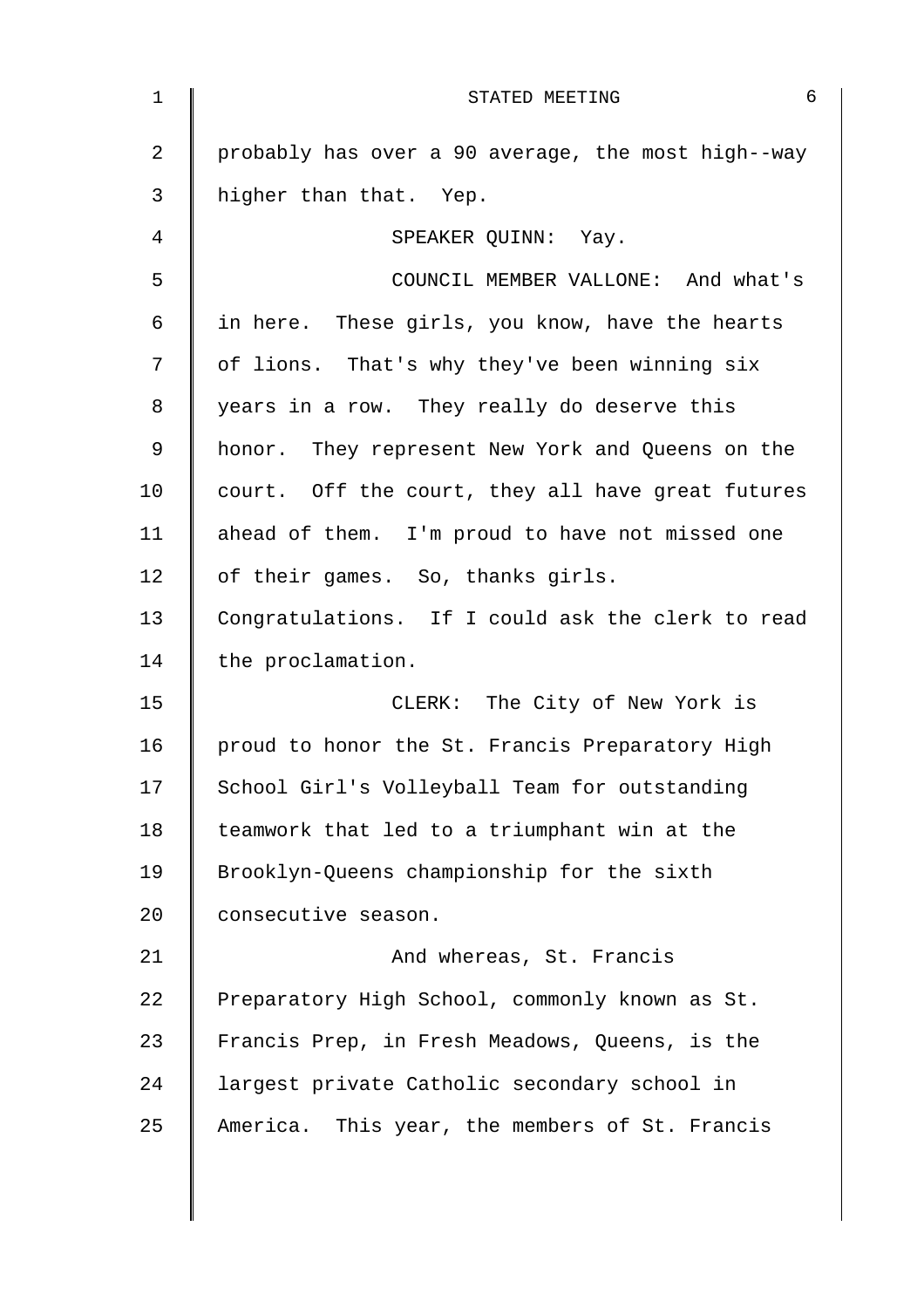probably has over a 90 average, the most high--way higher than that. Yep.

SPEAKER QUINN: Yay.

COUNCIL MEMBER VALLONE: And what's in here. These girls, you know, have the hearts of lions. That's why they've been winning six years in a row. They really do deserve this honor. They represent New York and Queens on the court. Off the court, they all have great futures ahead of them. I'm proud to have not missed one of their games. So, thanks girls. Congratulations. If I could ask the clerk to read the proclamation.

CLERK: The City of New York is proud to honor the St. Francis Preparatory High School Girl's Volleyball Team for outstanding teamwork that led to a triumphant win at the Brooklyn-Queens championship for the sixth consecutive season.

And whereas, St. Francis Preparatory High School, commonly known as St. Francis Prep, in Fresh Meadows, Queens, is the largest private Catholic secondary school in America. This year, the members of St. Francis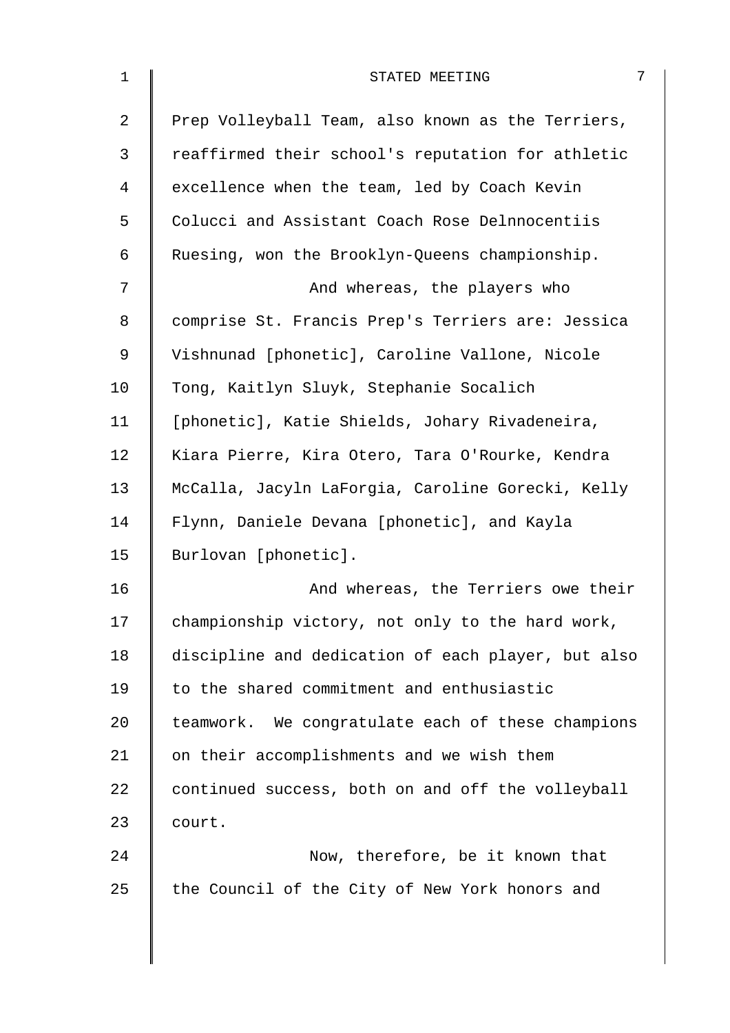Prep Volleyball Team, also known as the Terriers, reaffirmed their school's reputation for athletic excellence when the team, led by Coach Kevin Colucci and Assistant Coach Rose Delnnocentiis Ruesing, won the Brooklyn-Queens championship.

And whereas, the players who comprise St. Francis Prep's Terriers are: Jessica Vishnunad [phonetic], Caroline Vallone, Nicole Tong, Kaitlyn Sluyk, Stephanie Socalich [phonetic], Katie Shields, Johary Rivadeneira, Kiara Pierre, Kira Otero, Tara O'Rourke, Kendra McCalla, Jacyln LaForgia, Caroline Gorecki, Kelly Flynn, Daniele Devana [phonetic], and Kayla Burlovan [phonetic].

And whereas, the Terriers owe their championship victory, not only to the hard work, discipline and dedication of each player, but also to the shared commitment and enthusiastic teamwork. We congratulate each of these champions on their accomplishments and we wish them continued success, both on and off the volleyball court.

Now, therefore, be it known that the Council of the City of New York honors and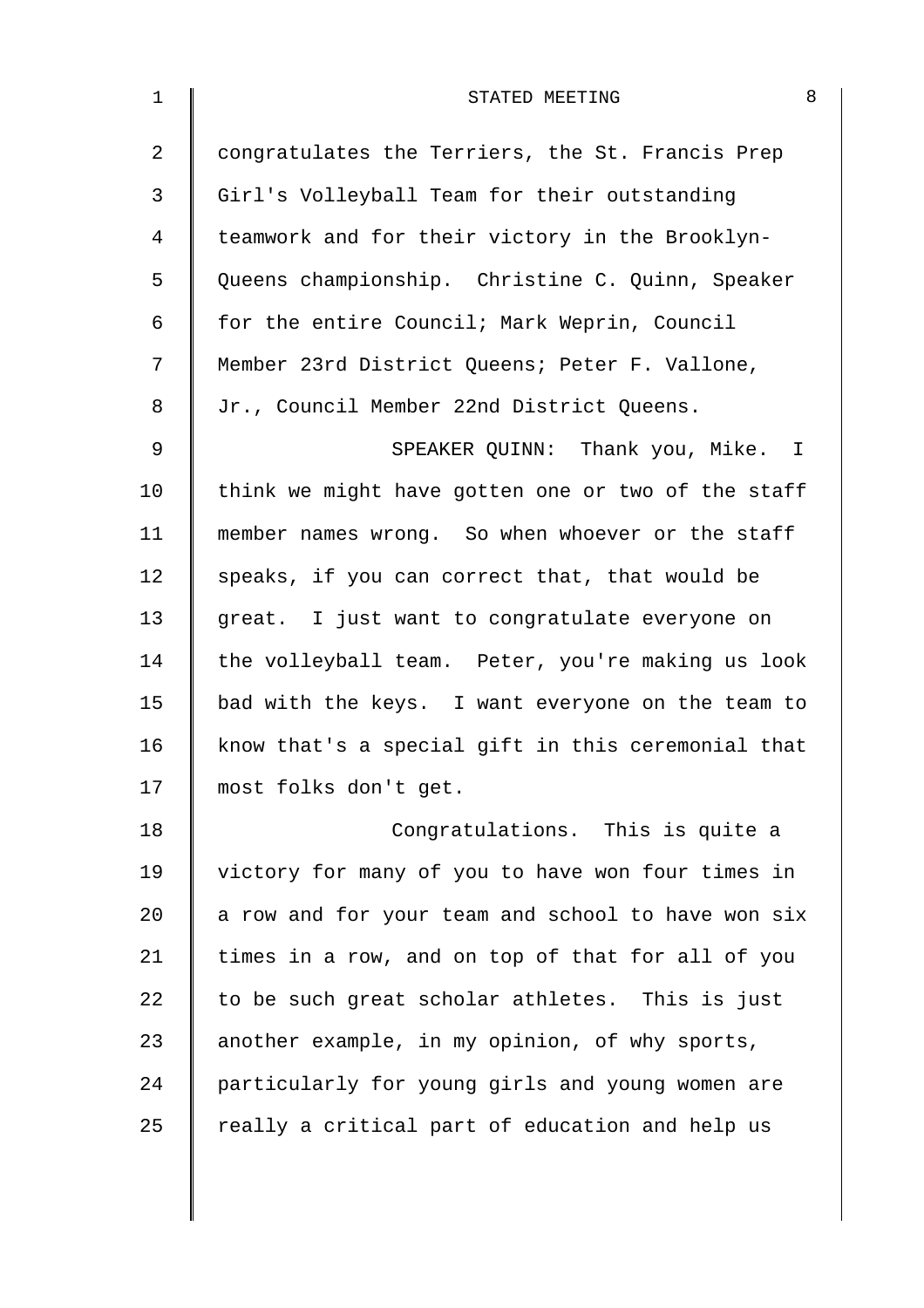congratulates the Terriers, the St. Francis Prep Girl's Volleyball Team for their outstanding teamwork and for their victory in the Brooklyn-Queens championship. Christine C. Quinn, Speaker for the entire Council; Mark Weprin, Council Member 23rd District Queens; Peter F. Vallone, Jr., Council Member 22nd District Queens.

SPEAKER QUINN: Thank you, Mike. I think we might have gotten one or two of the staff member names wrong. So when whoever or the staff speaks, if you can correct that, that would be great. I just want to congratulate everyone on the volleyball team. Peter, you're making us look bad with the keys. I want everyone on the team to know that's a special gift in this ceremonial that most folks don't get.

Congratulations. This is quite a victory for many of you to have won four times in a row and for your team and school to have won six times in a row, and on top of that for all of you to be such great scholar athletes. This is just another example, in my opinion, of why sports, particularly for young girls and young women are really a critical part of education and help us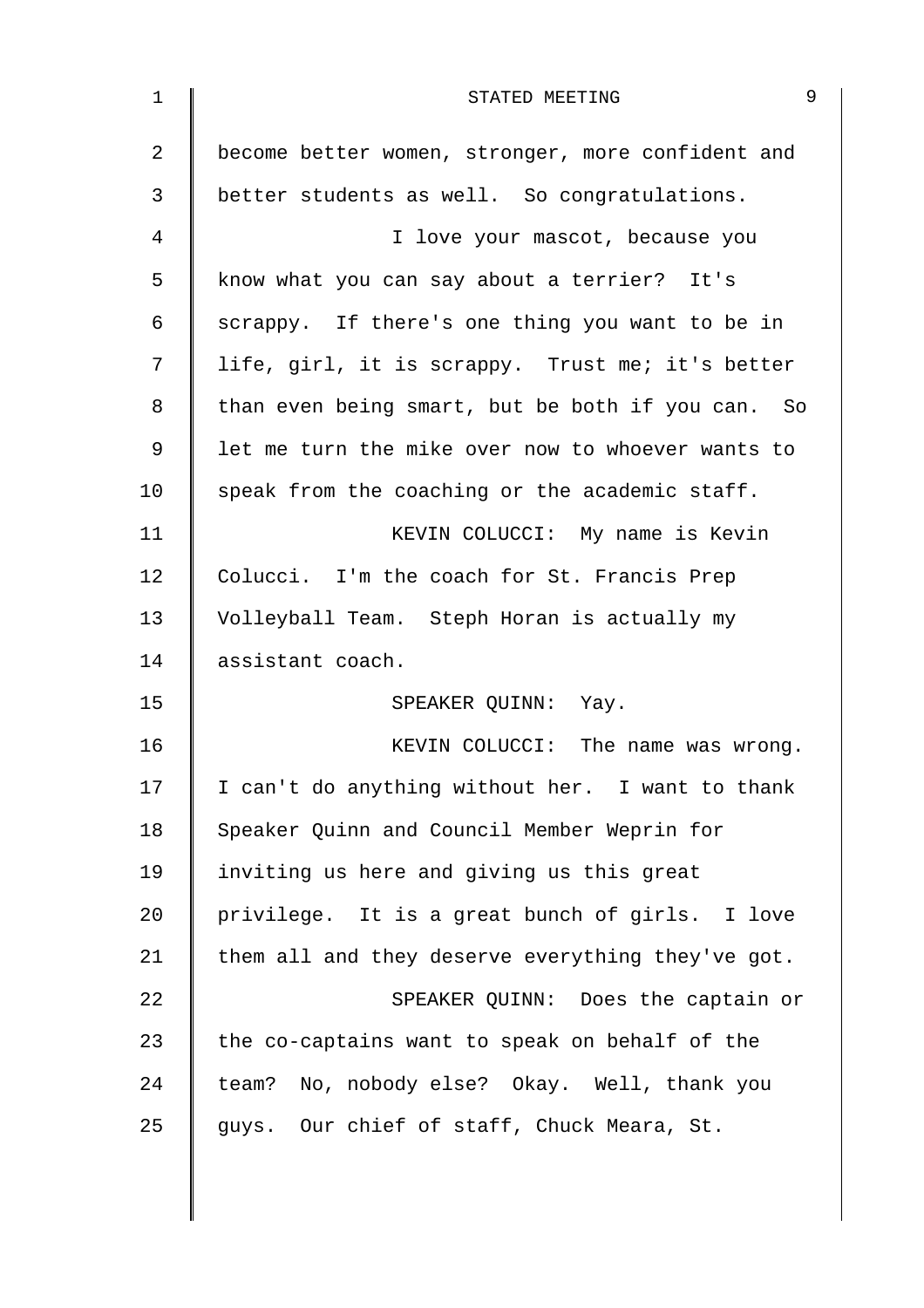become better women, stronger, more confident and better students as well. So congratulations.

I love your mascot, because you know what you can say about a terrier? It's scrappy. If there's one thing you want to be in life, girl, it is scrappy. Trust me; it's better than even being smart, but be both if you can. So let me turn the mike over now to whoever wants to speak from the coaching or the academic staff.

KEVIN COLUCCI: My name is Kevin Colucci. I'm the coach for St. Francis Prep Volleyball Team. Steph Horan is actually my assistant coach.

SPEAKER QUINN: Yay.

KEVIN COLUCCI: The name was wrong. I can't do anything without her. I want to thank Speaker Quinn and Council Member Weprin for inviting us here and giving us this great privilege. It is a great bunch of girls. I love them all and they deserve everything they've got.

SPEAKER QUINN: Does the captain or the co-captains want to speak on behalf of the team? No, nobody else? Okay. Well, thank you guys. Our chief of staff, Chuck Meara, St.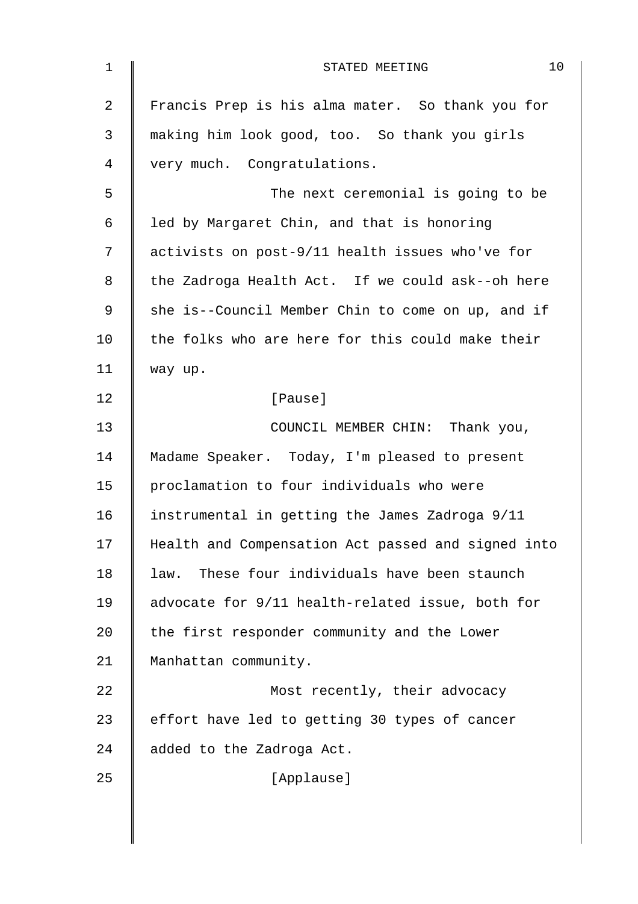Francis Prep is his alma mater. So thank you for making him look good, too. So thank you girls very much. Congratulations.

The next ceremonial is going to be led by Margaret Chin, and that is honoring activists on post-9/11 health issues who've for the Zadroga Health Act. If we could ask--oh here she is--Council Member Chin to come on up, and if the folks who are here for this could make their way up.

[Pause]

COUNCIL MEMBER CHIN: Thank you, Madame Speaker. Today, I'm pleased to present proclamation to four individuals who were instrumental in getting the James Zadroga 9/11 Health and Compensation Act passed and signed into law. These four individuals have been staunch advocate for 9/11 health-related issue, both for the first responder community and the Lower Manhattan community.

Most recently, their advocacy effort have led to getting 30 types of cancer added to the Zadroga Act.

[Applause]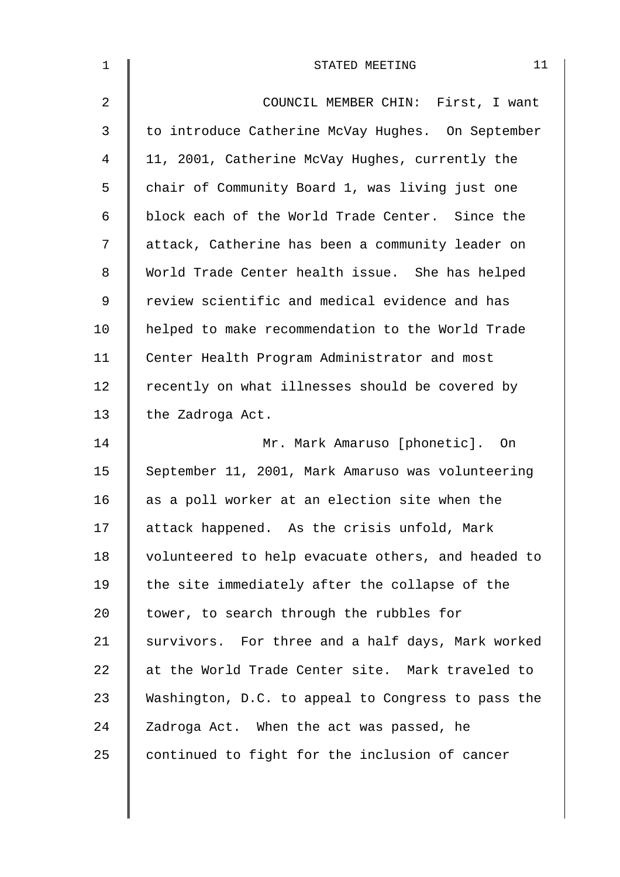COUNCIL MEMBER CHIN: First, I want to introduce Catherine McVay Hughes. On September 11, 2001, Catherine McVay Hughes, currently the chair of Community Board 1, was living just one block each of the World Trade Center. Since the attack, Catherine has been a community leader on World Trade Center health issue. She has helped review scientific and medical evidence and has helped to make recommendation to the World Trade Center Health Program Administrator and most recently on what illnesses should be covered by the Zadroga Act.

Mr. Mark Amaruso [phonetic]. On September 11, 2001, Mark Amaruso was volunteering as a poll worker at an election site when the attack happened. As the crisis unfold, Mark volunteered to help evacuate others, and headed to the site immediately after the collapse of the tower, to search through the rubbles for survivors. For three and a half days, Mark worked at the World Trade Center site. Mark traveled to Washington, D.C. to appeal to Congress to pass the Zadroga Act. When the act was passed, he continued to fight for the inclusion of cancer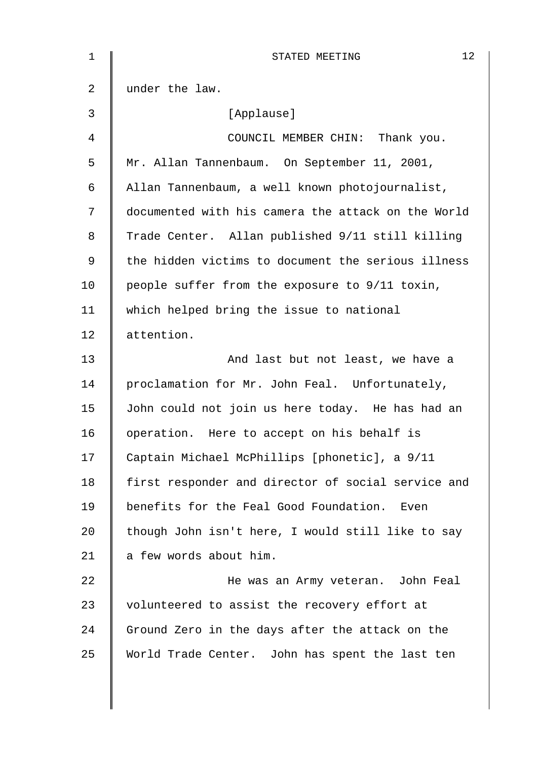under the law.

[Applause]

COUNCIL MEMBER CHIN: Thank you. Mr. Allan Tannenbaum. On September 11, 2001, Allan Tannenbaum, a well known photojournalist, documented with his camera the attack on the World Trade Center. Allan published 9/11 still killing the hidden victims to document the serious illness people suffer from the exposure to 9/11 toxin, which helped bring the issue to national attention.

And last but not least, we have a proclamation for Mr. John Feal. Unfortunately, John could not join us here today. He has had an operation. Here to accept on his behalf is Captain Michael McPhillips [phonetic], a 9/11 first responder and director of social service and benefits for the Feal Good Foundation. Even though John isn't here, I would still like to say a few words about him.

He was an Army veteran. John Feal volunteered to assist the recovery effort at Ground Zero in the days after the attack on the World Trade Center. John has spent the last ten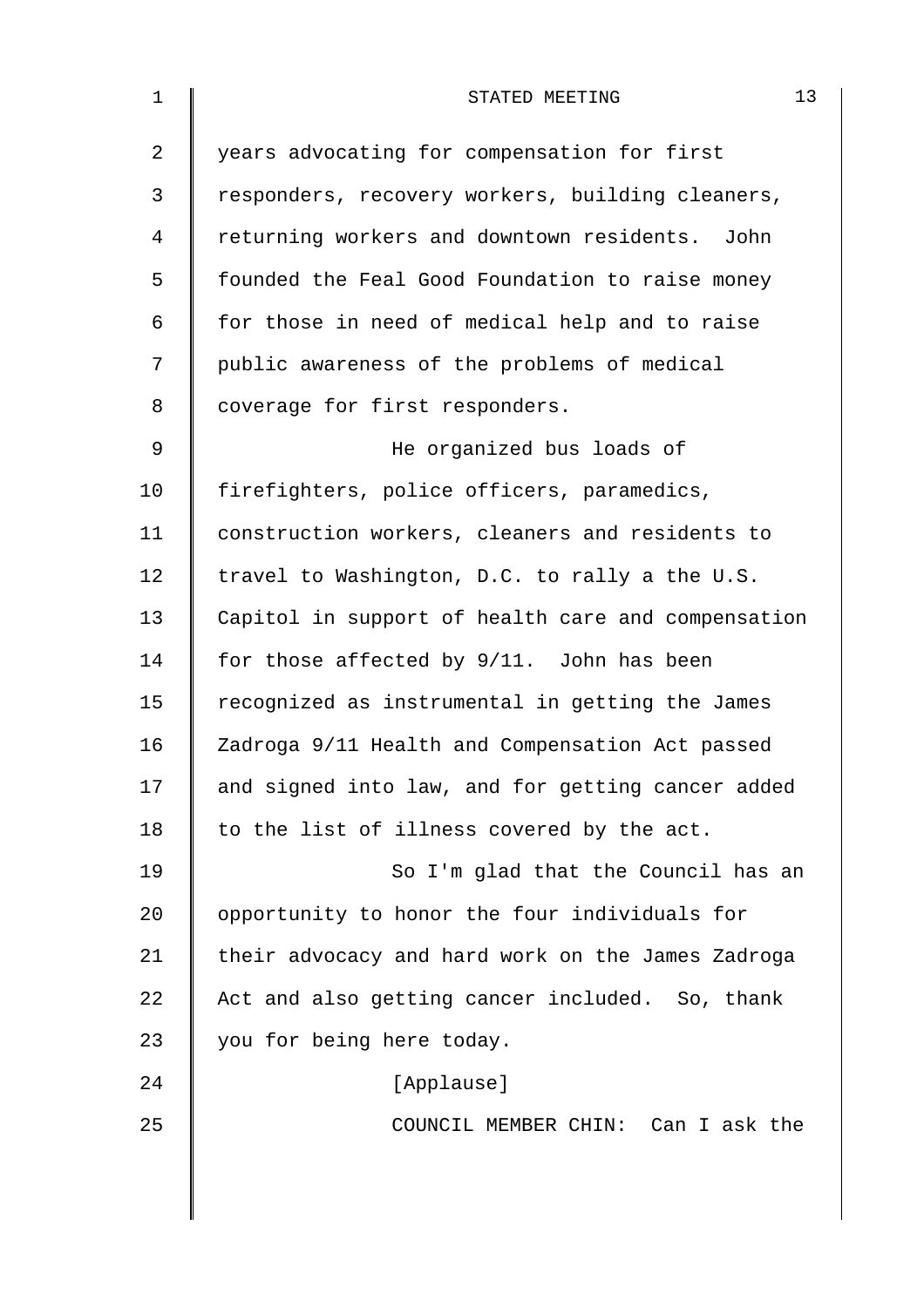years advocating for compensation for first responders, recovery workers, building cleaners, returning workers and downtown residents. John founded the Feal Good Foundation to raise money for those in need of medical help and to raise public awareness of the problems of medical coverage for first responders.

He organized bus loads of firefighters, police officers, paramedics, construction workers, cleaners and residents to travel to Washington, D.C. to rally a the U.S. Capitol in support of health care and compensation for those affected by 9/11. John has been recognized as instrumental in getting the James Zadroga 9/11 Health and Compensation Act passed and signed into law, and for getting cancer added to the list of illness covered by the act.

So I'm glad that the Council has an opportunity to honor the four individuals for their advocacy and hard work on the James Zadroga Act and also getting cancer included. So, thank you for being here today.

[Applause]

COUNCIL MEMBER CHIN: Can I ask the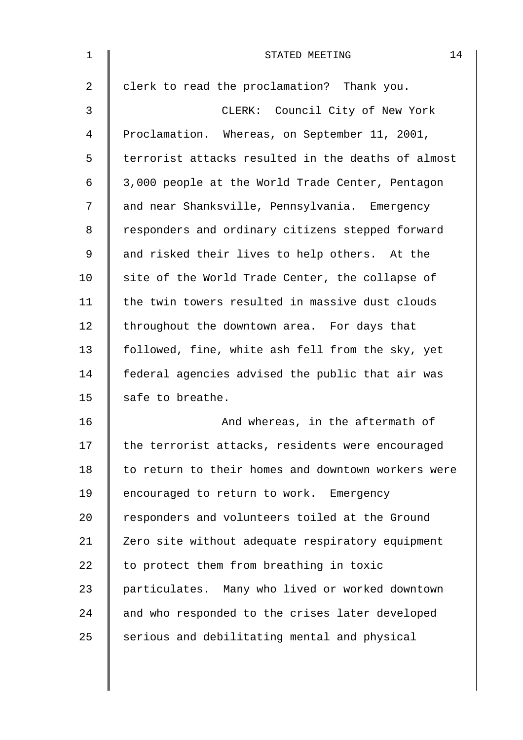clerk to read the proclamation? Thank you.

CLERK: Council City of New York Proclamation. Whereas, on September 11, 2001, terrorist attacks resulted in the deaths of almost 3,000 people at the World Trade Center, Pentagon and near Shanksville, Pennsylvania. Emergency responders and ordinary citizens stepped forward and risked their lives to help others. At the site of the World Trade Center, the collapse of the twin towers resulted in massive dust clouds throughout the downtown area. For days that followed, fine, white ash fell from the sky, yet federal agencies advised the public that air was safe to breathe.

And whereas, in the aftermath of the terrorist attacks, residents were encouraged to return to their homes and downtown workers were encouraged to return to work. Emergency responders and volunteers toiled at the Ground Zero site without adequate respiratory equipment to protect them from breathing in toxic particulates. Many who lived or worked downtown and who responded to the crises later developed serious and debilitating mental and physical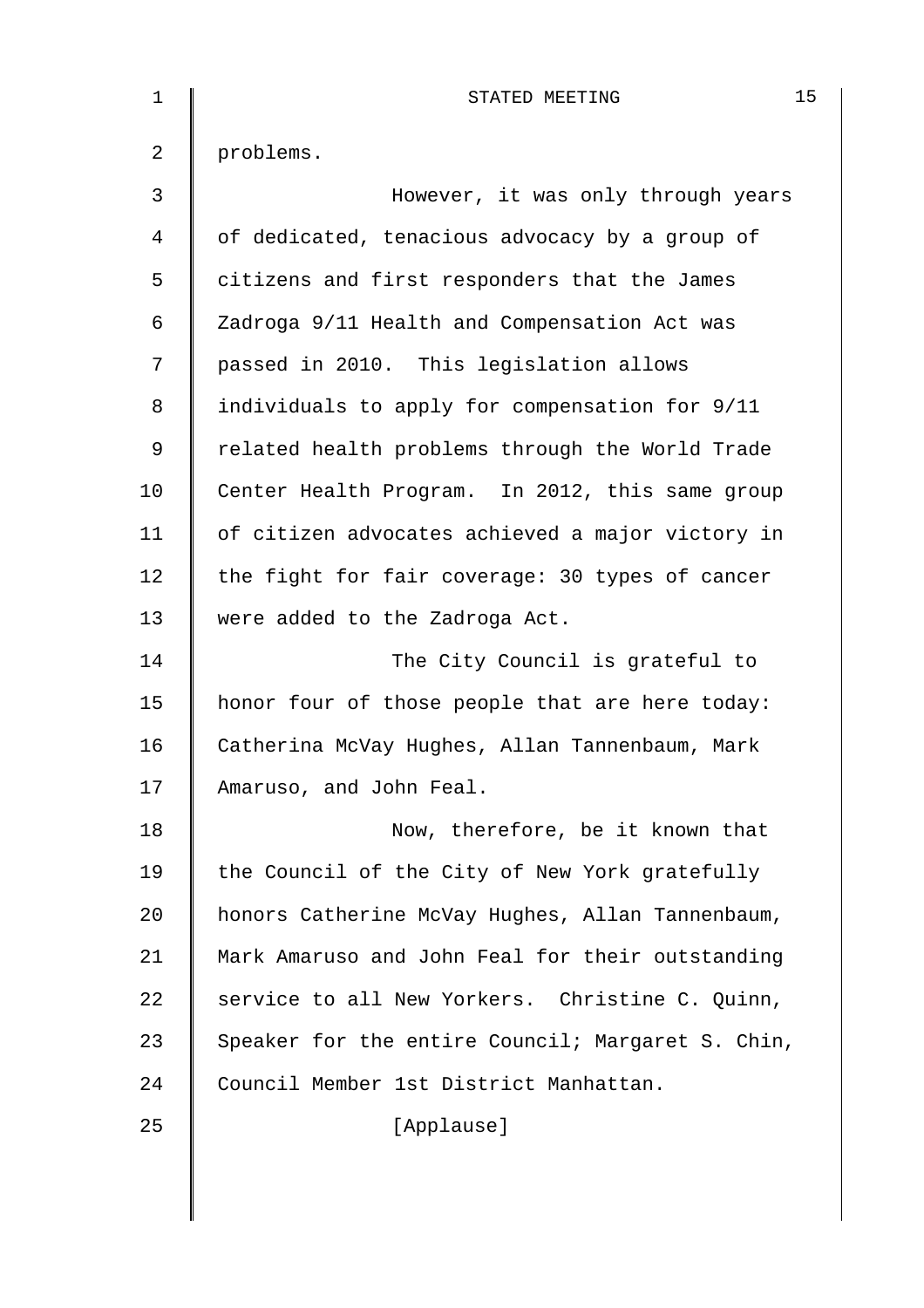problems.

However, it was only through years of dedicated, tenacious advocacy by a group of citizens and first responders that the James Zadroga 9/11 Health and Compensation Act was passed in 2010. This legislation allows individuals to apply for compensation for 9/11 related health problems through the World Trade Center Health Program. In 2012, this same group of citizen advocates achieved a major victory in the fight for fair coverage: 30 types of cancer were added to the Zadroga Act.

The City Council is grateful to honor four of those people that are here today: Catherina McVay Hughes, Allan Tannenbaum, Mark Amaruso, and John Feal.

Now, therefore, be it known that the Council of the City of New York gratefully honors Catherine McVay Hughes, Allan Tannenbaum, Mark Amaruso and John Feal for their outstanding service to all New Yorkers. Christine C. Quinn, Speaker for the entire Council; Margaret S. Chin, Council Member 1st District Manhattan.

[Applause]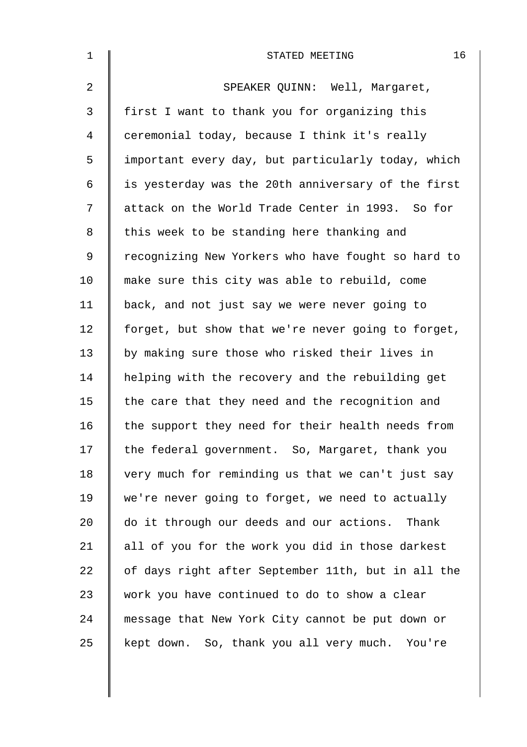SPEAKER QUINN: Well, Margaret, first I want to thank you for organizing this ceremonial today, because I think it's really important every day, but particularly today, which is yesterday was the 20th anniversary of the first attack on the World Trade Center in 1993. So for this week to be standing here thanking and recognizing New Yorkers who have fought so hard to make sure this city was able to rebuild, come back, and not just say we were never going to forget, but show that we're never going to forget, by making sure those who risked their lives in helping with the recovery and the rebuilding get the care that they need and the recognition and the support they need for their health needs from the federal government. So, Margaret, thank you very much for reminding us that we can't just say we're never going to forget, we need to actually do it through our deeds and our actions. Thank all of you for the work you did in those darkest of days right after September 11th, but in all the work you have continued to do to show a clear message that New York City cannot be put down or kept down. So, thank you all very much. You're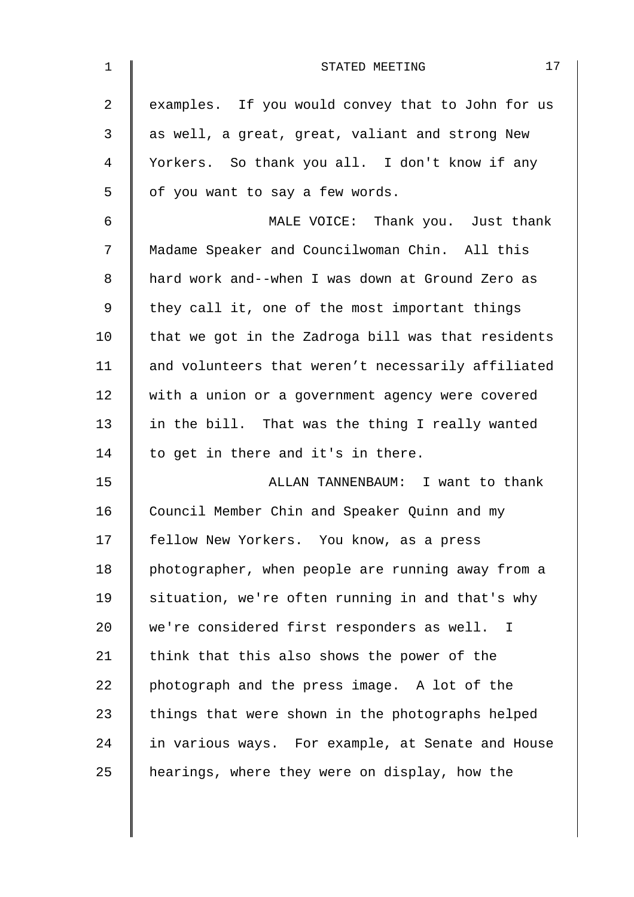examples. If you would convey that to John for us as well, a great, great, valiant and strong New Yorkers. So thank you all. I don't know if any of you want to say a few words.

MALE VOICE: Thank you. Just thank Madame Speaker and Councilwoman Chin. All this hard work and--when I was down at Ground Zero as they call it, one of the most important things that we got in the Zadroga bill was that residents and volunteers that weren't necessarily affiliated with a union or a government agency were covered in the bill. That was the thing I really wanted to get in there and it's in there.

ALLAN TANNENBAUM: I want to thank Council Member Chin and Speaker Quinn and my fellow New Yorkers. You know, as a press photographer, when people are running away from a situation, we're often running in and that's why we're considered first responders as well. I think that this also shows the power of the photograph and the press image. A lot of the things that were shown in the photographs helped in various ways. For example, at Senate and House hearings, where they were on display, how the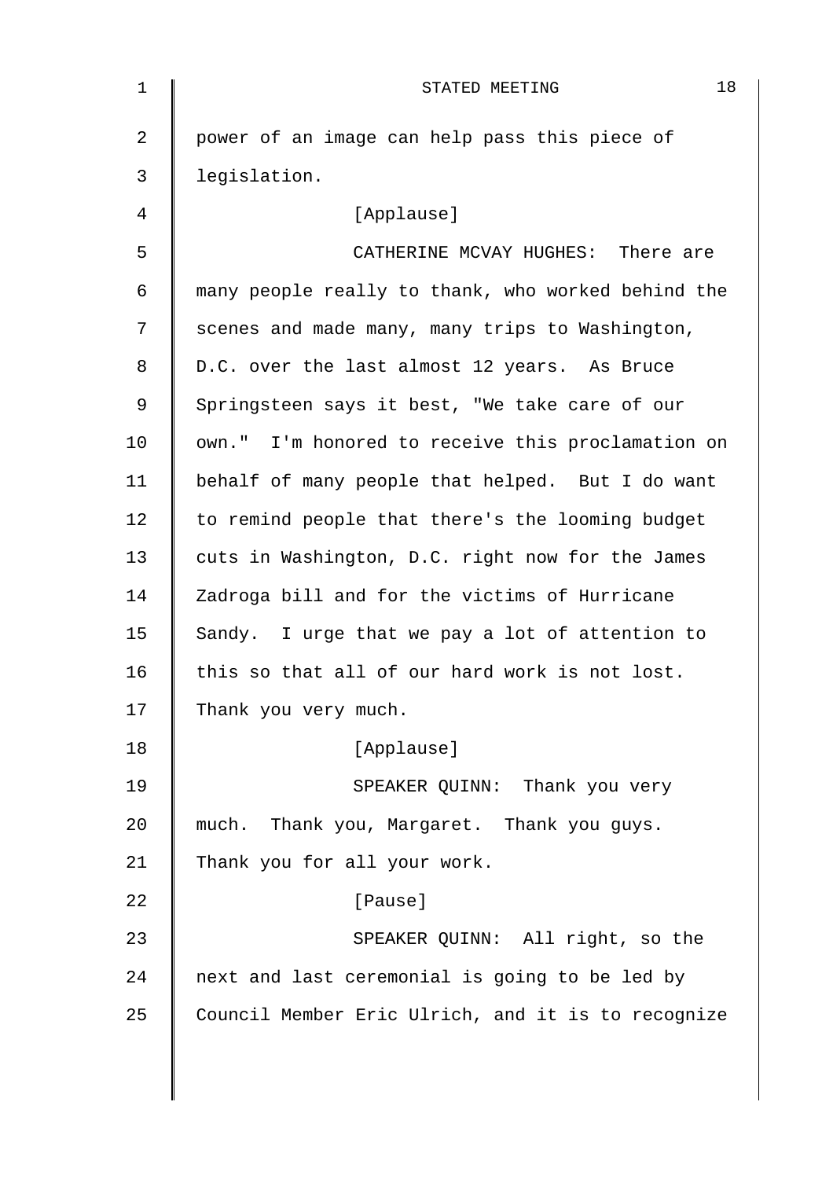power of an image can help pass this piece of legislation.

[Applause]

CATHERINE MCVAY HUGHES: There are many people really to thank, who worked behind the scenes and made many, many trips to Washington, D.C. over the last almost 12 years. As Bruce Springsteen says it best, "We take care of our own." I'm honored to receive this proclamation on behalf of many people that helped. But I do want to remind people that there's the looming budget cuts in Washington, D.C. right now for the James Zadroga bill and for the victims of Hurricane Sandy. I urge that we pay a lot of attention to this so that all of our hard work is not lost. Thank you very much.

[Applause]

SPEAKER QUINN: Thank you very much. Thank you, Margaret. Thank you guys. Thank you for all your work.

[Pause]

SPEAKER QUINN: All right, so the next and last ceremonial is going to be led by Council Member Eric Ulrich, and it is to recognize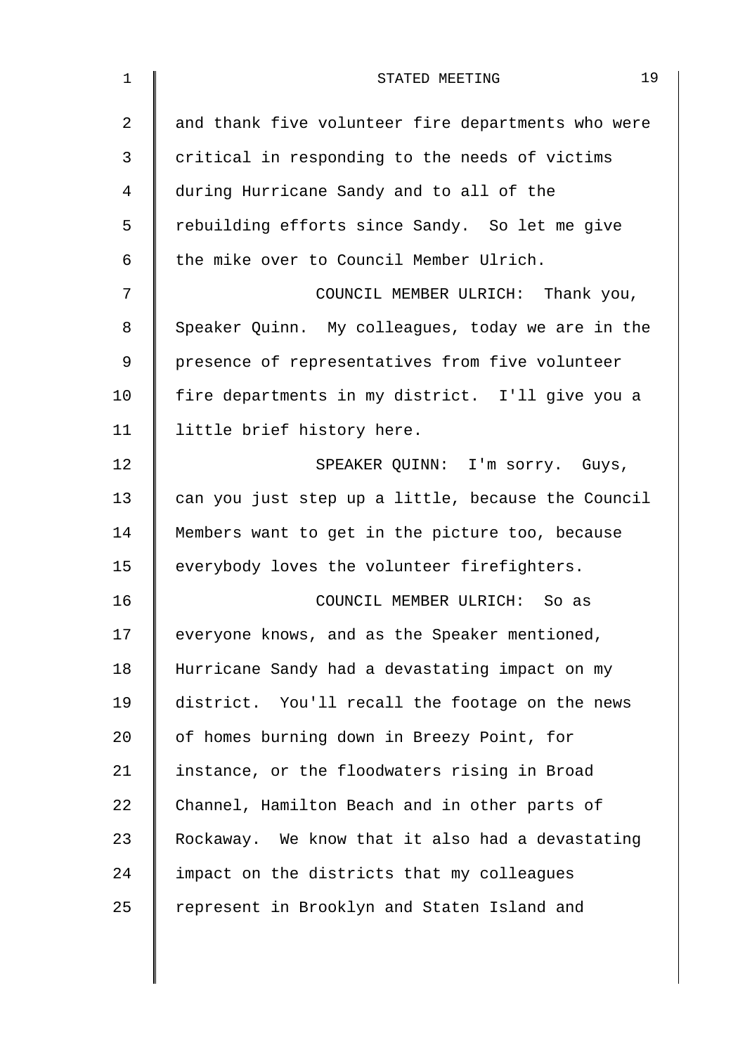and thank five volunteer fire departments who were critical in responding to the needs of victims during Hurricane Sandy and to all of the rebuilding efforts since Sandy. So let me give the mike over to Council Member Ulrich.

COUNCIL MEMBER ULRICH: Thank you, Speaker Quinn. My colleagues, today we are in the presence of representatives from five volunteer fire departments in my district. I'll give you a little brief history here.

SPEAKER QUINN: I'm sorry. Guys, can you just step up a little, because the Council Members want to get in the picture too, because everybody loves the volunteer firefighters.

COUNCIL MEMBER ULRICH: So as everyone knows, and as the Speaker mentioned, Hurricane Sandy had a devastating impact on my district. You'll recall the footage on the news of homes burning down in Breezy Point, for instance, or the floodwaters rising in Broad Channel, Hamilton Beach and in other parts of Rockaway. We know that it also had a devastating impact on the districts that my colleagues represent in Brooklyn and Staten Island and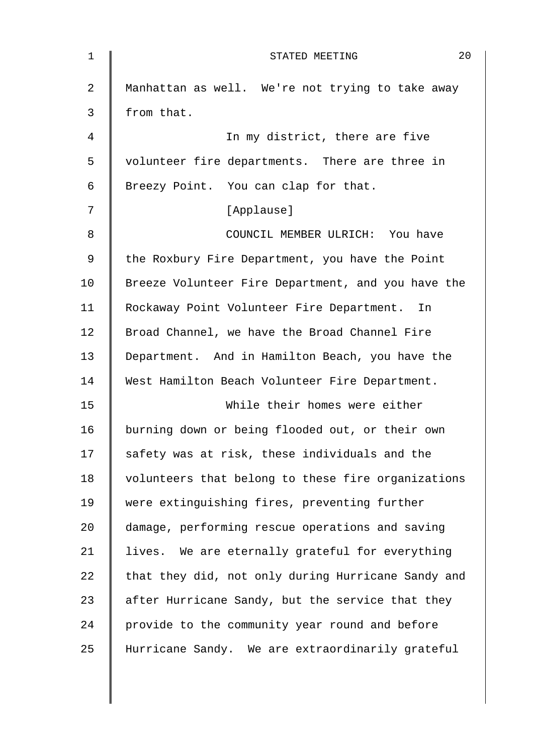Manhattan as well. We're not trying to take away from that.

In my district, there are five volunteer fire departments. There are three in Breezy Point. You can clap for that.

[Applause]

COUNCIL MEMBER ULRICH: You have the Roxbury Fire Department, you have the Point Breeze Volunteer Fire Department, and you have the Rockaway Point Volunteer Fire Department. In Broad Channel, we have the Broad Channel Fire Department. And in Hamilton Beach, you have the West Hamilton Beach Volunteer Fire Department.

While their homes were either burning down or being flooded out, or their own safety was at risk, these individuals and the volunteers that belong to these fire organizations were extinguishing fires, preventing further damage, performing rescue operations and saving lives. We are eternally grateful for everything that they did, not only during Hurricane Sandy and after Hurricane Sandy, but the service that they provide to the community year round and before Hurricane Sandy. We are extraordinarily grateful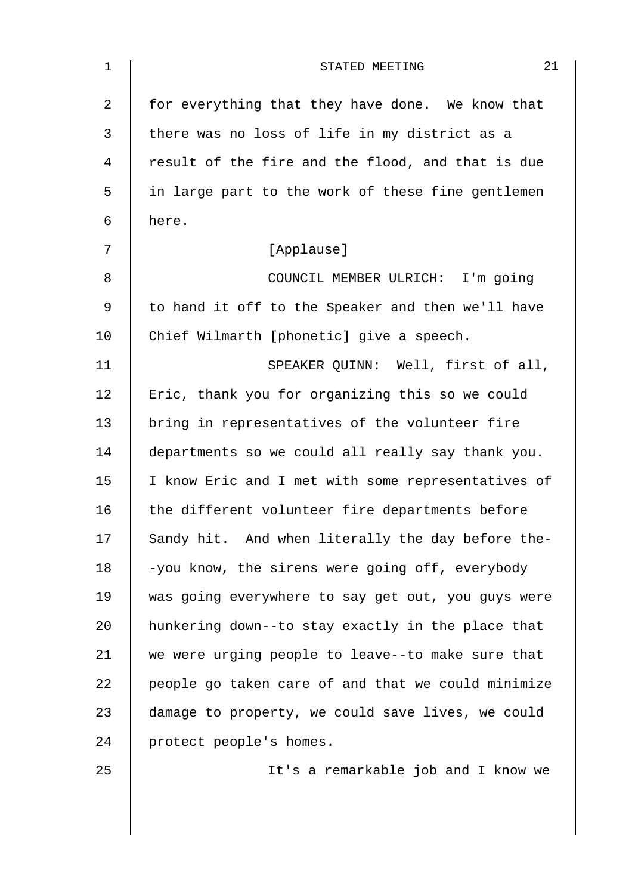for everything that they have done. We know that there was no loss of life in my district as a result of the fire and the flood, and that is due in large part to the work of these fine gentlemen here.

[Applause]

COUNCIL MEMBER ULRICH: I'm going to hand it off to the Speaker and then we'll have Chief Wilmarth [phonetic] give a speech.

SPEAKER QUINN: Well, first of all, Eric, thank you for organizing this so we could bring in representatives of the volunteer fire departments so we could all really say thank you. I know Eric and I met with some representatives of the different volunteer fire departments before Sandy hit. And when literally the day before the--you know, the sirens were going off, everybody was going everywhere to say get out, you guys were hunkering down--to stay exactly in the place that we were urging people to leave--to make sure that people go taken care of and that we could minimize damage to property, we could save lives, we could protect people's homes.

It's a remarkable job and I know we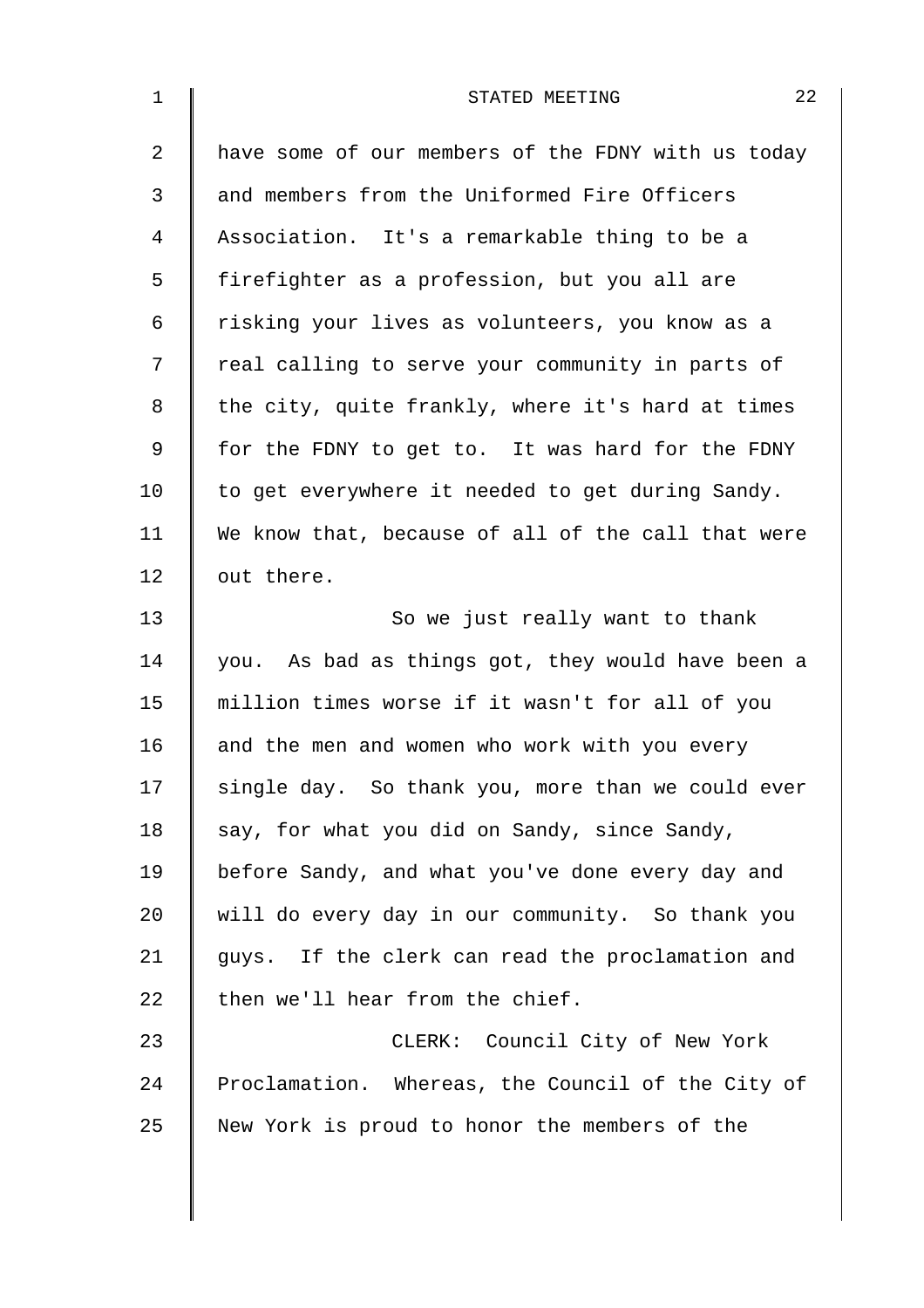have some of our members of the FDNY with us today and members from the Uniformed Fire Officers Association. It's a remarkable thing to be a firefighter as a profession, but you all are risking your lives as volunteers, you know as a real calling to serve your community in parts of the city, quite frankly, where it's hard at times for the FDNY to get to. It was hard for the FDNY to get everywhere it needed to get during Sandy. We know that, because of all of the call that were out there.

So we just really want to thank you. As bad as things got, they would have been a million times worse if it wasn't for all of you and the men and women who work with you every single day. So thank you, more than we could ever say, for what you did on Sandy, since Sandy, before Sandy, and what you've done every day and will do every day in our community. So thank you guys. If the clerk can read the proclamation and then we'll hear from the chief.

CLERK: Council City of New York Proclamation. Whereas, the Council of the City of New York is proud to honor the members of the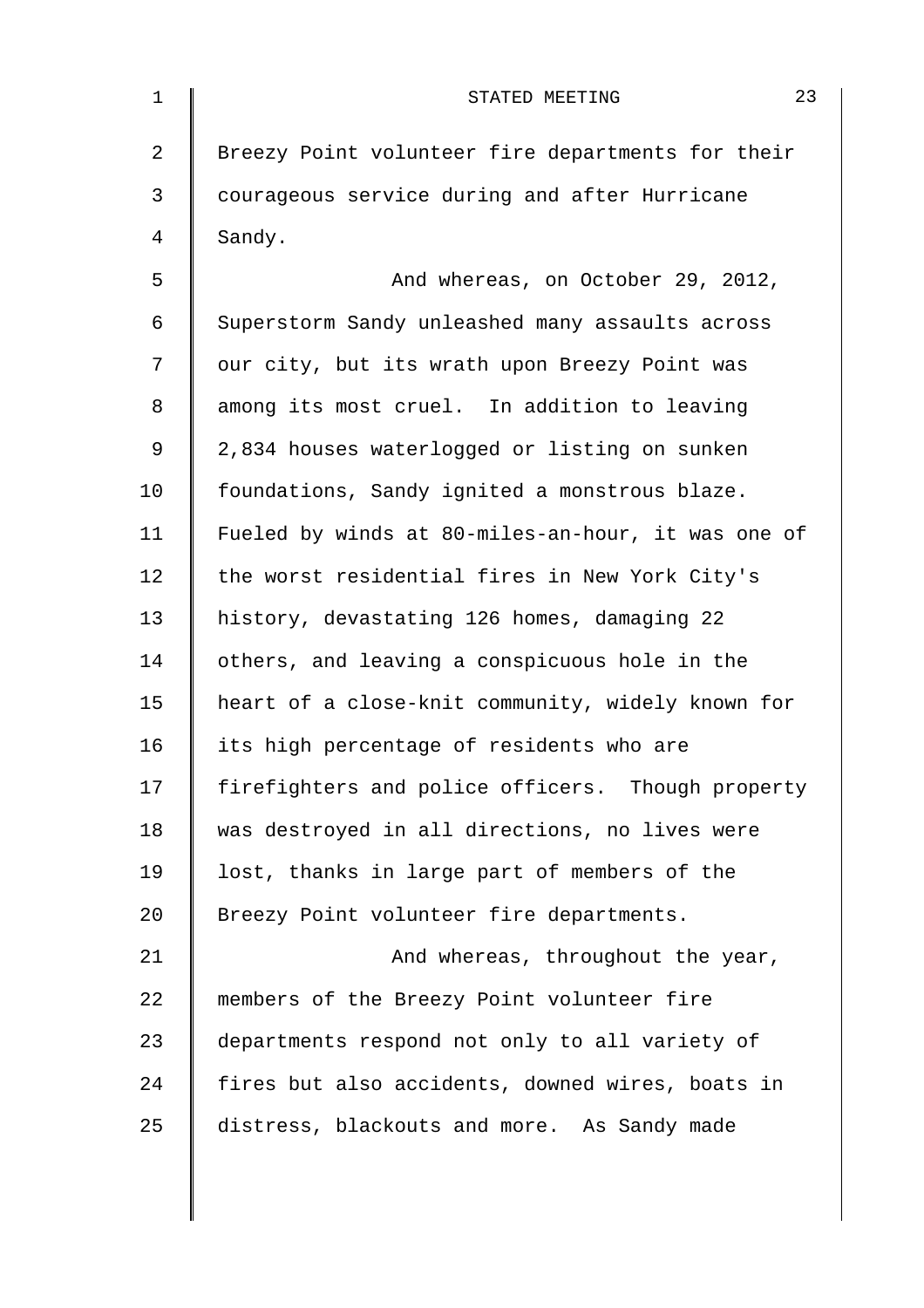Breezy Point volunteer fire departments for their courageous service during and after Hurricane Sandy.

And whereas, on October 29, 2012, Superstorm Sandy unleashed many assaults across our city, but its wrath upon Breezy Point was among its most cruel. In addition to leaving 2,834 houses waterlogged or listing on sunken foundations, Sandy ignited a monstrous blaze. Fueled by winds at 80-miles-an-hour, it was one of the worst residential fires in New York City's history, devastating 126 homes, damaging 22 others, and leaving a conspicuous hole in the heart of a close-knit community, widely known for its high percentage of residents who are firefighters and police officers. Though property was destroyed in all directions, no lives were lost, thanks in large part of members of the Breezy Point volunteer fire departments.

And whereas, throughout the year, members of the Breezy Point volunteer fire departments respond not only to all variety of fires but also accidents, downed wires, boats in distress, blackouts and more. As Sandy made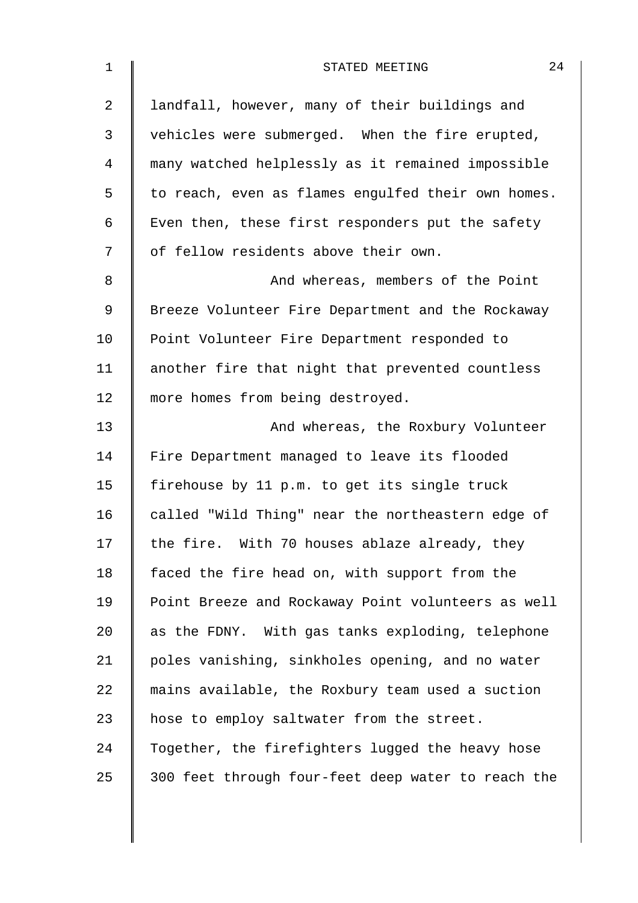landfall, however, many of their buildings and vehicles were submerged. When the fire erupted, many watched helplessly as it remained impossible to reach, even as flames engulfed their own homes. Even then, these first responders put the safety of fellow residents above their own.

And whereas, members of the Point Breeze Volunteer Fire Department and the Rockaway Point Volunteer Fire Department responded to another fire that night that prevented countless more homes from being destroyed.

And whereas, the Roxbury Volunteer Fire Department managed to leave its flooded firehouse by 11 p.m. to get its single truck called "Wild Thing" near the northeastern edge of the fire. With 70 houses ablaze already, they faced the fire head on, with support from the Point Breeze and Rockaway Point volunteers as well as the FDNY. With gas tanks exploding, telephone poles vanishing, sinkholes opening, and no water mains available, the Roxbury team used a suction hose to employ saltwater from the street. Together, the firefighters lugged the heavy hose 300 feet through four-feet deep water to reach the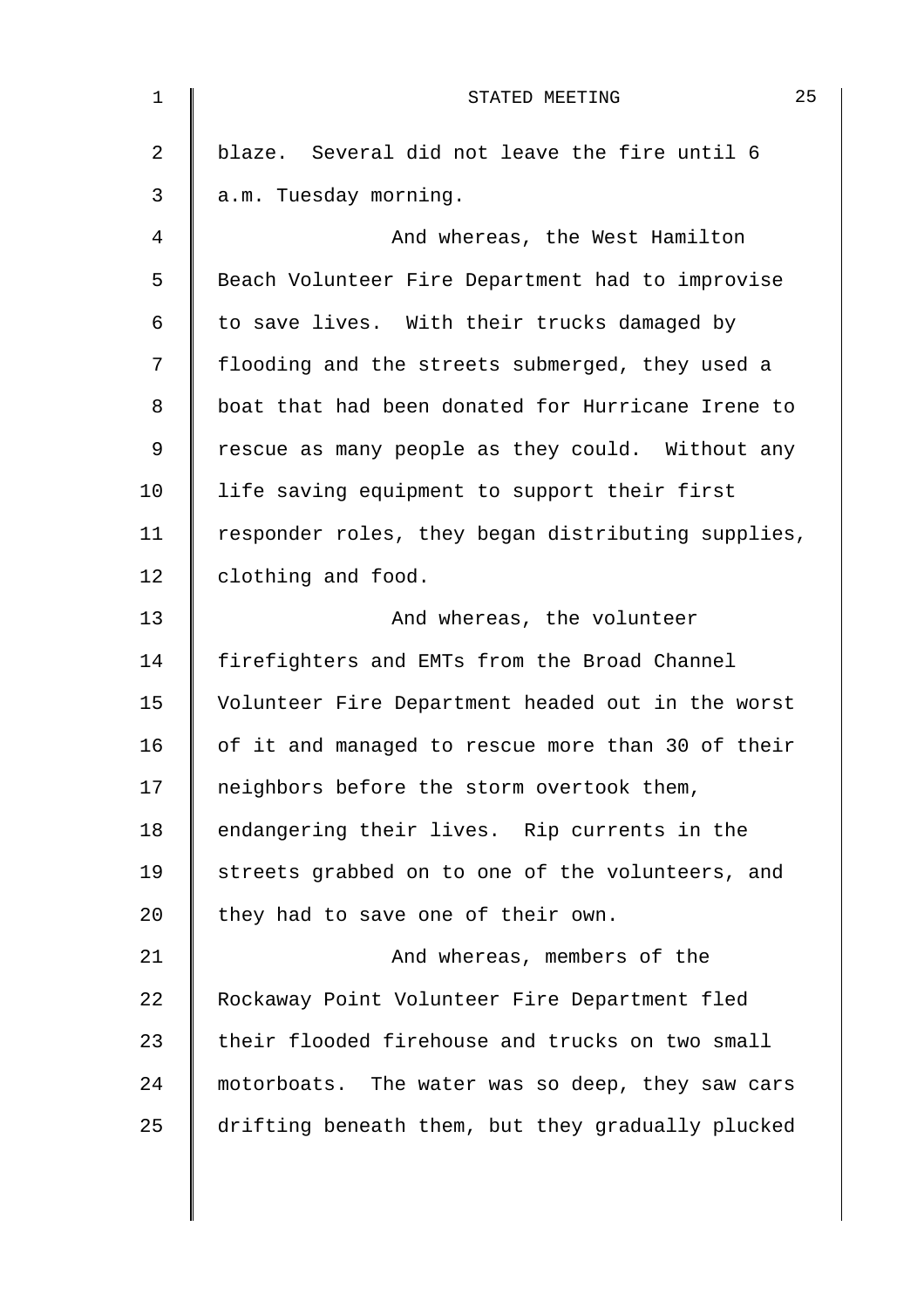blaze. Several did not leave the fire until 6 a.m. Tuesday morning.

And whereas, the West Hamilton Beach Volunteer Fire Department had to improvise to save lives. With their trucks damaged by flooding and the streets submerged, they used a boat that had been donated for Hurricane Irene to rescue as many people as they could. Without any life saving equipment to support their first responder roles, they began distributing supplies, clothing and food.

And whereas, the volunteer firefighters and EMTs from the Broad Channel Volunteer Fire Department headed out in the worst of it and managed to rescue more than 30 of their neighbors before the storm overtook them, endangering their lives. Rip currents in the streets grabbed on to one of the volunteers, and they had to save one of their own.

And whereas, members of the Rockaway Point Volunteer Fire Department fled their flooded firehouse and trucks on two small motorboats. The water was so deep, they saw cars drifting beneath them, but they gradually plucked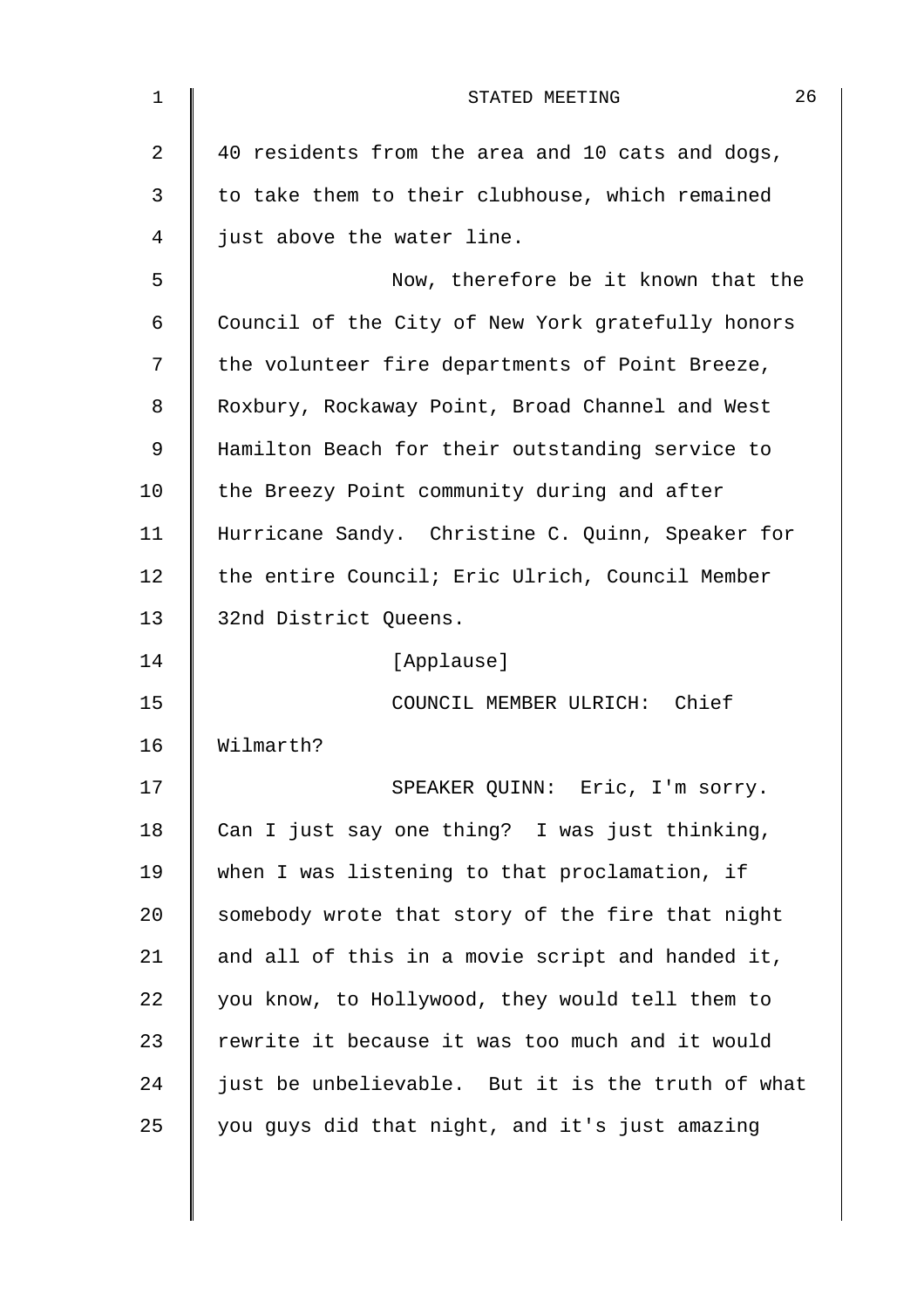40 residents from the area and 10 cats and dogs, to take them to their clubhouse, which remained just above the water line.

Now, therefore be it known that the Council of the City of New York gratefully honors the volunteer fire departments of Point Breeze, Roxbury, Rockaway Point, Broad Channel and West Hamilton Beach for their outstanding service to the Breezy Point community during and after Hurricane Sandy. Christine C. Quinn, Speaker for the entire Council; Eric Ulrich, Council Member 32nd District Queens.

[Applause]

COUNCIL MEMBER ULRICH: Chief Wilmarth?

SPEAKER QUINN: Eric, I'm sorry. Can I just say one thing? I was just thinking, when I was listening to that proclamation, if somebody wrote that story of the fire that night and all of this in a movie script and handed it, you know, to Hollywood, they would tell them to rewrite it because it was too much and it would just be unbelievable. But it is the truth of what you guys did that night, and it's just amazing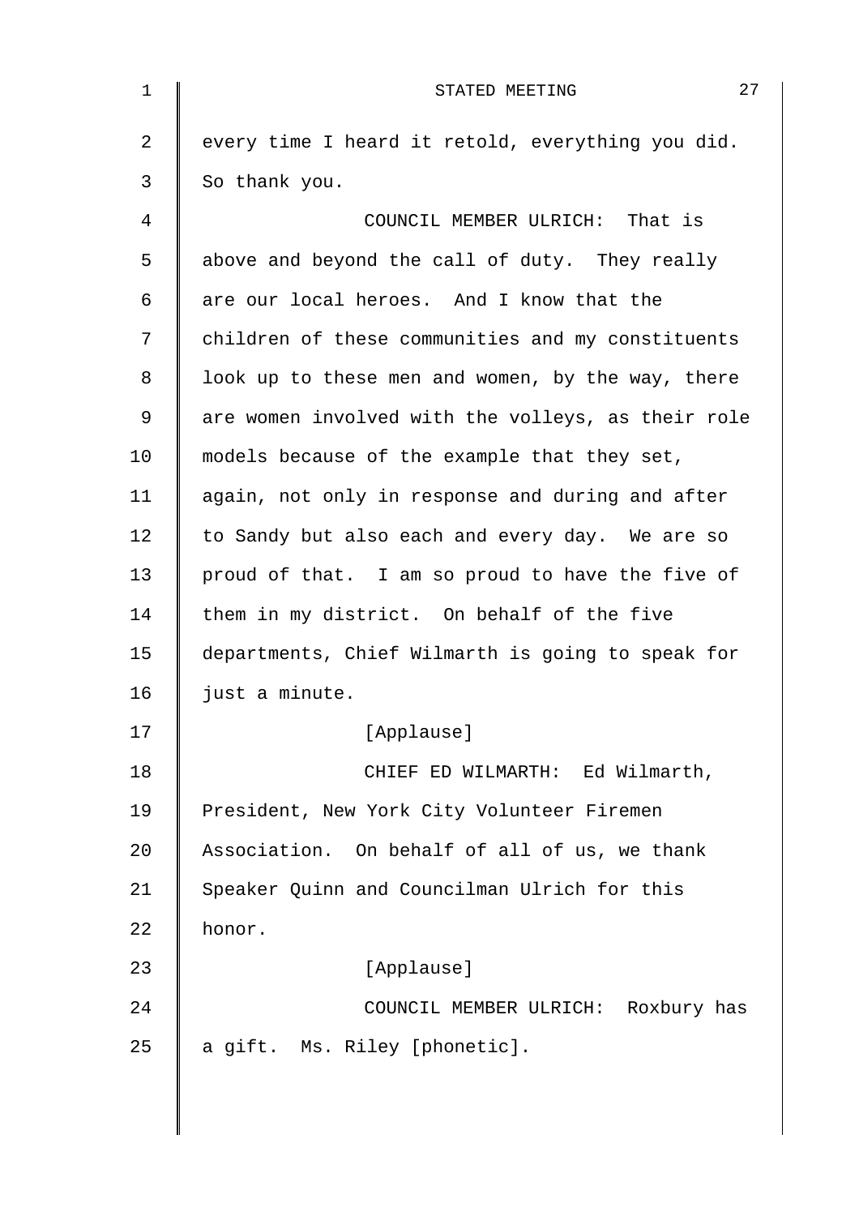every time I heard it retold, everything you did. So thank you.

COUNCIL MEMBER ULRICH: That is above and beyond the call of duty. They really are our local heroes. And I know that the children of these communities and my constituents look up to these men and women, by the way, there are women involved with the volleys, as their role models because of the example that they set, again, not only in response and during and after to Sandy but also each and every day. We are so proud of that. I am so proud to have the five of them in my district. On behalf of the five departments, Chief Wilmarth is going to speak for just a minute.

[Applause]

CHIEF ED WILMARTH: Ed Wilmarth, President, New York City Volunteer Firemen Association. On behalf of all of us, we thank Speaker Quinn and Councilman Ulrich for this honor.

[Applause]

COUNCIL MEMBER ULRICH: Roxbury has a gift. Ms. Riley [phonetic].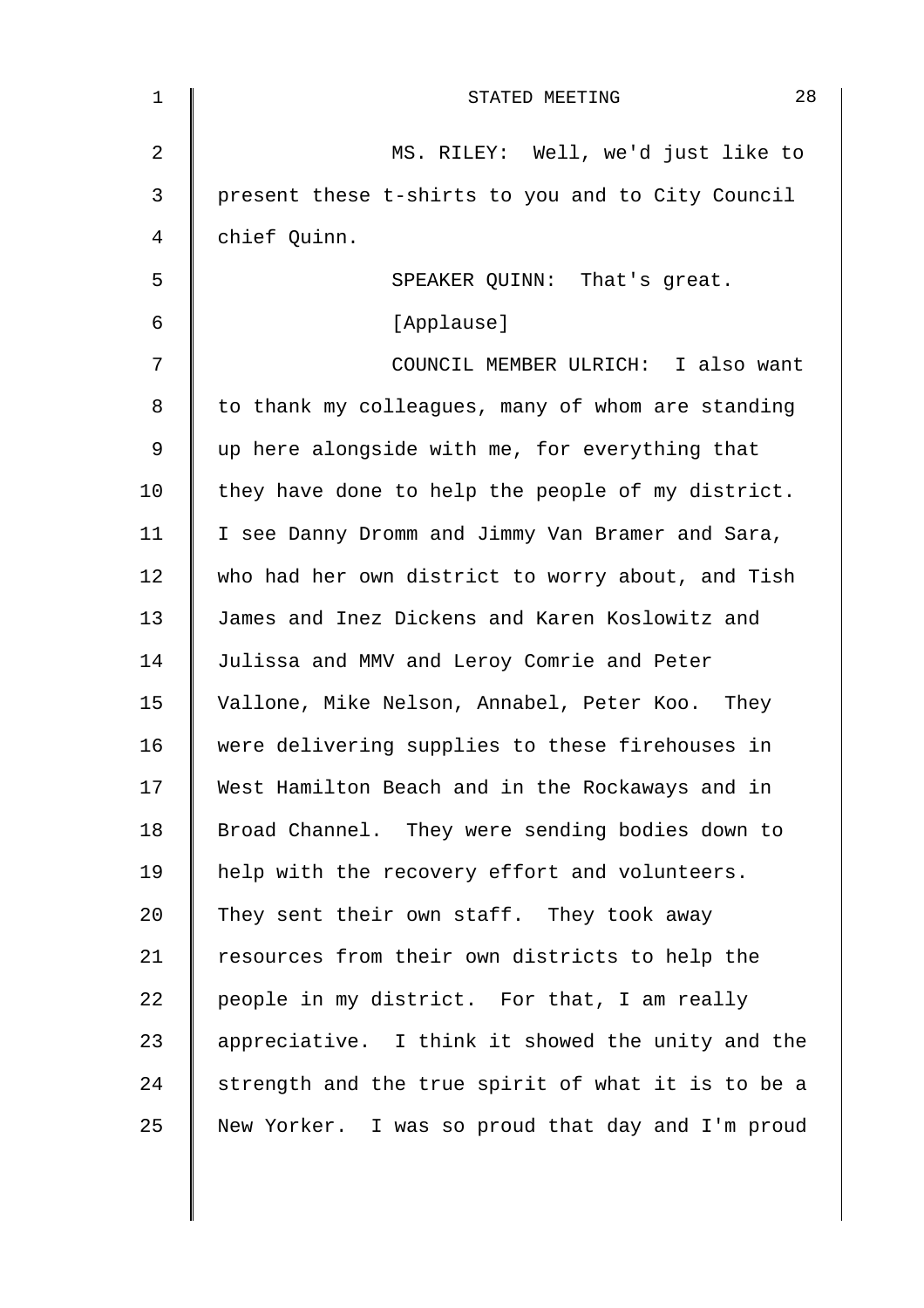MS. RILEY: Well, we'd just like to present these t-shirts to you and to City Council chief Quinn.

SPEAKER QUINN: That's great.

[Applause]

COUNCIL MEMBER ULRICH: I also want to thank my colleagues, many of whom are standing up here alongside with me, for everything that they have done to help the people of my district. I see Danny Dromm and Jimmy Van Bramer and Sara, who had her own district to worry about, and Tish James and Inez Dickens and Karen Koslowitz and Julissa and MMV and Leroy Comrie and Peter Vallone, Mike Nelson, Annabel, Peter Koo. They were delivering supplies to these firehouses in West Hamilton Beach and in the Rockaways and in Broad Channel. They were sending bodies down to help with the recovery effort and volunteers. They sent their own staff. They took away resources from their own districts to help the people in my district. For that, I am really appreciative. I think it showed the unity and the strength and the true spirit of what it is to be a New Yorker. I was so proud that day and I'm proud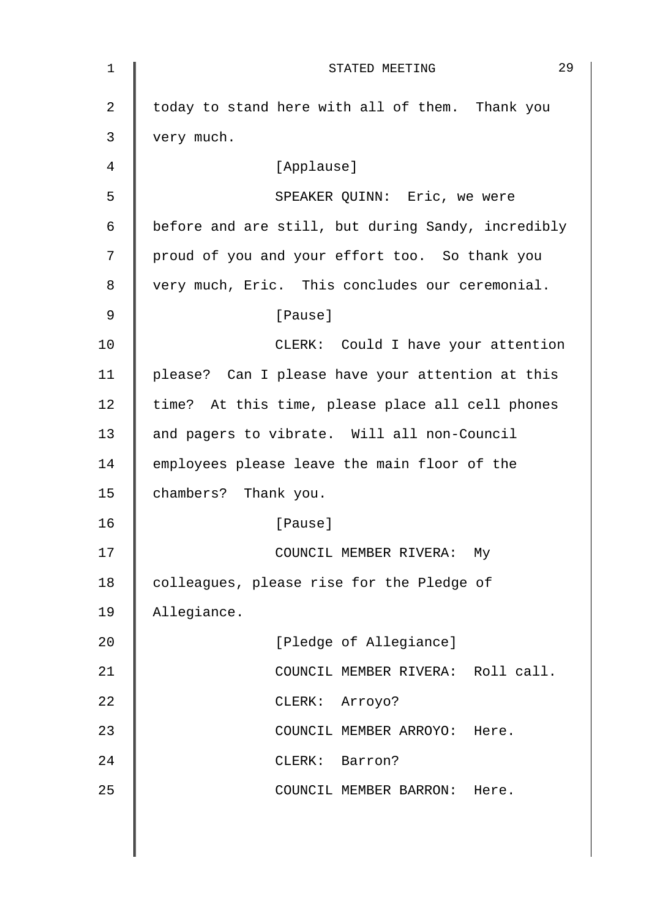today to stand here with all of them. Thank you very much.

[Applause]

SPEAKER QUINN: Eric, we were before and are still, but during Sandy, incredibly proud of you and your effort too. So thank you very much, Eric. This concludes our ceremonial.

[Pause]

CLERK: Could I have your attention please? Can I please have your attention at this time? At this time, please place all cell phones and pagers to vibrate. Will all non-Council employees please leave the main floor of the chambers? Thank you.

[Pause]

COUNCIL MEMBER RIVERA: My colleagues, please rise for the Pledge of Allegiance.

[Pledge of Allegiance]

COUNCIL MEMBER RIVERA: Roll call.

CLERK: Arroyo?

COUNCIL MEMBER ARROYO: Here.

CLERK: Barron?

COUNCIL MEMBER BARRON: Here.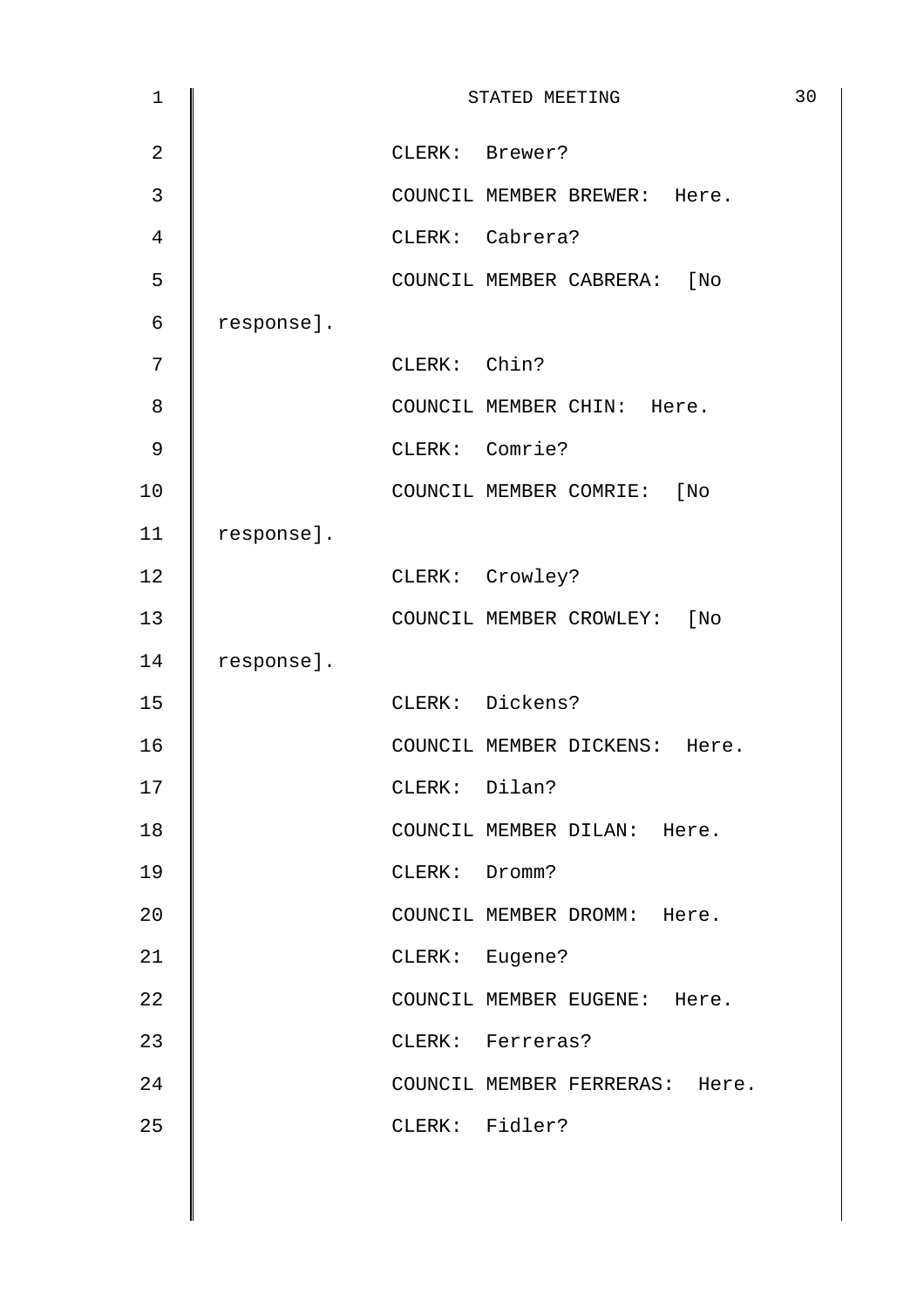CLERK: Brewer?

COUNCIL MEMBER BREWER: Here.

CLERK: Cabrera?

COUNCIL MEMBER CABRERA: [No response].

CLERK: Chin?

COUNCIL MEMBER CHIN: Here.

CLERK: Comrie?

COUNCIL MEMBER COMRIE: [No response].

CLERK: Crowley?

COUNCIL MEMBER CROWLEY: [No response].

CLERK: Dickens?

COUNCIL MEMBER DICKENS: Here.

CLERK: Dilan?

COUNCIL MEMBER DILAN: Here.

CLERK: Dromm?

COUNCIL MEMBER DROMM: Here.

CLERK: Eugene?

COUNCIL MEMBER EUGENE: Here.

CLERK: Ferreras?

COUNCIL MEMBER FERRERAS: Here.

CLERK: Fidler?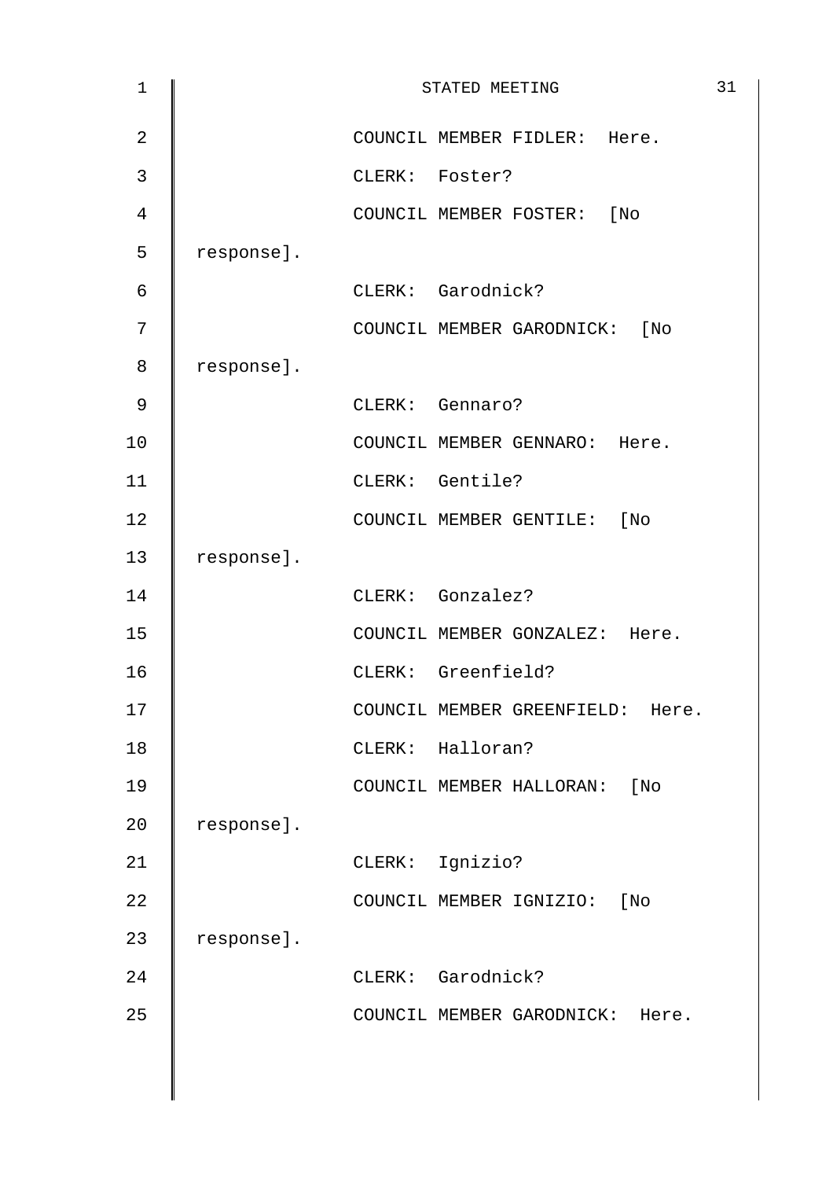COUNCIL MEMBER FIDLER: Here.

CLERK: Foster?

COUNCIL MEMBER FOSTER: [No response].

CLERK: Garodnick?

COUNCIL MEMBER GARODNICK: [No response].

CLERK: Gennaro?

COUNCIL MEMBER GENNARO: Here.

CLERK: Gentile?

COUNCIL MEMBER GENTILE: [No response].

CLERK: Gonzalez?

COUNCIL MEMBER GONZALEZ: Here.

CLERK: Greenfield?

COUNCIL MEMBER GREENFIELD: Here.

CLERK: Halloran?

COUNCIL MEMBER HALLORAN: [No response].

CLERK: Ignizio?

COUNCIL MEMBER IGNIZIO: [No response].

CLERK: Garodnick?

COUNCIL MEMBER GARODNICK: Here.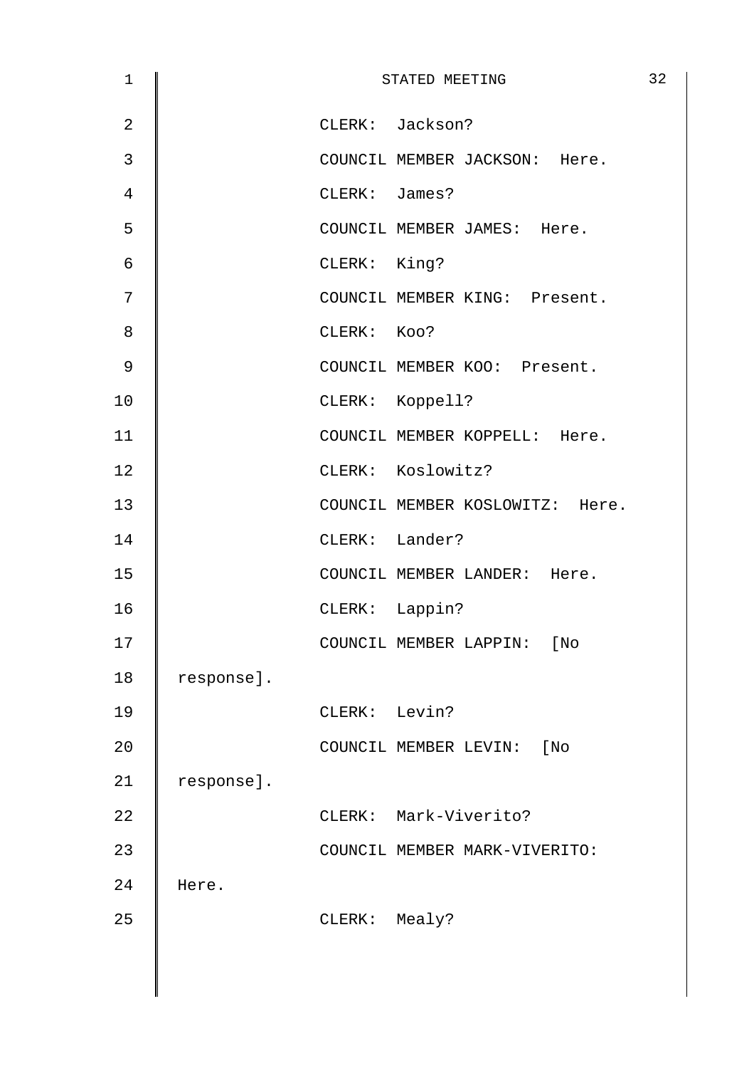CLERK: Jackson?

COUNCIL MEMBER JACKSON: Here.

CLERK: James?

COUNCIL MEMBER JAMES: Here.

CLERK: King?

COUNCIL MEMBER KING: Present.

CLERK: Koo?

COUNCIL MEMBER KOO: Present.

CLERK: Koppell?

COUNCIL MEMBER KOPPELL: Here.

CLERK: Koslowitz?

COUNCIL MEMBER KOSLOWITZ: Here.

CLERK: Lander?

COUNCIL MEMBER LANDER: Here.

CLERK: Lappin?

COUNCIL MEMBER LAPPIN: [No response].

CLERK: Levin?

COUNCIL MEMBER LEVIN: [No response].

CLERK: Mark-Viverito?

COUNCIL MEMBER MARK-VIVERITO: Here.

CLERK: Mealy?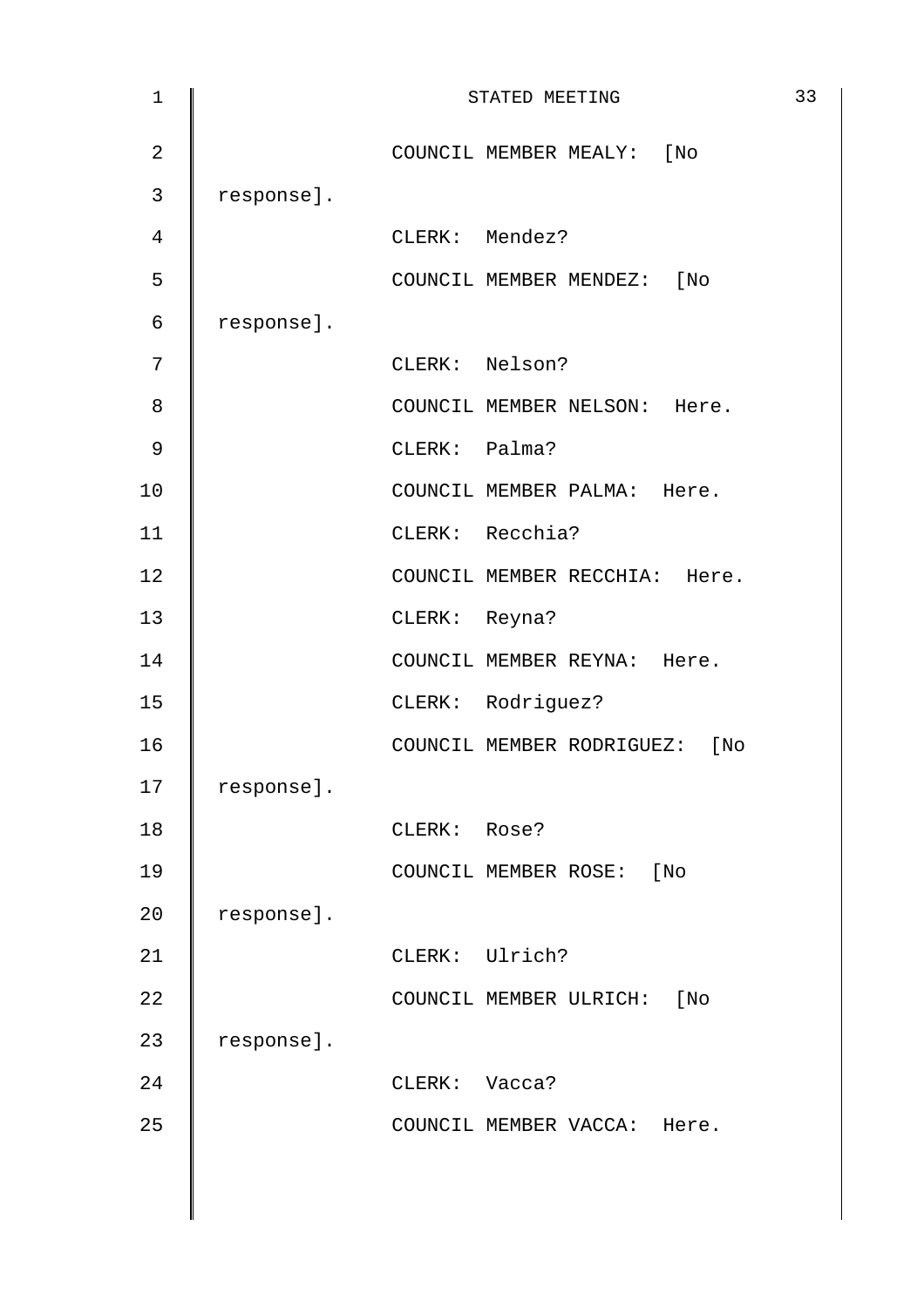COUNCIL MEMBER MEALY: [No response].

CLERK: Mendez?

COUNCIL MEMBER MENDEZ: [No response].

CLERK: Nelson?

COUNCIL MEMBER NELSON: Here.

CLERK: Palma?

COUNCIL MEMBER PALMA: Here.

CLERK: Recchia?

COUNCIL MEMBER RECCHIA: Here.

CLERK: Reyna?

COUNCIL MEMBER REYNA: Here.

CLERK: Rodriguez?

COUNCIL MEMBER RODRIGUEZ: [No response].

CLERK: Rose?

COUNCIL MEMBER ROSE: [No response].

CLERK: Ulrich?

COUNCIL MEMBER ULRICH: [No response].

CLERK: Vacca?

COUNCIL MEMBER VACCA: Here.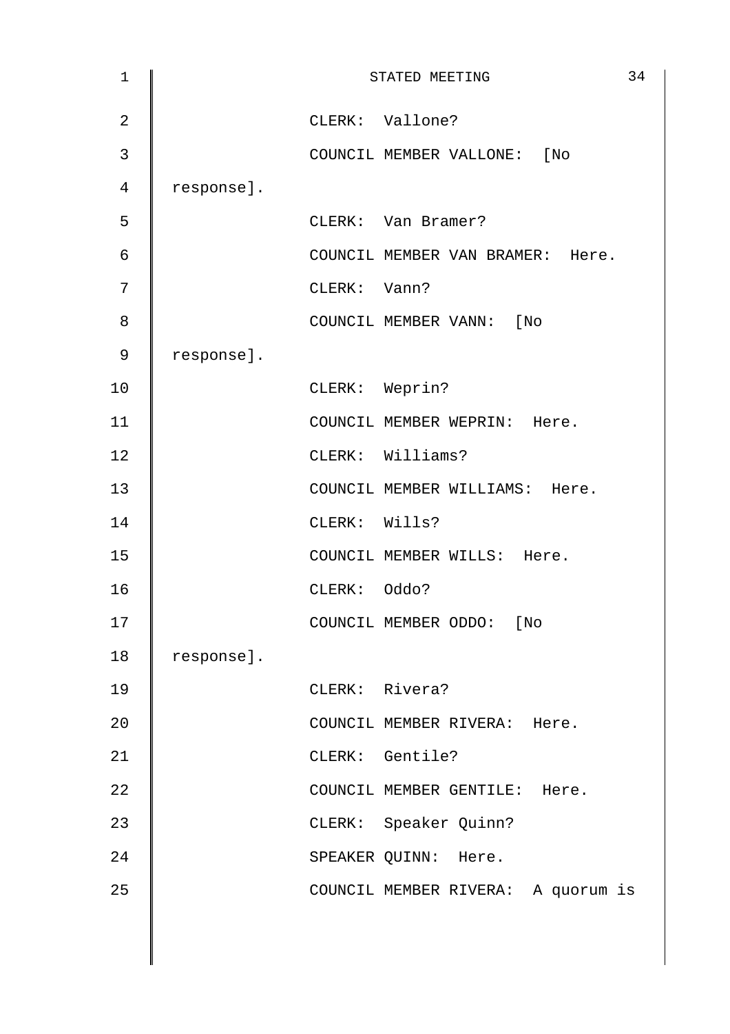CLERK: Vallone?

COUNCIL MEMBER VALLONE: [No response].

CLERK: Van Bramer?

COUNCIL MEMBER VAN BRAMER: Here.

CLERK: Vann?

COUNCIL MEMBER VANN: [No response].

CLERK: Weprin?

COUNCIL MEMBER WEPRIN: Here.

CLERK: Williams?

COUNCIL MEMBER WILLIAMS: Here.

CLERK: Wills?

COUNCIL MEMBER WILLS: Here.

CLERK: Oddo?

COUNCIL MEMBER ODDO: [No response].

CLERK: Rivera?

COUNCIL MEMBER RIVERA: Here.

CLERK: Gentile?

COUNCIL MEMBER GENTILE: Here.

CLERK: Speaker Quinn?

SPEAKER QUINN: Here.

COUNCIL MEMBER RIVERA: A quorum is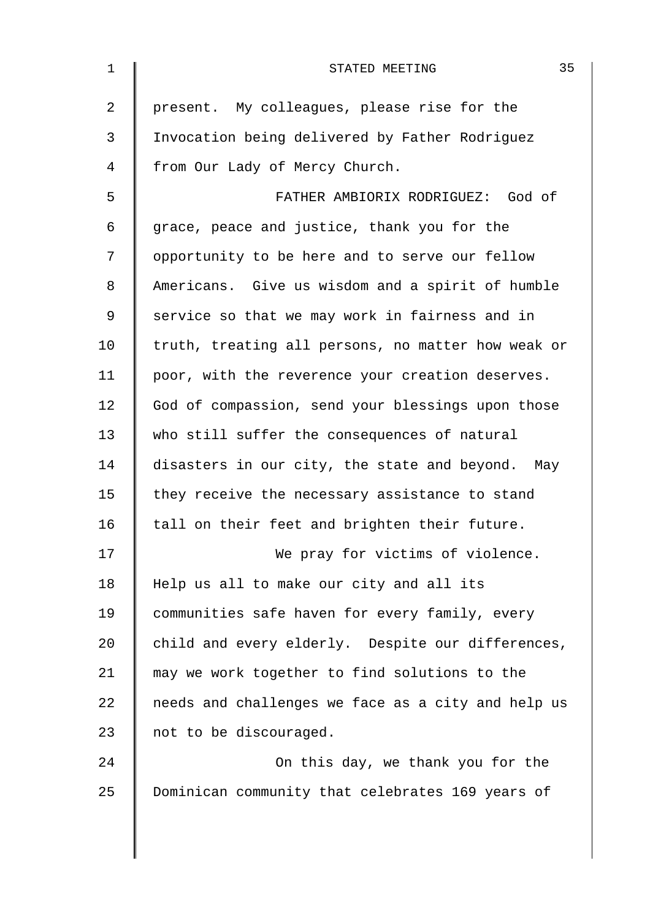present. My colleagues, please rise for the Invocation being delivered by Father Rodriguez from Our Lady of Mercy Church.

FATHER AMBIORIX RODRIGUEZ: God of grace, peace and justice, thank you for the opportunity to be here and to serve our fellow Americans. Give us wisdom and a spirit of humble service so that we may work in fairness and in truth, treating all persons, no matter how weak or poor, with the reverence your creation deserves. God of compassion, send your blessings upon those who still suffer the consequences of natural disasters in our city, the state and beyond. May they receive the necessary assistance to stand tall on their feet and brighten their future.

We pray for victims of violence. Help us all to make our city and all its communities safe haven for every family, every child and every elderly. Despite our differences, may we work together to find solutions to the needs and challenges we face as a city and help us not to be discouraged.

On this day, we thank you for the Dominican community that celebrates 169 years of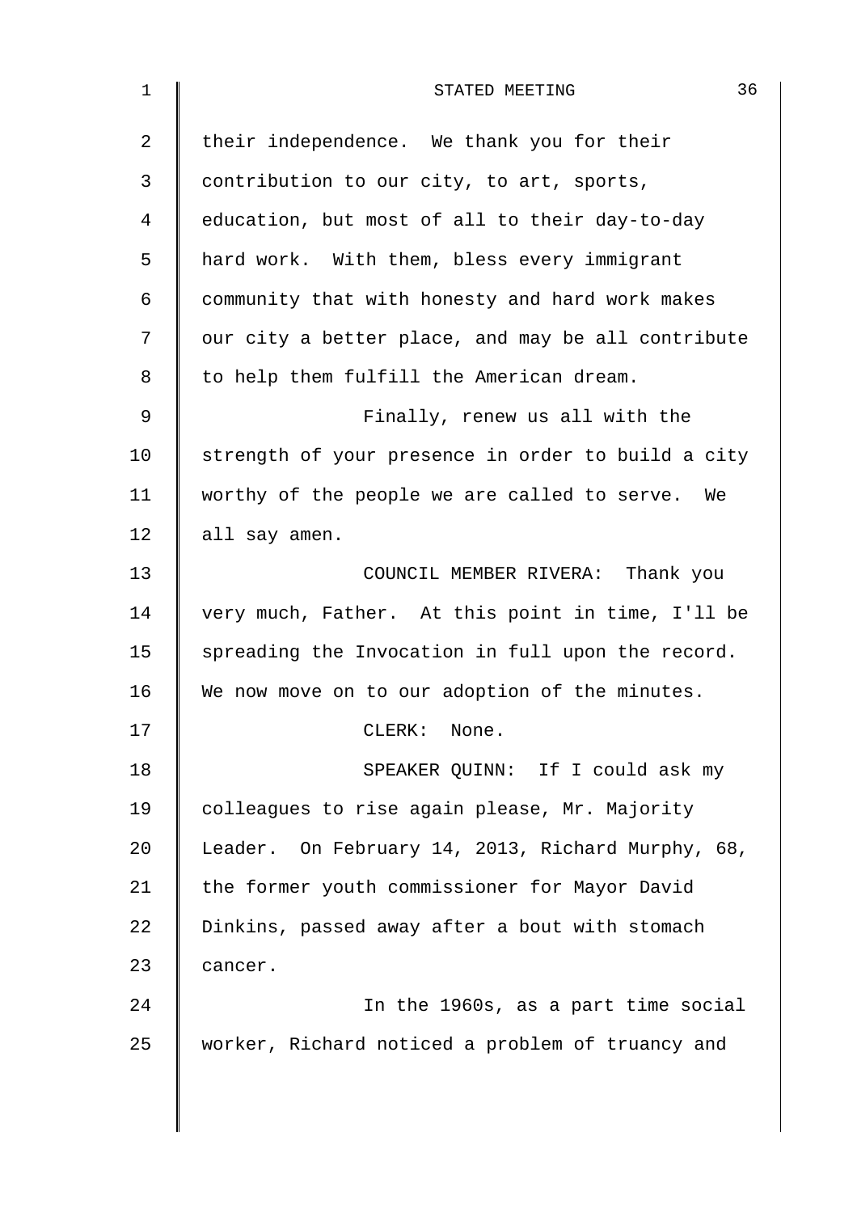their independence. We thank you for their contribution to our city, to art, sports, education, but most of all to their day-to-day hard work. With them, bless every immigrant community that with honesty and hard work makes our city a better place, and may be all contribute to help them fulfill the American dream.

Finally, renew us all with the strength of your presence in order to build a city worthy of the people we are called to serve. We all say amen.

COUNCIL MEMBER RIVERA: Thank you very much, Father. At this point in time, I'll be spreading the Invocation in full upon the record. We now move on to our adoption of the minutes.

CLERK: None.

SPEAKER QUINN: If I could ask my colleagues to rise again please, Mr. Majority Leader. On February 14, 2013, Richard Murphy, 68, the former youth commissioner for Mayor David Dinkins, passed away after a bout with stomach cancer.

In the 1960s, as a part time social worker, Richard noticed a problem of truancy and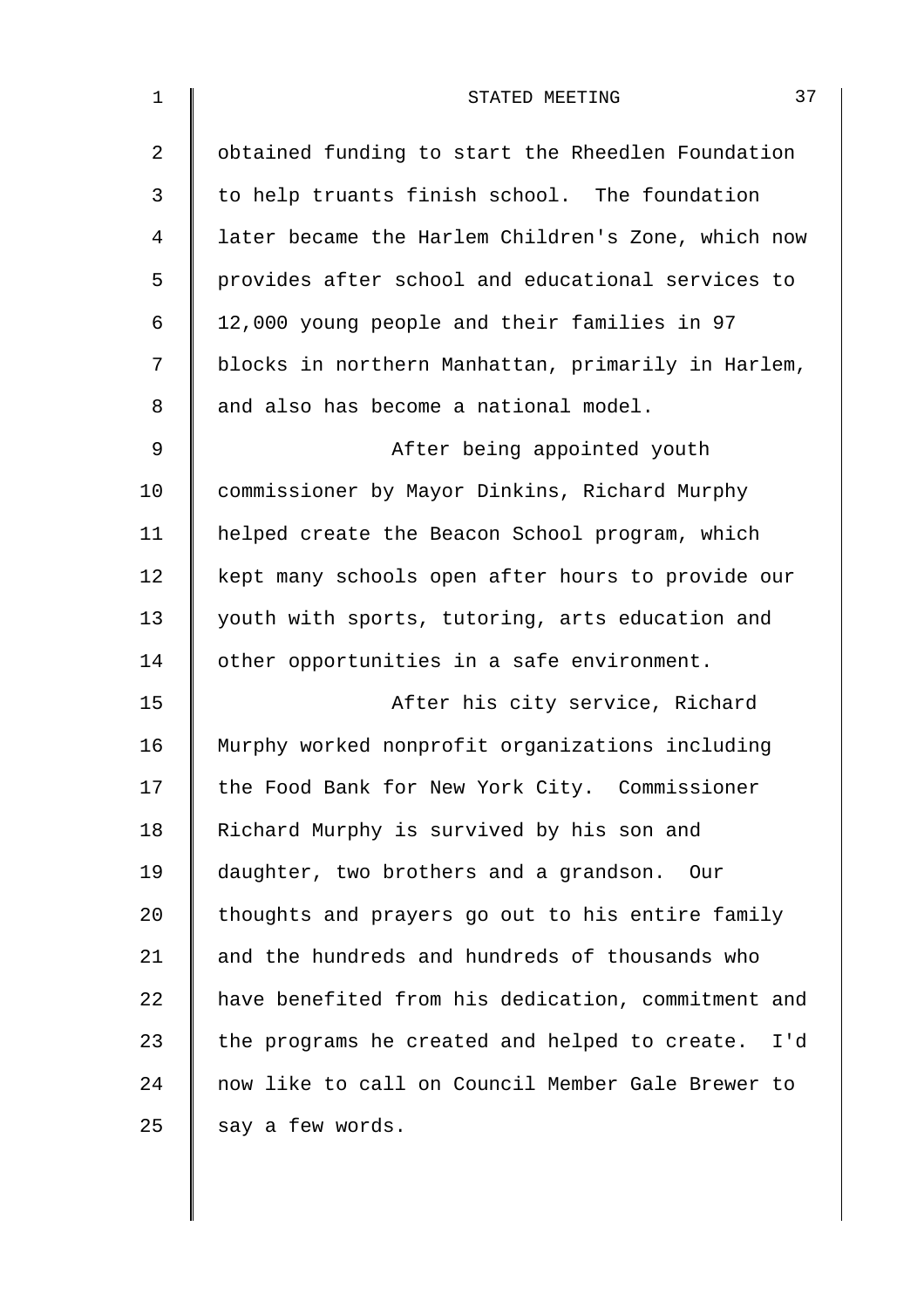obtained funding to start the Rheedlen Foundation to help truants finish school. The foundation later became the Harlem Children's Zone, which now provides after school and educational services to 12,000 young people and their families in 97 blocks in northern Manhattan, primarily in Harlem, and also has become a national model.

After being appointed youth commissioner by Mayor Dinkins, Richard Murphy helped create the Beacon School program, which kept many schools open after hours to provide our youth with sports, tutoring, arts education and other opportunities in a safe environment.

After his city service, Richard Murphy worked nonprofit organizations including the Food Bank for New York City. Commissioner Richard Murphy is survived by his son and daughter, two brothers and a grandson. Our thoughts and prayers go out to his entire family and the hundreds and hundreds of thousands who have benefited from his dedication, commitment and the programs he created and helped to create. I'd now like to call on Council Member Gale Brewer to say a few words.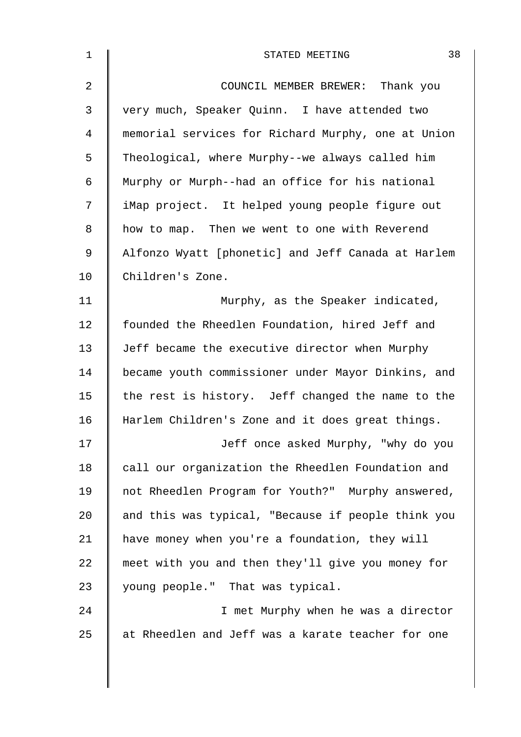COUNCIL MEMBER BREWER: Thank you very much, Speaker Quinn. I have attended two memorial services for Richard Murphy, one at Union Theological, where Murphy--we always called him Murphy or Murph--had an office for his national iMap project. It helped young people figure out how to map. Then we went to one with Reverend Alfonzo Wyatt [phonetic] and Jeff Canada at Harlem Children's Zone.

Murphy, as the Speaker indicated, founded the Rheedlen Foundation, hired Jeff and Jeff became the executive director when Murphy became youth commissioner under Mayor Dinkins, and the rest is history. Jeff changed the name to the Harlem Children's Zone and it does great things.

Jeff once asked Murphy, "why do you call our organization the Rheedlen Foundation and not Rheedlen Program for Youth?" Murphy answered, and this was typical, "Because if people think you have money when you're a foundation, they will meet with you and then they'll give you money for young people." That was typical.

I met Murphy when he was a director at Rheedlen and Jeff was a karate teacher for one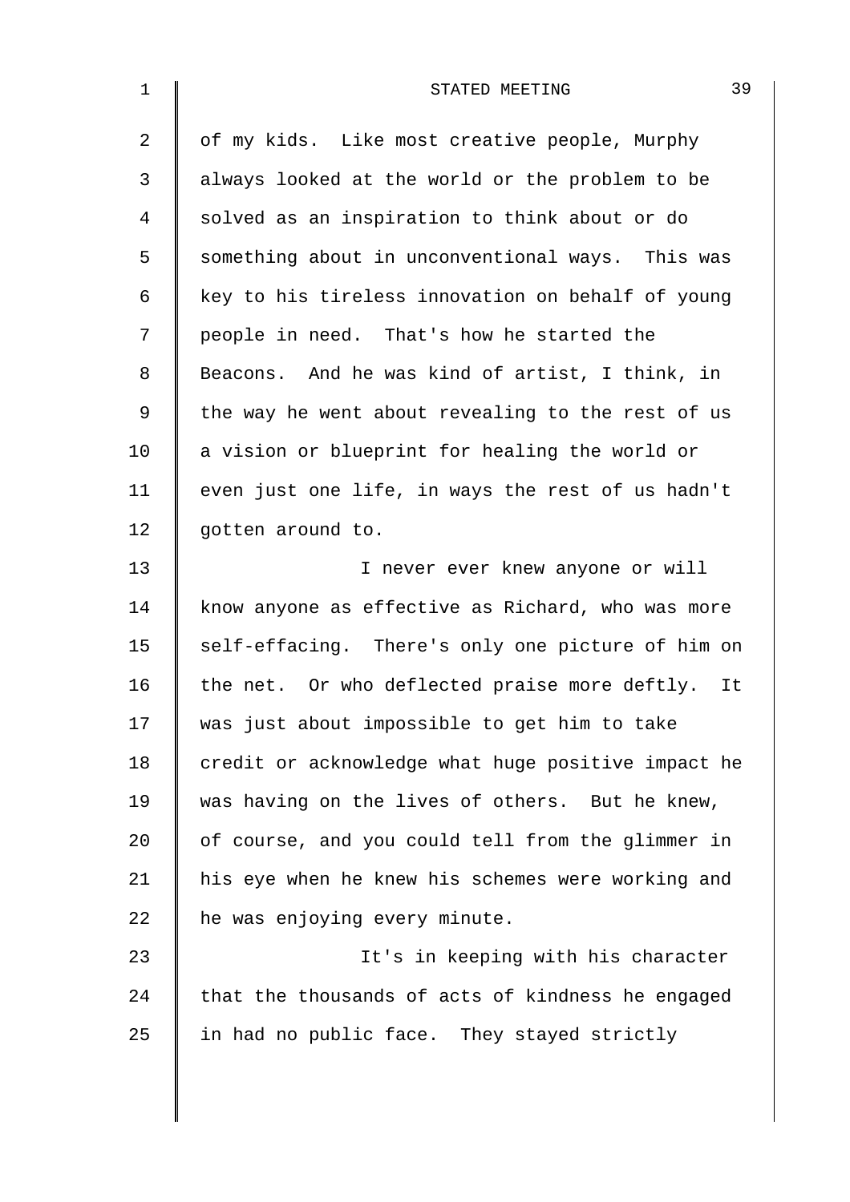of my kids. Like most creative people, Murphy always looked at the world or the problem to be solved as an inspiration to think about or do something about in unconventional ways. This was key to his tireless innovation on behalf of young people in need. That's how he started the Beacons. And he was kind of artist, I think, in the way he went about revealing to the rest of us a vision or blueprint for healing the world or even just one life, in ways the rest of us hadn't gotten around to.

I never ever knew anyone or will know anyone as effective as Richard, who was more self-effacing. There's only one picture of him on the net. Or who deflected praise more deftly. It was just about impossible to get him to take credit or acknowledge what huge positive impact he was having on the lives of others. But he knew, of course, and you could tell from the glimmer in his eye when he knew his schemes were working and he was enjoying every minute.

It's in keeping with his character that the thousands of acts of kindness he engaged in had no public face. They stayed strictly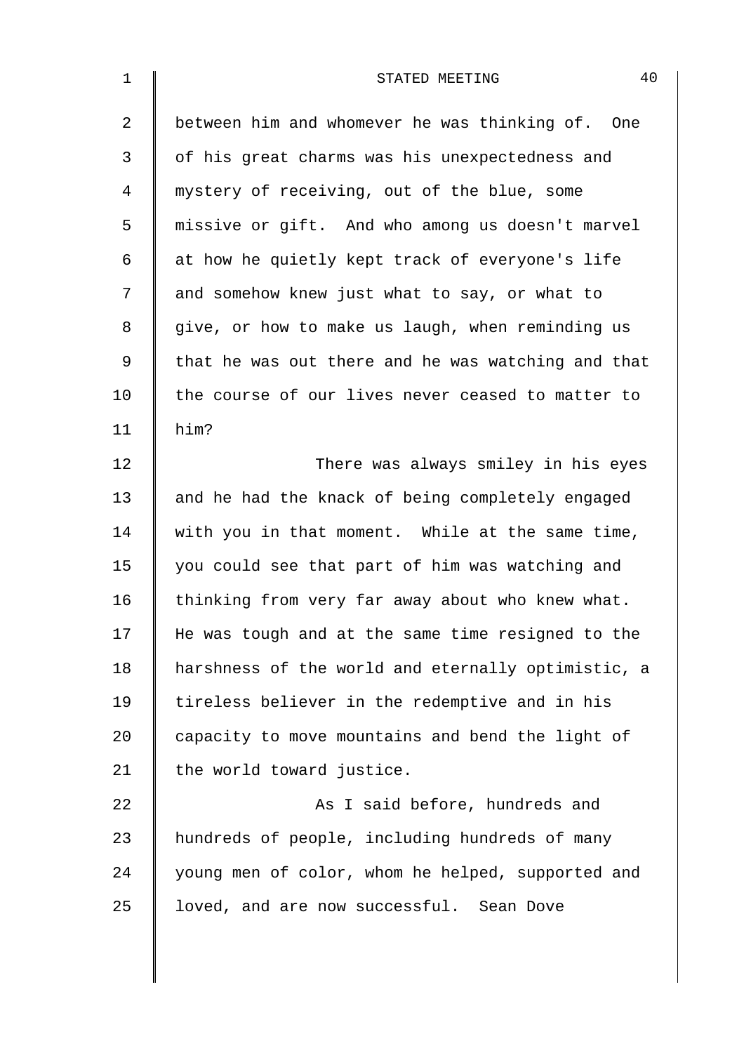between him and whomever he was thinking of. One of his great charms was his unexpectedness and mystery of receiving, out of the blue, some missive or gift. And who among us doesn't marvel at how he quietly kept track of everyone's life and somehow knew just what to say, or what to give, or how to make us laugh, when reminding us that he was out there and he was watching and that the course of our lives never ceased to matter to him?

There was always smiley in his eyes and he had the knack of being completely engaged with you in that moment. While at the same time, you could see that part of him was watching and thinking from very far away about who knew what. He was tough and at the same time resigned to the harshness of the world and eternally optimistic, a tireless believer in the redemptive and in his capacity to move mountains and bend the light of the world toward justice.

As I said before, hundreds and hundreds of people, including hundreds of many young men of color, whom he helped, supported and loved, and are now successful. Sean Dove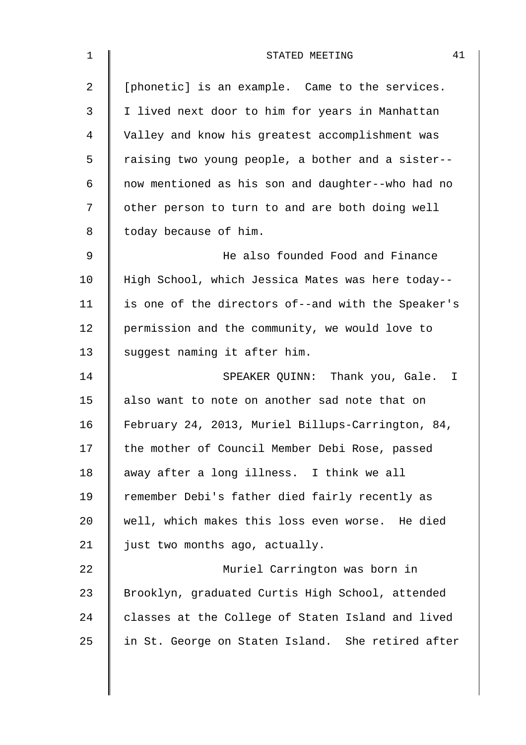[phonetic] is an example. Came to the services. I lived next door to him for years in Manhattan Valley and know his greatest accomplishment was raising two young people, a bother and a sister--now mentioned as his son and daughter--who had no other person to turn to and are both doing well today because of him.

He also founded Food and Finance High School, which Jessica Mates was here today--is one of the directors of--and with the Speaker's permission and the community, we would love to suggest naming it after him.

SPEAKER QUINN: Thank you, Gale. I also want to note on another sad note that on February 24, 2013, Muriel Billups-Carrington, 84, the mother of Council Member Debi Rose, passed away after a long illness. I think we all remember Debi's father died fairly recently as well, which makes this loss even worse. He died just two months ago, actually.

Muriel Carrington was born in Brooklyn, graduated Curtis High School, attended classes at the College of Staten Island and lived in St. George on Staten Island. She retired after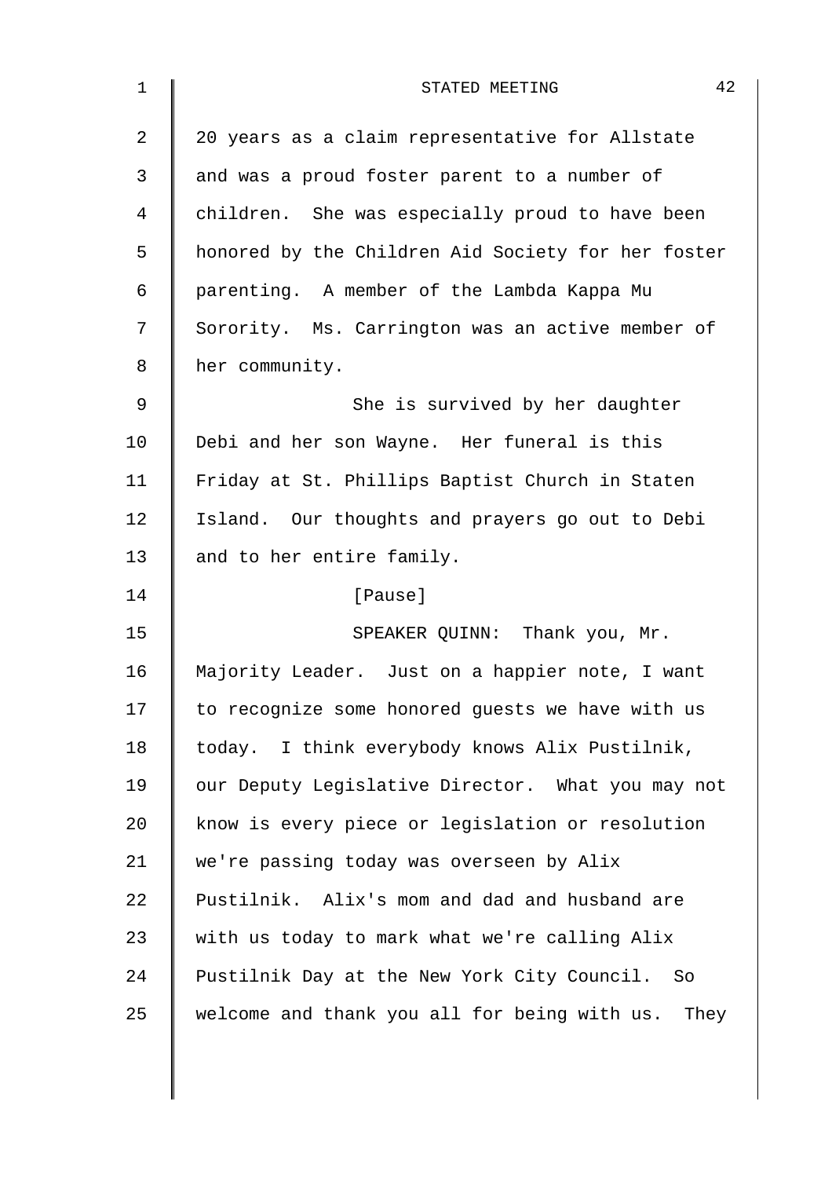20 years as a claim representative for Allstate and was a proud foster parent to a number of children. She was especially proud to have been honored by the Children Aid Society for her foster parenting. A member of the Lambda Kappa Mu Sorority. Ms. Carrington was an active member of her community.

She is survived by her daughter Debi and her son Wayne. Her funeral is this Friday at St. Phillips Baptist Church in Staten Island. Our thoughts and prayers go out to Debi and to her entire family.

[Pause]

SPEAKER QUINN: Thank you, Mr. Majority Leader. Just on a happier note, I want to recognize some honored guests we have with us today. I think everybody knows Alix Pustilnik, our Deputy Legislative Director. What you may not know is every piece or legislation or resolution we're passing today was overseen by Alix Pustilnik. Alix's mom and dad and husband are with us today to mark what we're calling Alix Pustilnik Day at the New York City Council. So welcome and thank you all for being with us. They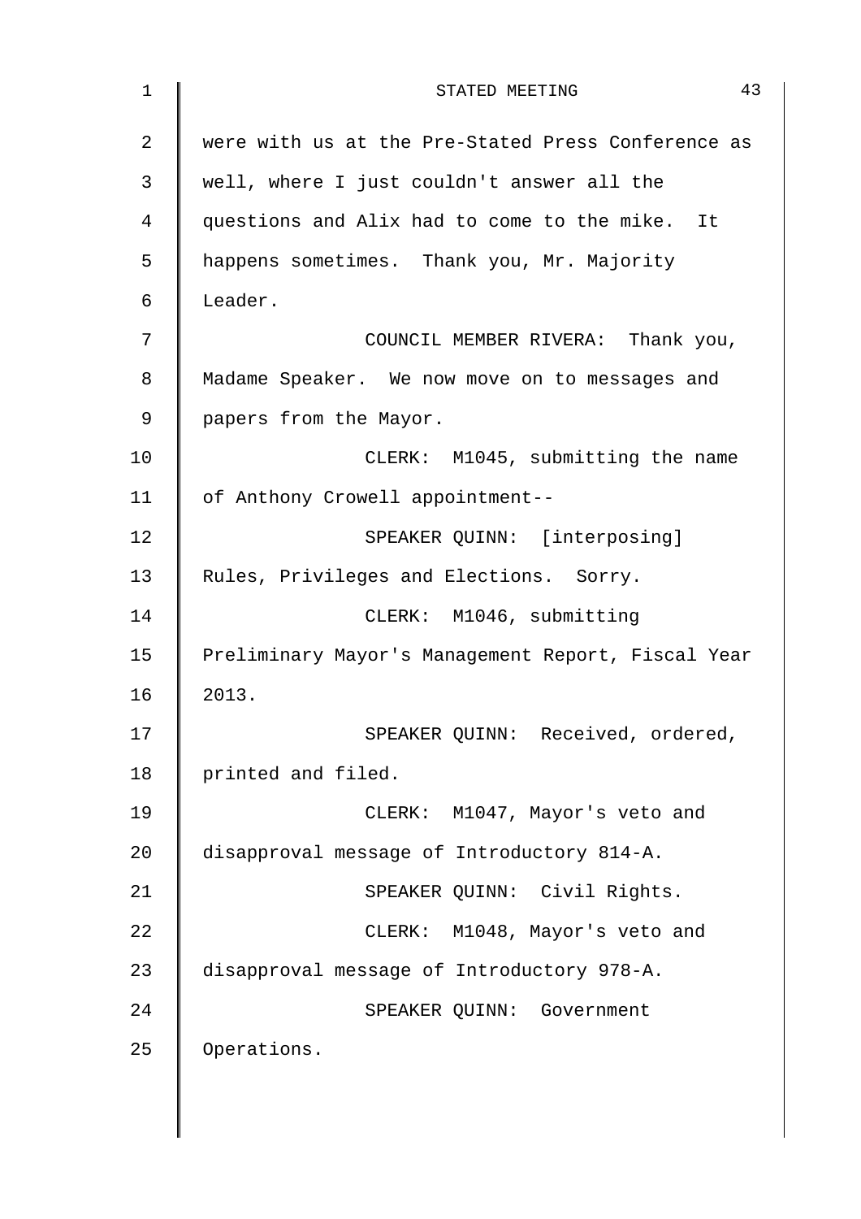were with us at the Pre-Stated Press Conference as well, where I just couldn't answer all the questions and Alix had to come to the mike. It happens sometimes. Thank you, Mr. Majority Leader.

COUNCIL MEMBER RIVERA: Thank you, Madame Speaker. We now move on to messages and papers from the Mayor.

CLERK: M1045, submitting the name of Anthony Crowell appointment--

SPEAKER QUINN: [interposing] Rules, Privileges and Elections. Sorry.

CLERK: M1046, submitting Preliminary Mayor's Management Report, Fiscal Year 2013.

SPEAKER QUINN: Received, ordered, printed and filed.

CLERK: M1047, Mayor's veto and disapproval message of Introductory 814-A.

SPEAKER QUINN: Civil Rights.

CLERK: M1048, Mayor's veto and disapproval message of Introductory 978-A.

SPEAKER QUINN: Government Operations.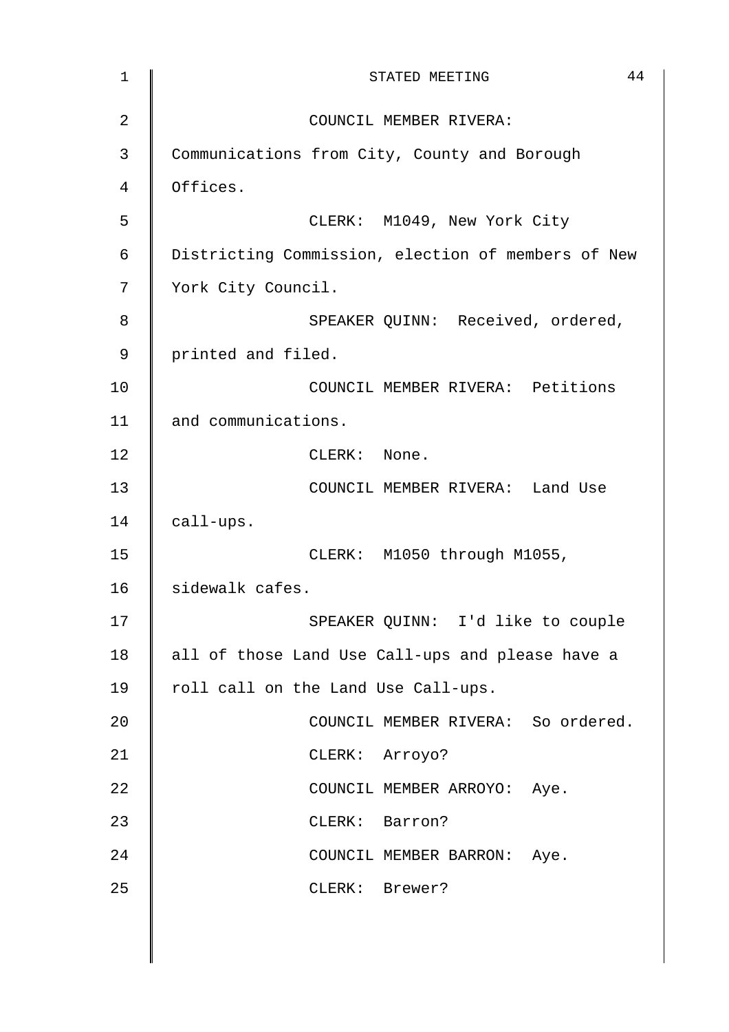COUNCIL MEMBER RIVERA: Communications from City, County and Borough Offices.

CLERK: M1049, New York City Districting Commission, election of members of New York City Council.

SPEAKER QUINN: Received, ordered, printed and filed.

COUNCIL MEMBER RIVERA: Petitions and communications.

CLERK: None.

COUNCIL MEMBER RIVERA: Land Use call-ups.

CLERK: M1050 through M1055, sidewalk cafes.

SPEAKER QUINN: I'd like to couple all of those Land Use Call-ups and please have a roll call on the Land Use Call-ups.

COUNCIL MEMBER RIVERA: So ordered.

CLERK: Arroyo?

COUNCIL MEMBER ARROYO: Aye.

CLERK: Barron?

COUNCIL MEMBER BARRON: Aye.

CLERK: Brewer?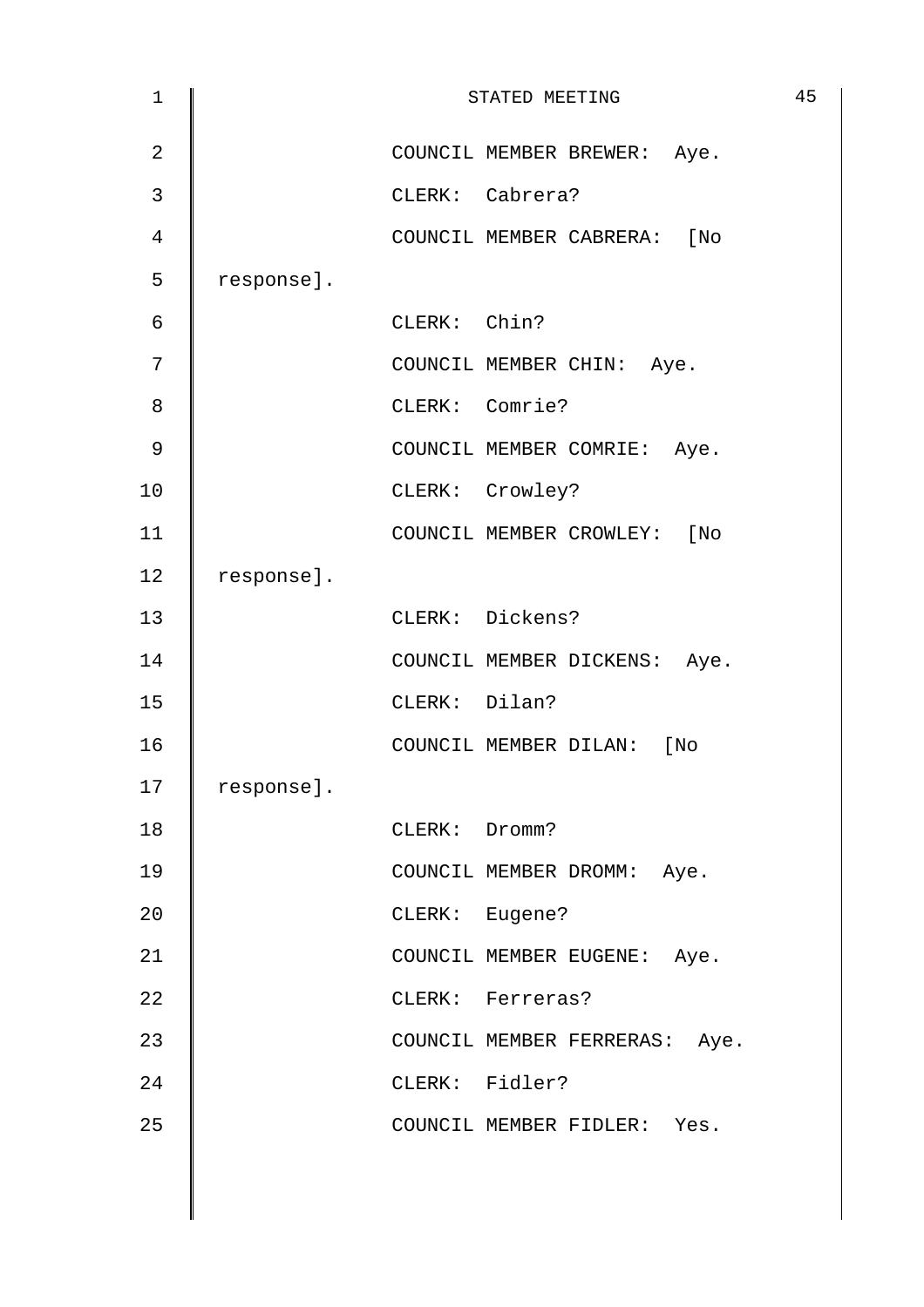COUNCIL MEMBER BREWER: Aye.

CLERK: Cabrera?

COUNCIL MEMBER CABRERA: [No response].

CLERK: Chin?

COUNCIL MEMBER CHIN: Aye.

CLERK: Comrie?

COUNCIL MEMBER COMRIE: Aye.

CLERK: Crowley?

COUNCIL MEMBER CROWLEY: [No response].

CLERK: Dickens?

COUNCIL MEMBER DICKENS: Aye.

CLERK: Dilan?

COUNCIL MEMBER DILAN: [No response].

CLERK: Dromm?

COUNCIL MEMBER DROMM: Aye.

CLERK: Eugene?

COUNCIL MEMBER EUGENE: Aye.

CLERK: Ferreras?

COUNCIL MEMBER FERRERAS: Aye.

CLERK: Fidler?

COUNCIL MEMBER FIDLER: Yes.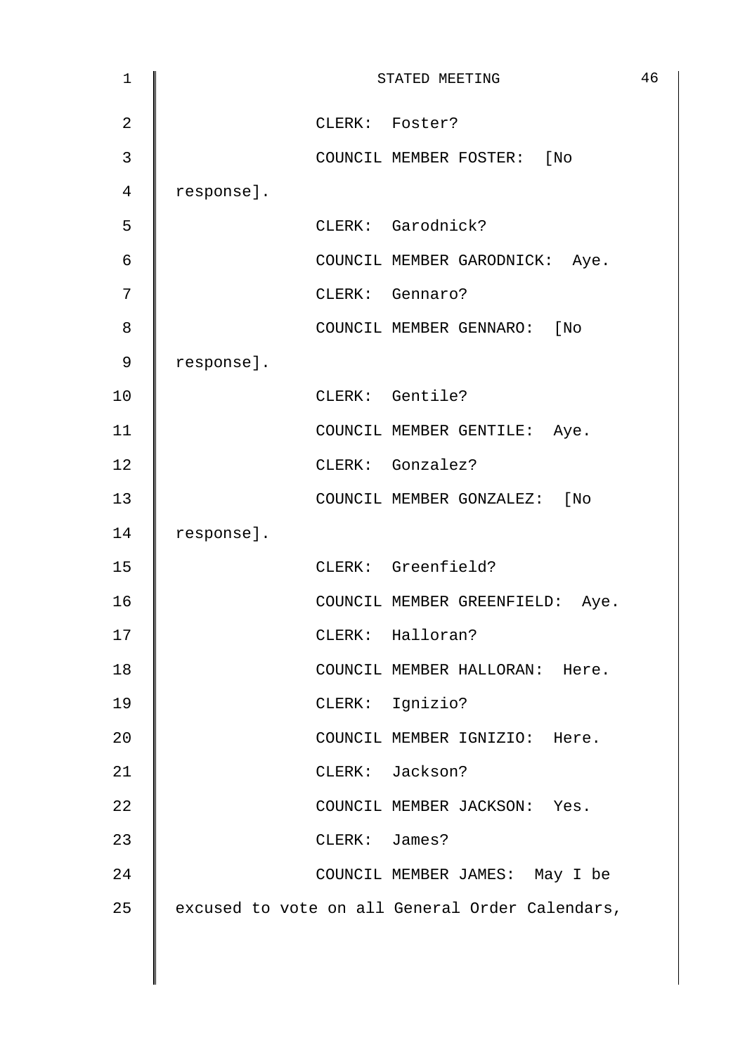CLERK: Foster?

COUNCIL MEMBER FOSTER: [No response].

CLERK: Garodnick?

COUNCIL MEMBER GARODNICK: Aye.

CLERK: Gennaro?

COUNCIL MEMBER GENNARO: [No response].

CLERK: Gentile?

COUNCIL MEMBER GENTILE: Aye.

CLERK: Gonzalez?

COUNCIL MEMBER GONZALEZ: [No response].

CLERK: Greenfield?

COUNCIL MEMBER GREENFIELD: Aye.

CLERK: Halloran?

COUNCIL MEMBER HALLORAN: Here.

CLERK: Ignizio?

COUNCIL MEMBER IGNIZIO: Here.

CLERK: Jackson?

COUNCIL MEMBER JACKSON: Yes.

CLERK: James?

COUNCIL MEMBER JAMES: May I be excused to vote on all General Order Calendars,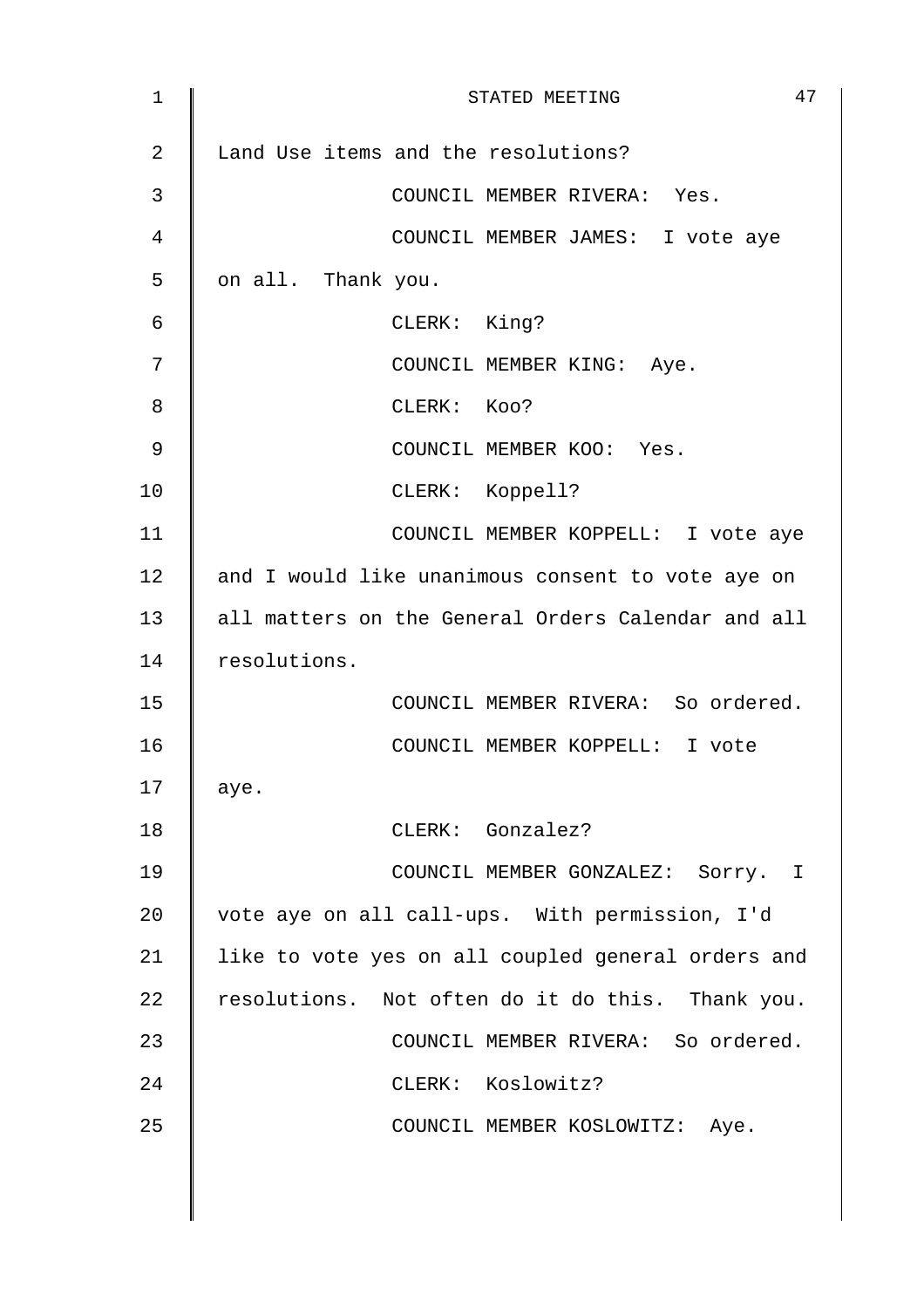Land Use items and the resolutions?

COUNCIL MEMBER RIVERA: Yes.

COUNCIL MEMBER JAMES: I vote aye on all. Thank you.

CLERK: King?

COUNCIL MEMBER KING: Aye.

CLERK: Koo?

COUNCIL MEMBER KOO: Yes.

CLERK: Koppell?

COUNCIL MEMBER KOPPELL: I vote aye and I would like unanimous consent to vote aye on all matters on the General Orders Calendar and all resolutions.

COUNCIL MEMBER RIVERA: So ordered.

COUNCIL MEMBER KOPPELL: I vote aye.

CLERK: Gonzalez?

COUNCIL MEMBER GONZALEZ: Sorry. I vote aye on all call-ups. With permission, I'd like to vote yes on all coupled general orders and resolutions. Not often do it do this. Thank you.

COUNCIL MEMBER RIVERA: So ordered.

CLERK: Koslowitz?

COUNCIL MEMBER KOSLOWITZ: Aye.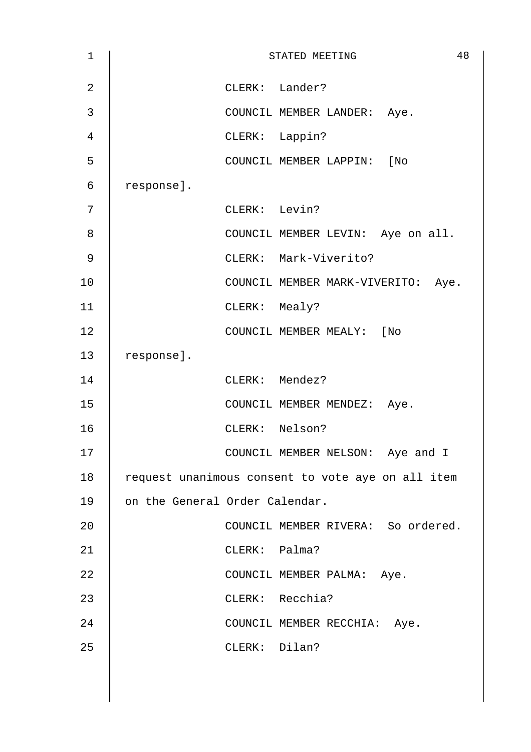CLERK: Lander?

COUNCIL MEMBER LANDER: Aye.

CLERK: Lappin?

COUNCIL MEMBER LAPPIN: [No response].

CLERK: Levin?

COUNCIL MEMBER LEVIN: Aye on all.

CLERK: Mark-Viverito?

COUNCIL MEMBER MARK-VIVERITO: Aye.

CLERK: Mealy?

COUNCIL MEMBER MEALY: [No response].

CLERK: Mendez?

COUNCIL MEMBER MENDEZ: Aye.

CLERK: Nelson?

COUNCIL MEMBER NELSON: Aye and I request unanimous consent to vote aye on all item on the General Order Calendar.

COUNCIL MEMBER RIVERA: So ordered.

CLERK: Palma?

COUNCIL MEMBER PALMA: Aye.

CLERK: Recchia?

COUNCIL MEMBER RECCHIA: Aye.

CLERK: Dilan?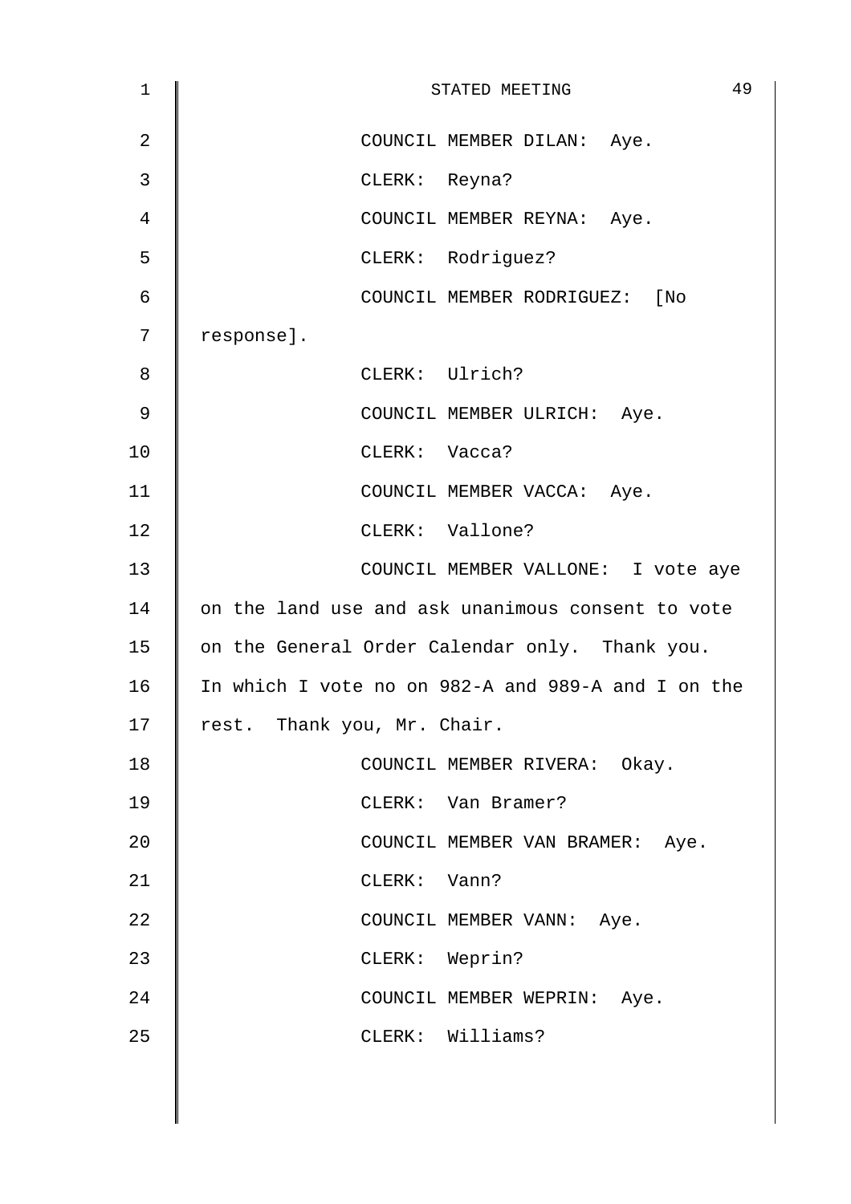COUNCIL MEMBER DILAN: Aye.

CLERK: Reyna?

COUNCIL MEMBER REYNA: Aye.

CLERK: Rodriguez?

COUNCIL MEMBER RODRIGUEZ: [No response].

CLERK: Ulrich?

COUNCIL MEMBER ULRICH: Aye.

CLERK: Vacca?

COUNCIL MEMBER VACCA: Aye.

CLERK: Vallone?

COUNCIL MEMBER VALLONE: I vote aye on the land use and ask unanimous consent to vote on the General Order Calendar only. Thank you. In which I vote no on 982-A and 989-A and I on the rest. Thank you, Mr. Chair.

COUNCIL MEMBER RIVERA: Okay.

CLERK: Van Bramer?

COUNCIL MEMBER VAN BRAMER: Aye.

CLERK: Vann?

COUNCIL MEMBER VANN: Aye.

CLERK: Weprin?

COUNCIL MEMBER WEPRIN: Aye.

CLERK: Williams?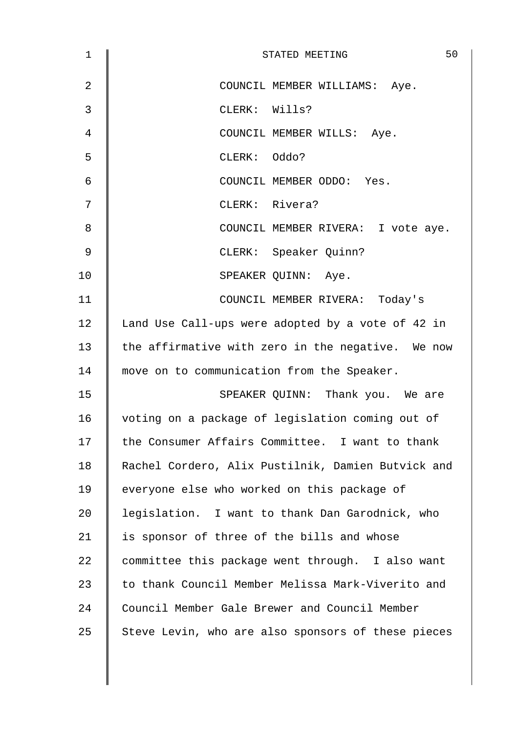COUNCIL MEMBER WILLIAMS: Aye.

CLERK: Wills?

COUNCIL MEMBER WILLS: Aye.

CLERK: Oddo?

COUNCIL MEMBER ODDO: Yes.

CLERK: Rivera?

COUNCIL MEMBER RIVERA: I vote aye.

CLERK: Speaker Quinn?

SPEAKER QUINN: Aye.

COUNCIL MEMBER RIVERA: Today's Land Use Call-ups were adopted by a vote of 42 in the affirmative with zero in the negative. We now move on to communication from the Speaker.

SPEAKER QUINN: Thank you. We are voting on a package of legislation coming out of the Consumer Affairs Committee. I want to thank Rachel Cordero, Alix Pustilnik, Damien Butvick and everyone else who worked on this package of legislation. I want to thank Dan Garodnick, who is sponsor of three of the bills and whose committee this package went through. I also want to thank Council Member Melissa Mark-Viverito and Council Member Gale Brewer and Council Member Steve Levin, who are also sponsors of these pieces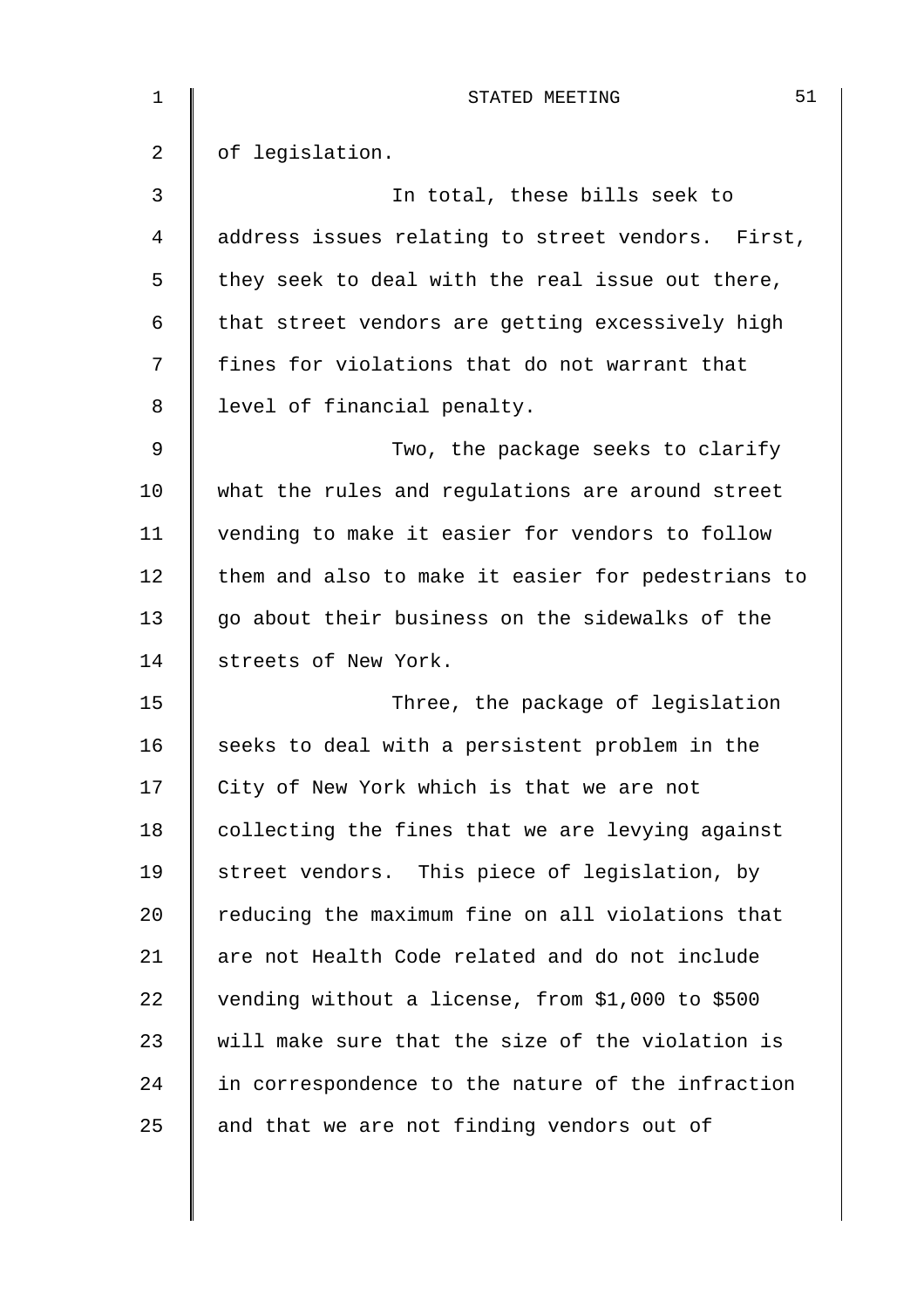of legislation.

In total, these bills seek to address issues relating to street vendors. First, they seek to deal with the real issue out there, that street vendors are getting excessively high fines for violations that do not warrant that level of financial penalty.

Two, the package seeks to clarify what the rules and regulations are around street vending to make it easier for vendors to follow them and also to make it easier for pedestrians to go about their business on the sidewalks of the streets of New York.

Three, the package of legislation seeks to deal with a persistent problem in the City of New York which is that we are not collecting the fines that we are levying against street vendors. This piece of legislation, by reducing the maximum fine on all violations that are not Health Code related and do not include vending without a license, from $1,000 to $500 will make sure that the size of the violation is in correspondence to the nature of the infraction and that we are not finding vendors out of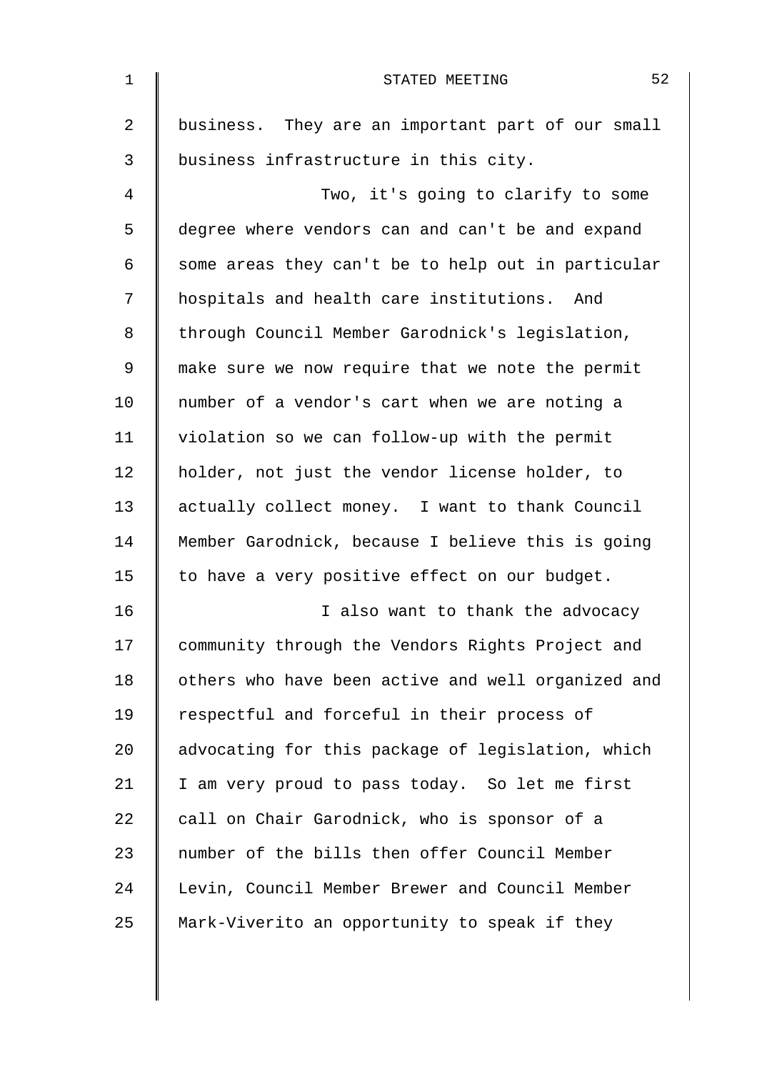business. They are an important part of our small business infrastructure in this city.

Two, it's going to clarify to some degree where vendors can and can't be and expand some areas they can't be to help out in particular hospitals and health care institutions. And through Council Member Garodnick's legislation, make sure we now require that we note the permit number of a vendor's cart when we are noting a violation so we can follow-up with the permit holder, not just the vendor license holder, to actually collect money. I want to thank Council Member Garodnick, because I believe this is going to have a very positive effect on our budget.

I also want to thank the advocacy community through the Vendors Rights Project and others who have been active and well organized and respectful and forceful in their process of advocating for this package of legislation, which I am very proud to pass today. So let me first call on Chair Garodnick, who is sponsor of a number of the bills then offer Council Member Levin, Council Member Brewer and Council Member Mark-Viverito an opportunity to speak if they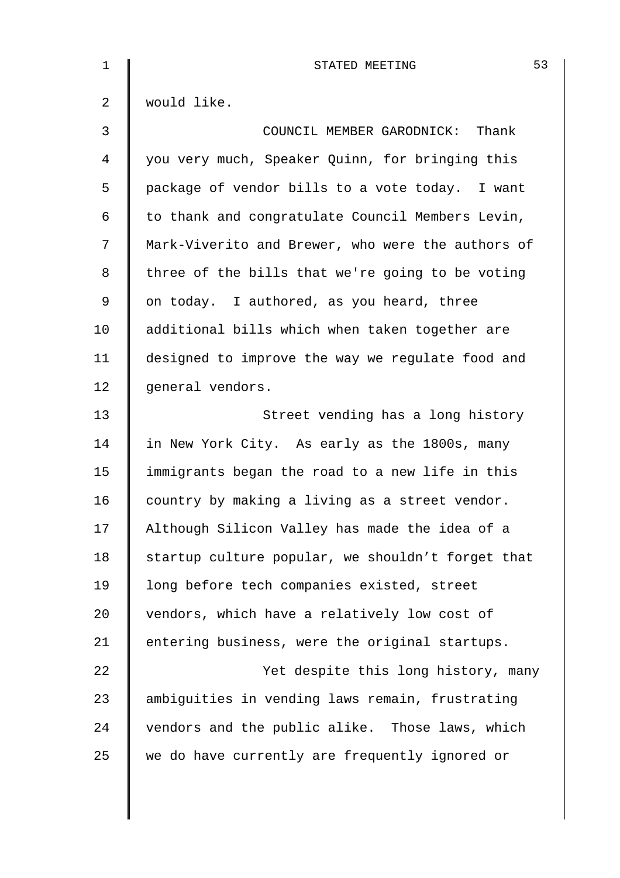would like.

COUNCIL MEMBER GARODNICK: Thank you very much, Speaker Quinn, for bringing this package of vendor bills to a vote today. I want to thank and congratulate Council Members Levin, Mark-Viverito and Brewer, who were the authors of three of the bills that we're going to be voting on today. I authored, as you heard, three additional bills which when taken together are designed to improve the way we regulate food and general vendors.

Street vending has a long history in New York City. As early as the 1800s, many immigrants began the road to a new life in this country by making a living as a street vendor. Although Silicon Valley has made the idea of a startup culture popular, we shouldn't forget that long before tech companies existed, street vendors, which have a relatively low cost of entering business, were the original startups.

Yet despite this long history, many ambiguities in vending laws remain, frustrating vendors and the public alike. Those laws, which we do have currently are frequently ignored or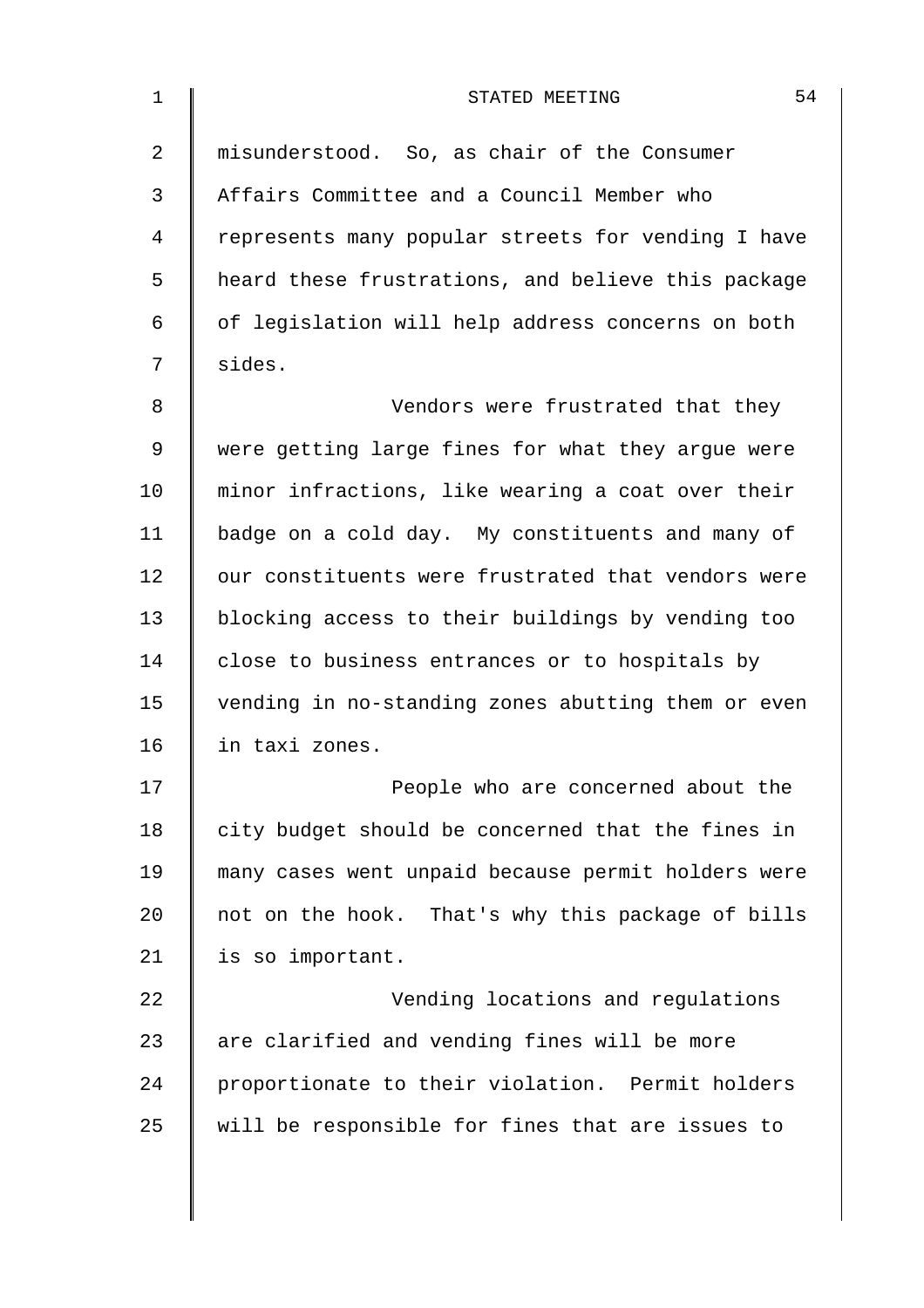misunderstood. So, as chair of the Consumer Affairs Committee and a Council Member who represents many popular streets for vending I have heard these frustrations, and believe this package of legislation will help address concerns on both sides.

Vendors were frustrated that they were getting large fines for what they argue were minor infractions, like wearing a coat over their badge on a cold day. My constituents and many of our constituents were frustrated that vendors were blocking access to their buildings by vending too close to business entrances or to hospitals by vending in no-standing zones abutting them or even in taxi zones.

People who are concerned about the city budget should be concerned that the fines in many cases went unpaid because permit holders were not on the hook. That's why this package of bills is so important.

Vending locations and regulations are clarified and vending fines will be more proportionate to their violation. Permit holders will be responsible for fines that are issues to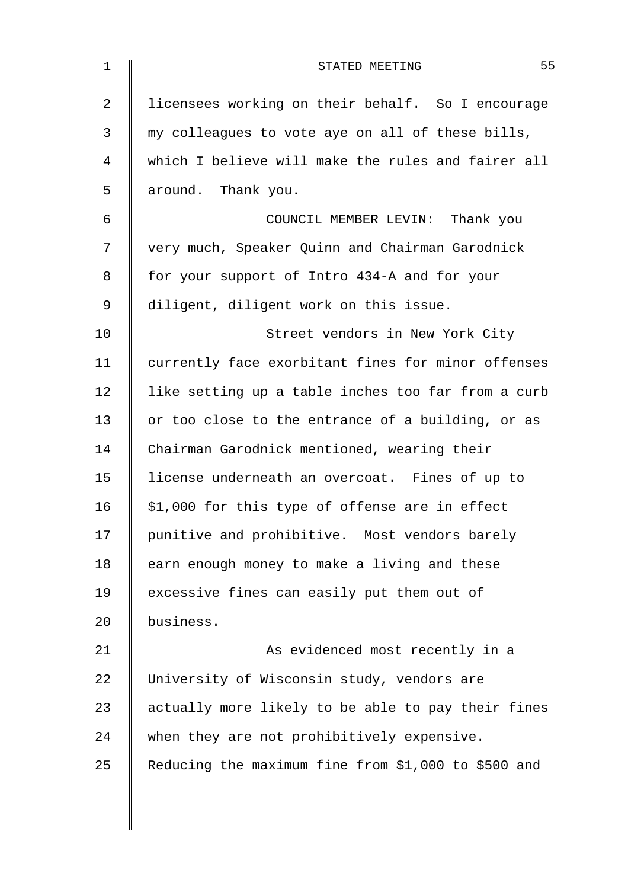licensees working on their behalf. So I encourage my colleagues to vote aye on all of these bills, which I believe will make the rules and fairer all around. Thank you.

COUNCIL MEMBER LEVIN: Thank you very much, Speaker Quinn and Chairman Garodnick for your support of Intro 434-A and for your diligent, diligent work on this issue.

Street vendors in New York City currently face exorbitant fines for minor offenses like setting up a table inches too far from a curb or too close to the entrance of a building, or as Chairman Garodnick mentioned, wearing their license underneath an overcoat. Fines of up to $1,000 for this type of offense are in effect punitive and prohibitive. Most vendors barely earn enough money to make a living and these excessive fines can easily put them out of business.

As evidenced most recently in a University of Wisconsin study, vendors are actually more likely to be able to pay their fines when they are not prohibitively expensive. Reducing the maximum fine from $1,000 to $500 and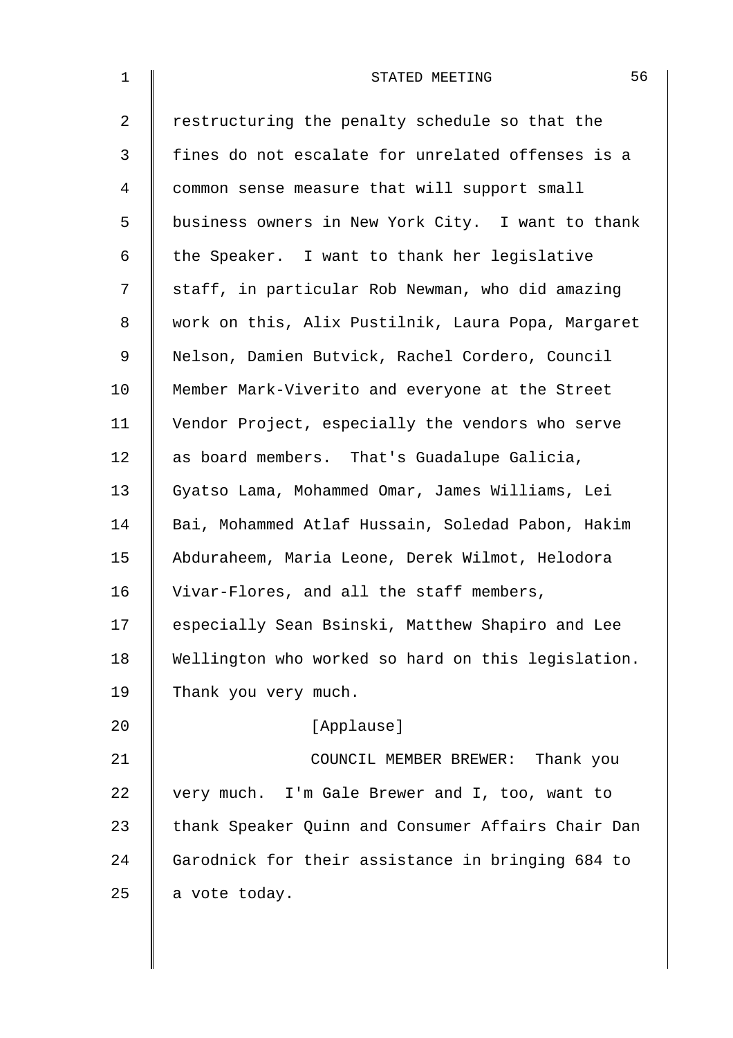restructuring the penalty schedule so that the fines do not escalate for unrelated offenses is a common sense measure that will support small business owners in New York City. I want to thank the Speaker. I want to thank her legislative staff, in particular Rob Newman, who did amazing work on this, Alix Pustilnik, Laura Popa, Margaret Nelson, Damien Butvick, Rachel Cordero, Council Member Mark-Viverito and everyone at the Street Vendor Project, especially the vendors who serve as board members. That's Guadalupe Galicia, Gyatso Lama, Mohammed Omar, James Williams, Lei Bai, Mohammed Atlaf Hussain, Soledad Pabon, Hakim Abduraheem, Maria Leone, Derek Wilmot, Helodora Vivar-Flores, and all the staff members, especially Sean Bsinski, Matthew Shapiro and Lee Wellington who worked so hard on this legislation. Thank you very much.

[Applause]

COUNCIL MEMBER BREWER: Thank you very much. I'm Gale Brewer and I, too, want to thank Speaker Quinn and Consumer Affairs Chair Dan Garodnick for their assistance in bringing 684 to a vote today.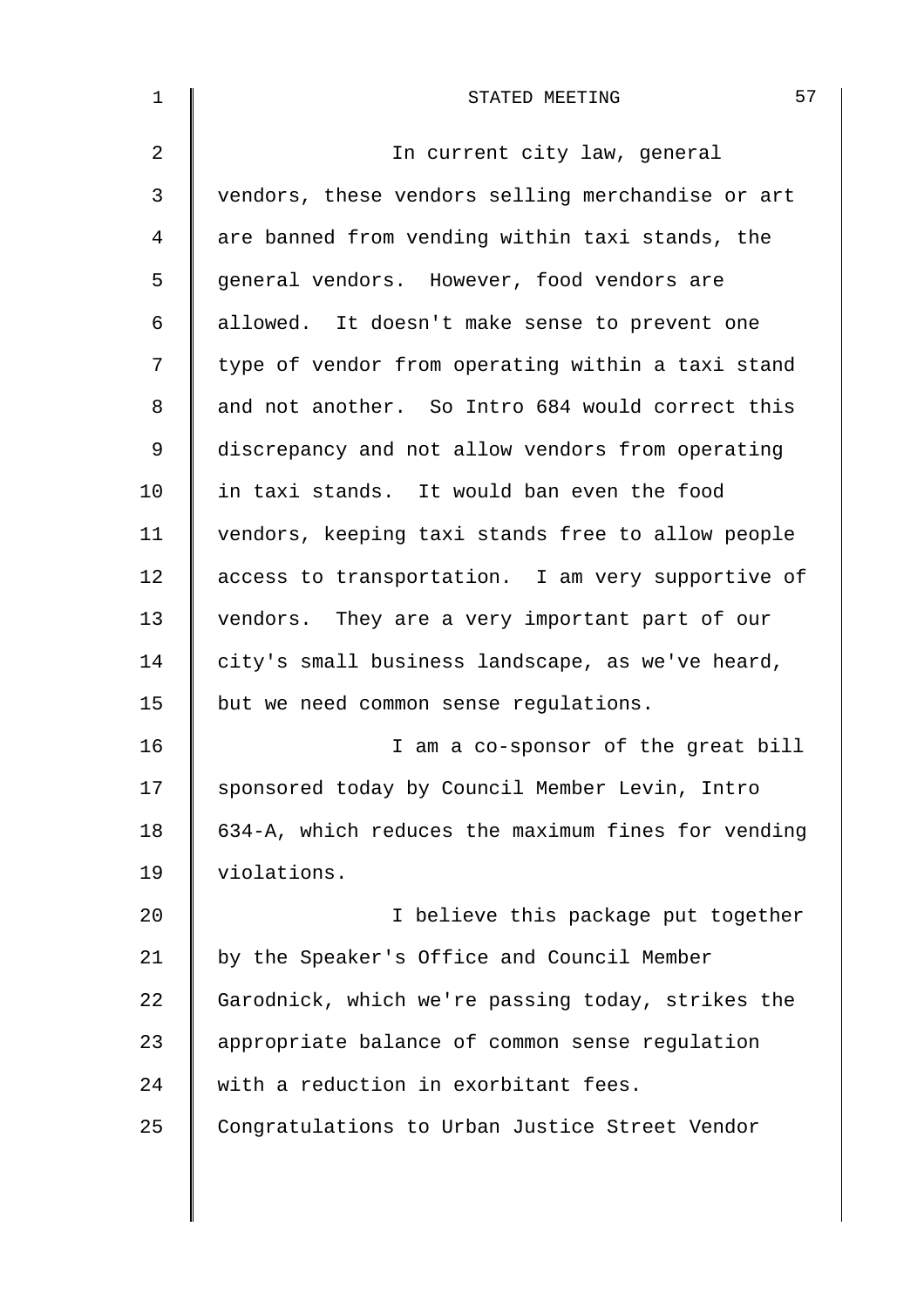In current city law, general vendors, these vendors selling merchandise or art are banned from vending within taxi stands, the general vendors. However, food vendors are allowed. It doesn't make sense to prevent one type of vendor from operating within a taxi stand and not another. So Intro 684 would correct this discrepancy and not allow vendors from operating in taxi stands. It would ban even the food vendors, keeping taxi stands free to allow people access to transportation. I am very supportive of vendors. They are a very important part of our city's small business landscape, as we've heard, but we need common sense regulations.

I am a co-sponsor of the great bill sponsored today by Council Member Levin, Intro 634-A, which reduces the maximum fines for vending violations.

I believe this package put together by the Speaker's Office and Council Member Garodnick, which we're passing today, strikes the appropriate balance of common sense regulation with a reduction in exorbitant fees. Congratulations to Urban Justice Street Vendor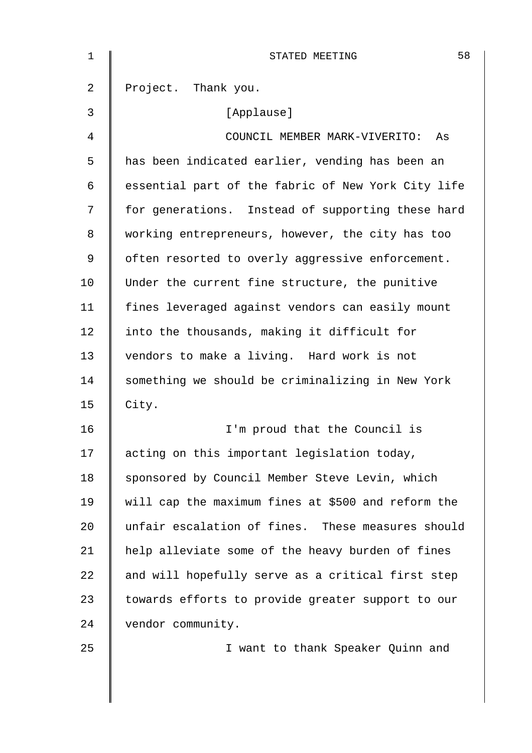Project. Thank you.

[Applause]

COUNCIL MEMBER MARK-VIVERITO: As has been indicated earlier, vending has been an essential part of the fabric of New York City life for generations. Instead of supporting these hard working entrepreneurs, however, the city has too often resorted to overly aggressive enforcement. Under the current fine structure, the punitive fines leveraged against vendors can easily mount into the thousands, making it difficult for vendors to make a living. Hard work is not something we should be criminalizing in New York City.

I'm proud that the Council is acting on this important legislation today, sponsored by Council Member Steve Levin, which will cap the maximum fines at $500 and reform the unfair escalation of fines. These measures should help alleviate some of the heavy burden of fines and will hopefully serve as a critical first step towards efforts to provide greater support to our vendor community.

I want to thank Speaker Quinn and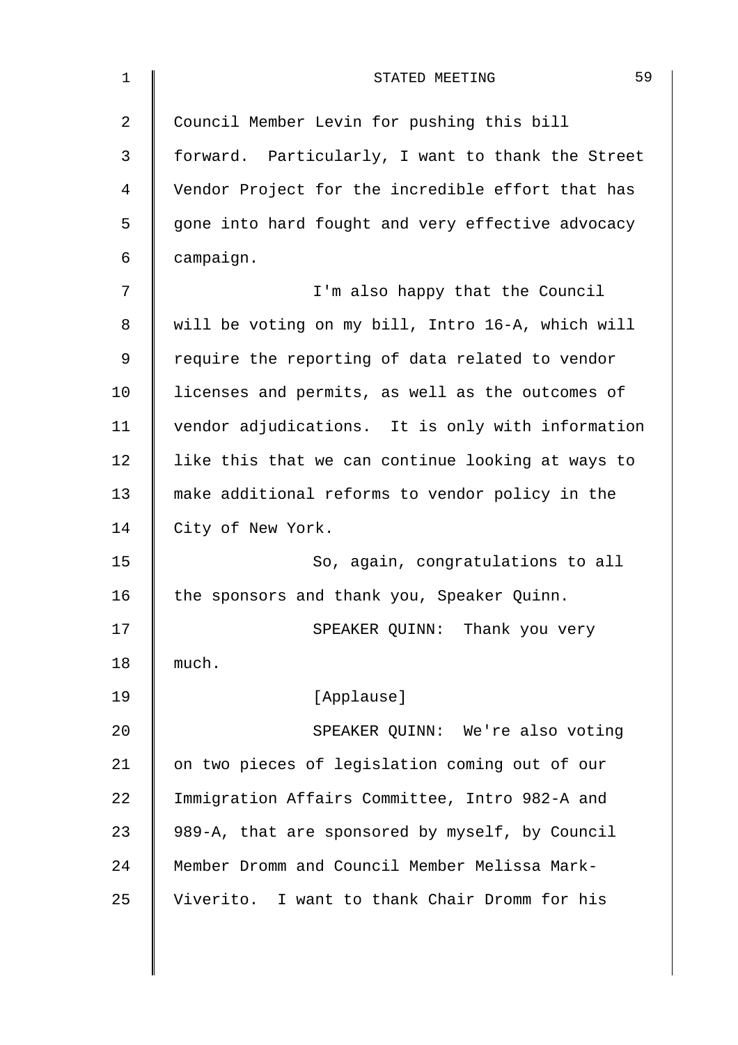Council Member Levin for pushing this bill forward. Particularly, I want to thank the Street Vendor Project for the incredible effort that has gone into hard fought and very effective advocacy campaign.

I'm also happy that the Council will be voting on my bill, Intro 16-A, which will require the reporting of data related to vendor licenses and permits, as well as the outcomes of vendor adjudications. It is only with information like this that we can continue looking at ways to make additional reforms to vendor policy in the City of New York.

So, again, congratulations to all the sponsors and thank you, Speaker Quinn.

SPEAKER QUINN: Thank you very much.

[Applause]

SPEAKER QUINN: We're also voting on two pieces of legislation coming out of our Immigration Affairs Committee, Intro 982-A and 989-A, that are sponsored by myself, by Council Member Dromm and Council Member Melissa Mark-Viverito. I want to thank Chair Dromm for his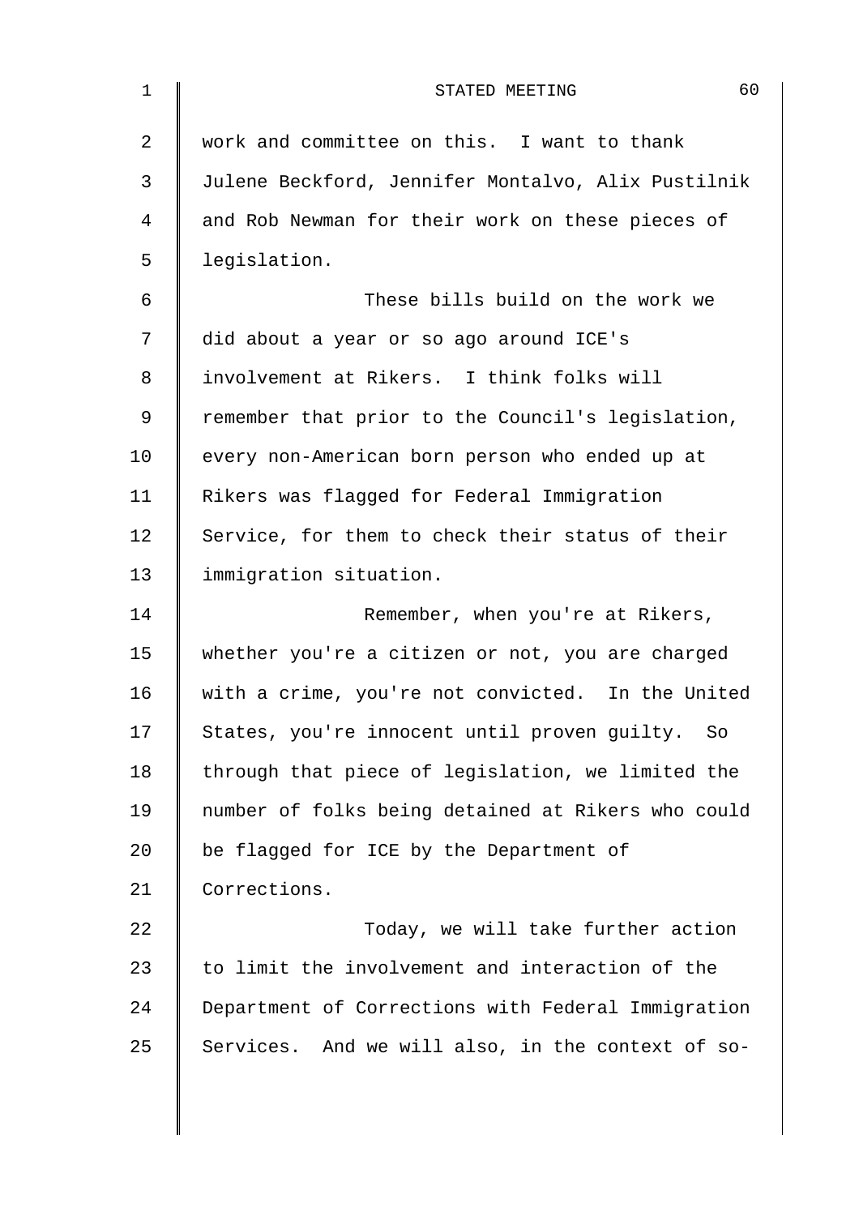work and committee on this. I want to thank Julene Beckford, Jennifer Montalvo, Alix Pustilnik and Rob Newman for their work on these pieces of legislation.

These bills build on the work we did about a year or so ago around ICE's involvement at Rikers. I think folks will remember that prior to the Council's legislation, every non-American born person who ended up at Rikers was flagged for Federal Immigration Service, for them to check their status of their immigration situation.

Remember, when you're at Rikers, whether you're a citizen or not, you are charged with a crime, you're not convicted. In the United States, you're innocent until proven guilty. So through that piece of legislation, we limited the number of folks being detained at Rikers who could be flagged for ICE by the Department of Corrections.

Today, we will take further action to limit the involvement and interaction of the Department of Corrections with Federal Immigration Services. And we will also, in the context of so-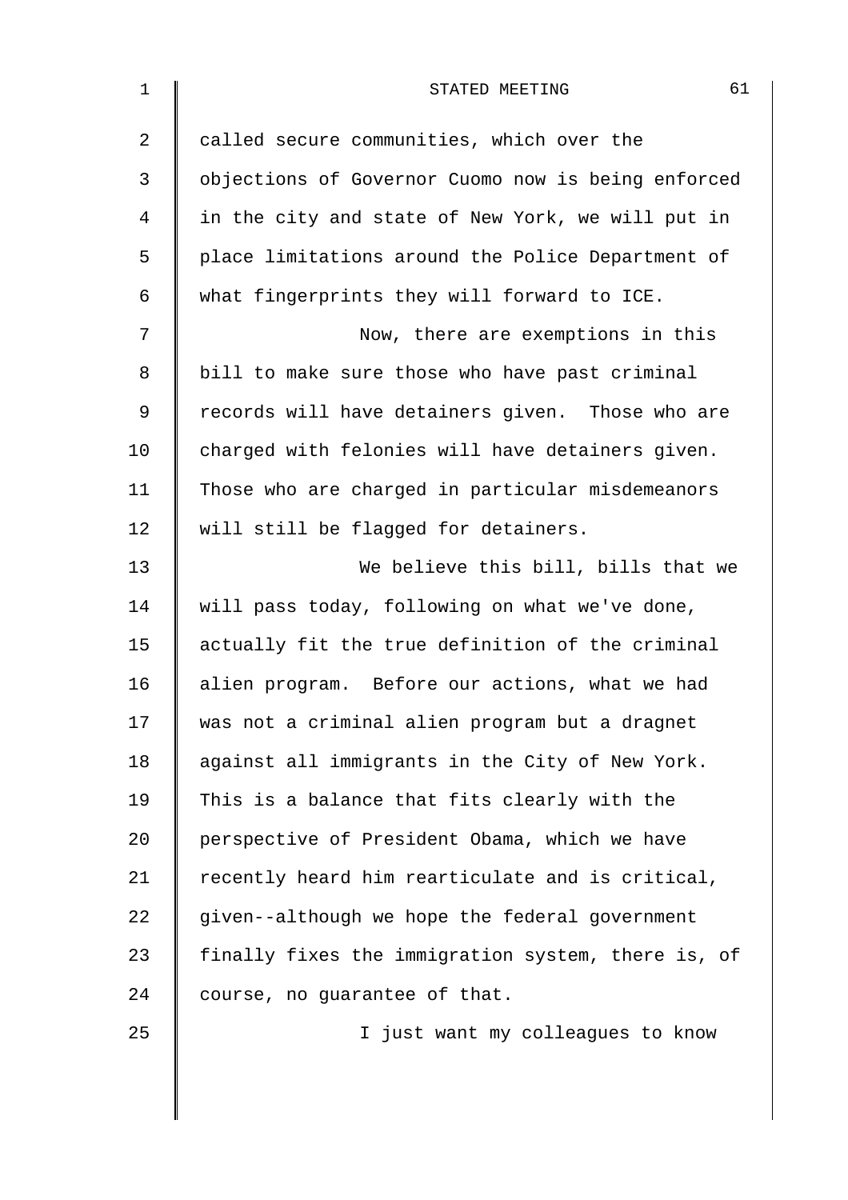called secure communities, which over the objections of Governor Cuomo now is being enforced in the city and state of New York, we will put in place limitations around the Police Department of what fingerprints they will forward to ICE.

Now, there are exemptions in this bill to make sure those who have past criminal records will have detainers given. Those who are charged with felonies will have detainers given. Those who are charged in particular misdemeanors will still be flagged for detainers.

We believe this bill, bills that we will pass today, following on what we've done, actually fit the true definition of the criminal alien program. Before our actions, what we had was not a criminal alien program but a dragnet against all immigrants in the City of New York. This is a balance that fits clearly with the perspective of President Obama, which we have recently heard him rearticulate and is critical, given--although we hope the federal government finally fixes the immigration system, there is, of course, no guarantee of that.

I just want my colleagues to know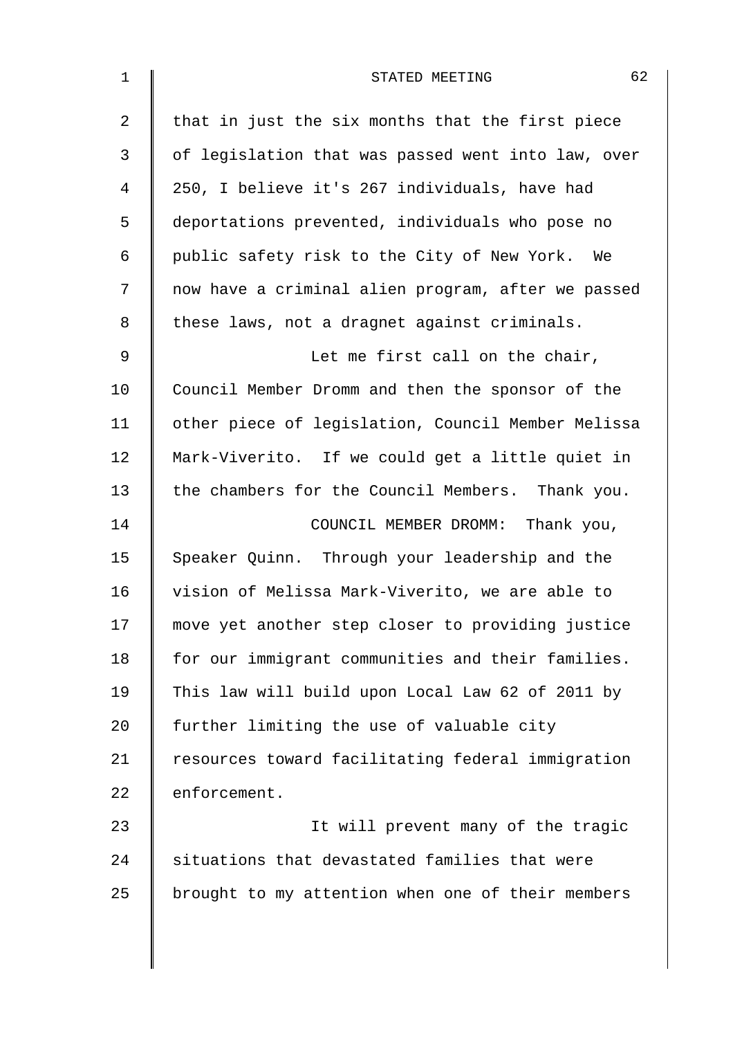that in just the six months that the first piece of legislation that was passed went into law, over 250, I believe it's 267 individuals, have had deportations prevented, individuals who pose no public safety risk to the City of New York. We now have a criminal alien program, after we passed these laws, not a dragnet against criminals.

Let me first call on the chair, Council Member Dromm and then the sponsor of the other piece of legislation, Council Member Melissa Mark-Viverito. If we could get a little quiet in the chambers for the Council Members. Thank you.

COUNCIL MEMBER DROMM: Thank you, Speaker Quinn. Through your leadership and the vision of Melissa Mark-Viverito, we are able to move yet another step closer to providing justice for our immigrant communities and their families. This law will build upon Local Law 62 of 2011 by further limiting the use of valuable city resources toward facilitating federal immigration enforcement.

It will prevent many of the tragic situations that devastated families that were brought to my attention when one of their members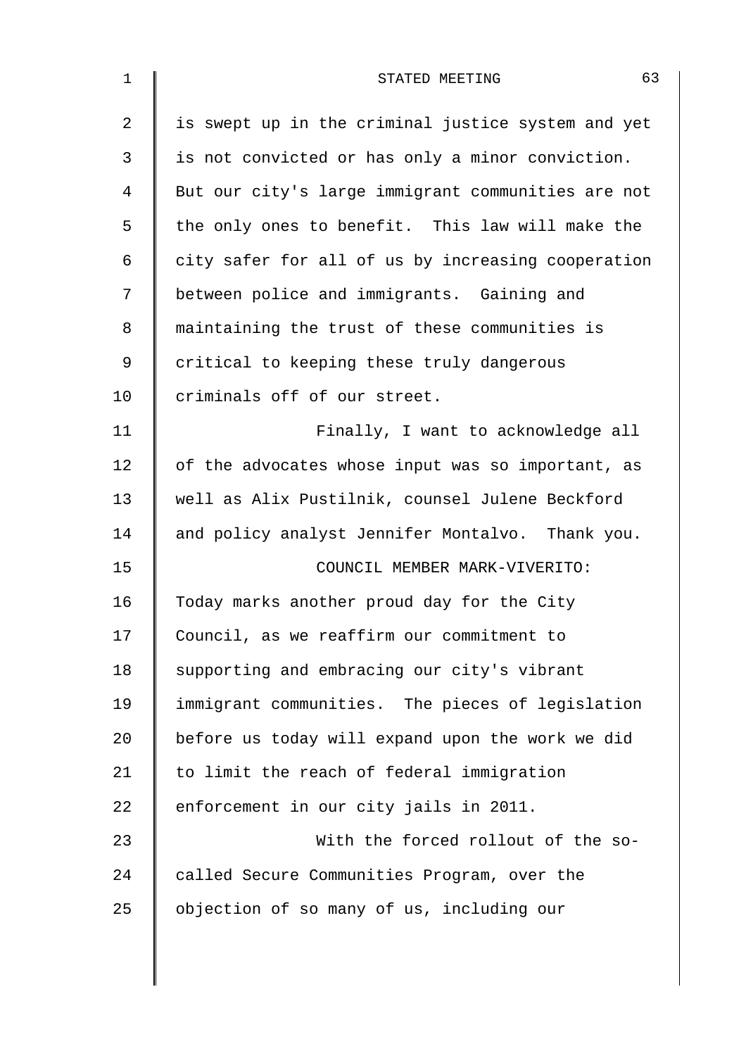is swept up in the criminal justice system and yet is not convicted or has only a minor conviction. But our city's large immigrant communities are not the only ones to benefit. This law will make the city safer for all of us by increasing cooperation between police and immigrants. Gaining and maintaining the trust of these communities is critical to keeping these truly dangerous criminals off of our street.

Finally, I want to acknowledge all of the advocates whose input was so important, as well as Alix Pustilnik, counsel Julene Beckford and policy analyst Jennifer Montalvo. Thank you.

COUNCIL MEMBER MARK-VIVERITO: Today marks another proud day for the City Council, as we reaffirm our commitment to supporting and embracing our city's vibrant immigrant communities. The pieces of legislation before us today will expand upon the work we did to limit the reach of federal immigration enforcement in our city jails in 2011.

With the forced rollout of the so-called Secure Communities Program, over the objection of so many of us, including our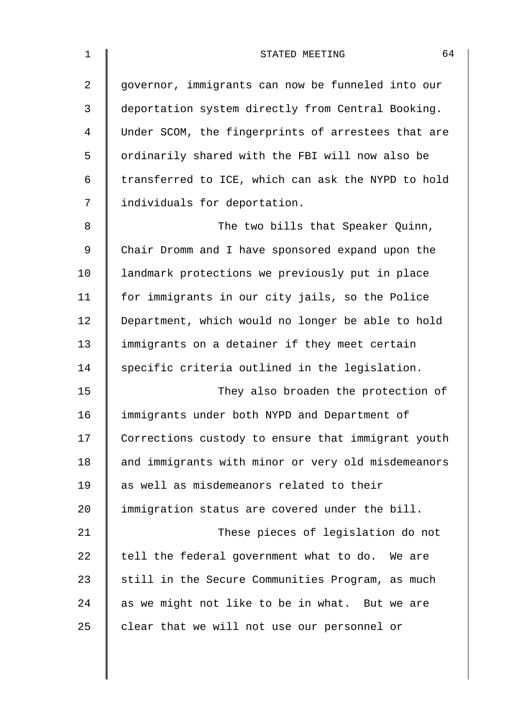governor, immigrants can now be funneled into our deportation system directly from Central Booking. Under SCOM, the fingerprints of arrestees that are ordinarily shared with the FBI will now also be transferred to ICE, which can ask the NYPD to hold individuals for deportation.

The two bills that Speaker Quinn, Chair Dromm and I have sponsored expand upon the landmark protections we previously put in place for immigrants in our city jails, so the Police Department, which would no longer be able to hold immigrants on a detainer if they meet certain specific criteria outlined in the legislation.

They also broaden the protection of immigrants under both NYPD and Department of Corrections custody to ensure that immigrant youth and immigrants with minor or very old misdemeanors as well as misdemeanors related to their immigration status are covered under the bill.

These pieces of legislation do not tell the federal government what to do. We are still in the Secure Communities Program, as much as we might not like to be in what. But we are clear that we will not use our personnel or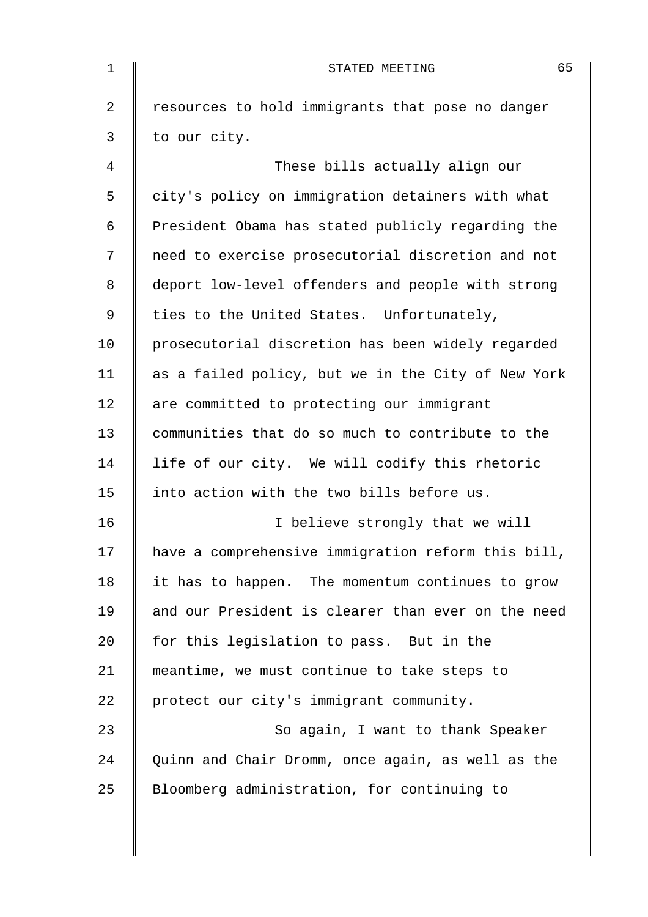resources to hold immigrants that pose no danger to our city.

These bills actually align our city's policy on immigration detainers with what President Obama has stated publicly regarding the need to exercise prosecutorial discretion and not deport low-level offenders and people with strong ties to the United States. Unfortunately, prosecutorial discretion has been widely regarded as a failed policy, but we in the City of New York are committed to protecting our immigrant communities that do so much to contribute to the life of our city. We will codify this rhetoric into action with the two bills before us.

I believe strongly that we will have a comprehensive immigration reform this bill, it has to happen. The momentum continues to grow and our President is clearer than ever on the need for this legislation to pass. But in the meantime, we must continue to take steps to protect our city's immigrant community.

So again, I want to thank Speaker Quinn and Chair Dromm, once again, as well as the Bloomberg administration, for continuing to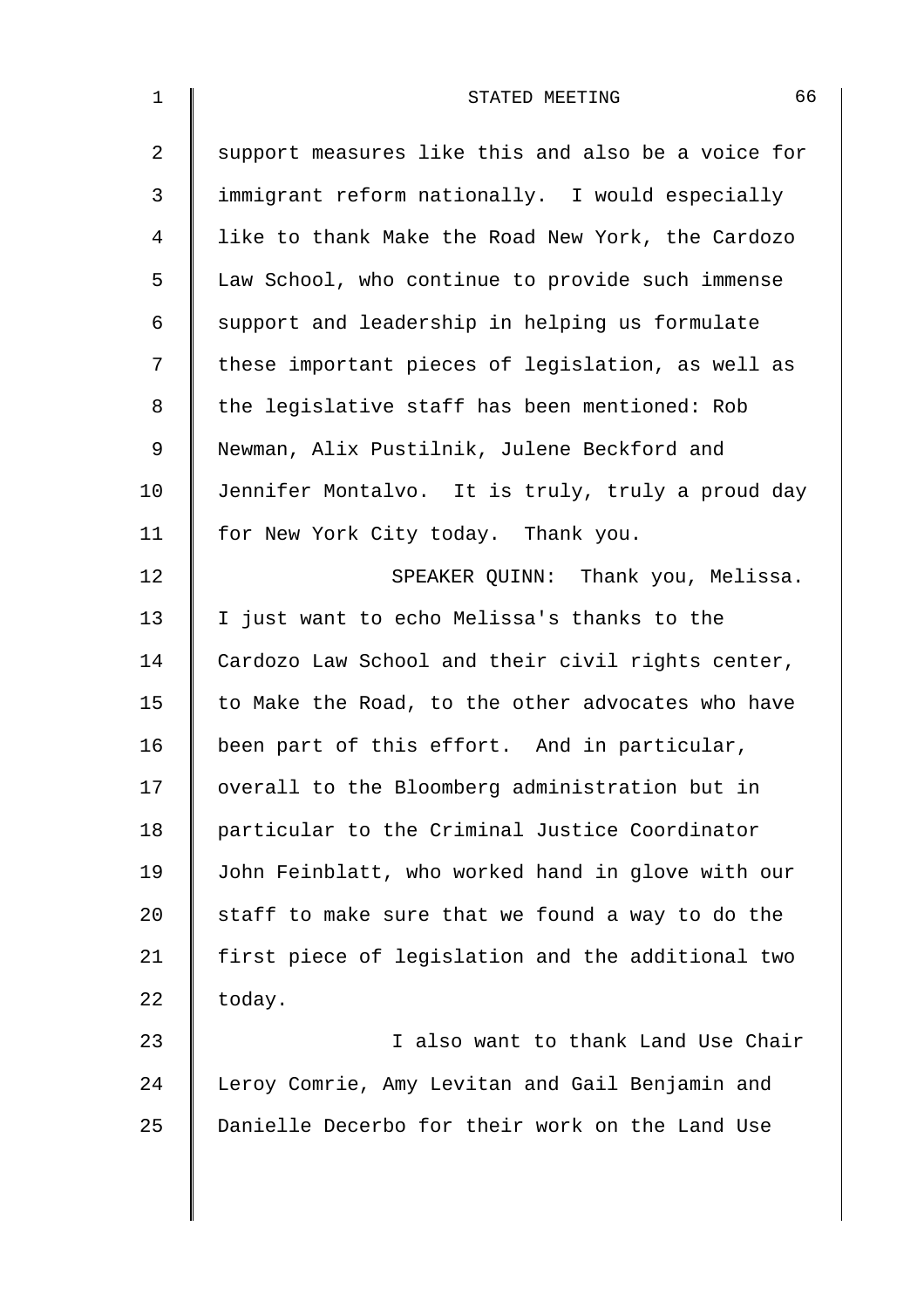support measures like this and also be a voice for immigrant reform nationally. I would especially like to thank Make the Road New York, the Cardozo Law School, who continue to provide such immense support and leadership in helping us formulate these important pieces of legislation, as well as the legislative staff has been mentioned: Rob Newman, Alix Pustilnik, Julene Beckford and Jennifer Montalvo. It is truly, truly a proud day for New York City today. Thank you.

SPEAKER QUINN: Thank you, Melissa. I just want to echo Melissa's thanks to the Cardozo Law School and their civil rights center, to Make the Road, to the other advocates who have been part of this effort. And in particular, overall to the Bloomberg administration but in particular to the Criminal Justice Coordinator John Feinblatt, who worked hand in glove with our staff to make sure that we found a way to do the first piece of legislation and the additional two today.

I also want to thank Land Use Chair Leroy Comrie, Amy Levitan and Gail Benjamin and Danielle Decerbo for their work on the Land Use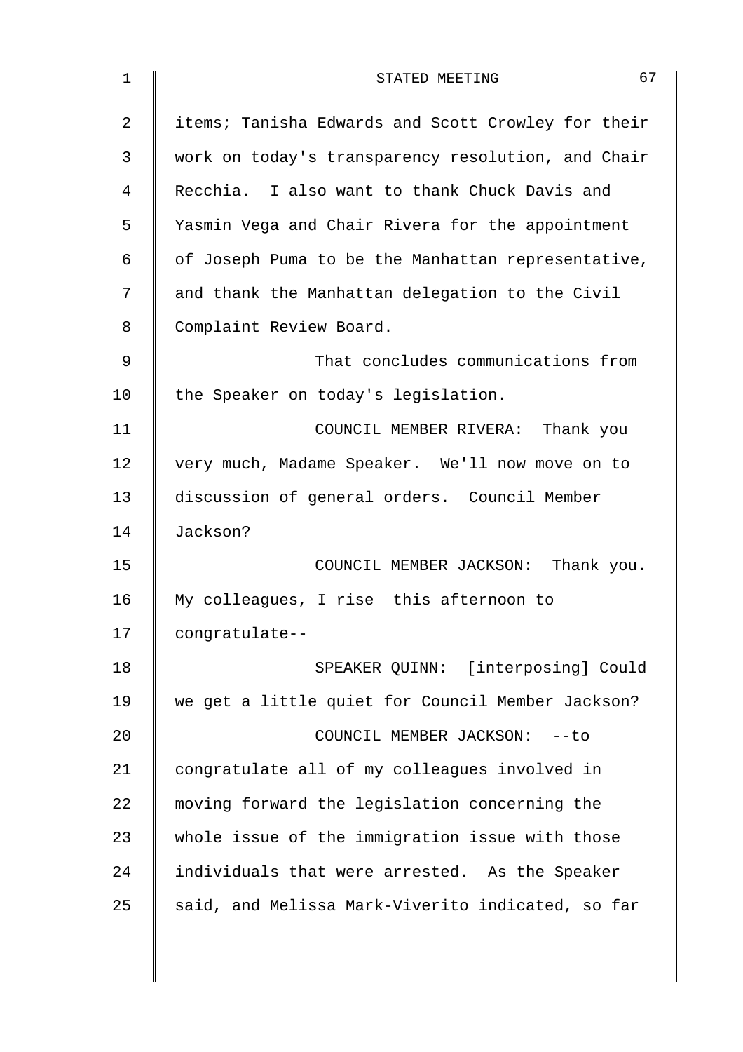items; Tanisha Edwards and Scott Crowley for their work on today's transparency resolution, and Chair Recchia. I also want to thank Chuck Davis and Yasmin Vega and Chair Rivera for the appointment of Joseph Puma to be the Manhattan representative, and thank the Manhattan delegation to the Civil Complaint Review Board.

That concludes communications from the Speaker on today's legislation.

COUNCIL MEMBER RIVERA: Thank you very much, Madame Speaker. We'll now move on to discussion of general orders. Council Member Jackson?

COUNCIL MEMBER JACKSON: Thank you. My colleagues, I rise this afternoon to congratulate--

SPEAKER QUINN: [interposing] Could we get a little quiet for Council Member Jackson?

COUNCIL MEMBER JACKSON: --to congratulate all of my colleagues involved in moving forward the legislation concerning the whole issue of the immigration issue with those individuals that were arrested. As the Speaker said, and Melissa Mark-Viverito indicated, so far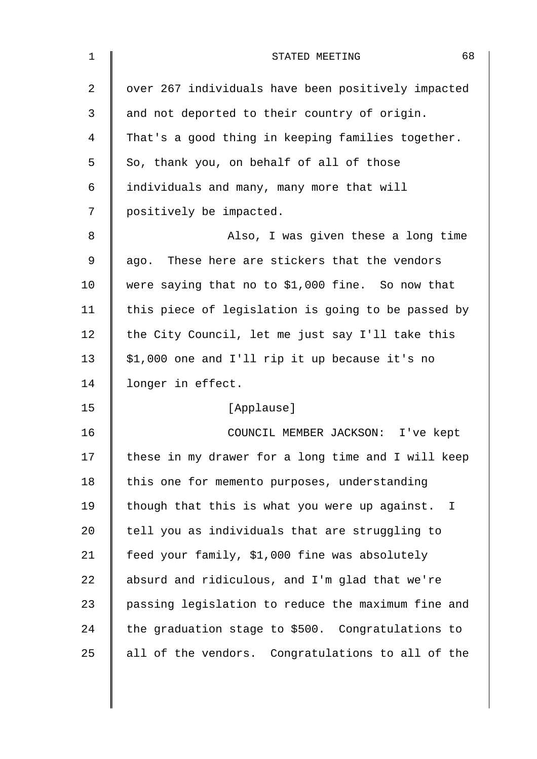over 267 individuals have been positively impacted and not deported to their country of origin. That's a good thing in keeping families together. So, thank you, on behalf of all of those individuals and many, many more that will positively be impacted.

Also, I was given these a long time ago. These here are stickers that the vendors were saying that no to $1,000 fine. So now that this piece of legislation is going to be passed by the City Council, let me just say I'll take this $1,000 one and I'll rip it up because it's no longer in effect.

[Applause]

COUNCIL MEMBER JACKSON: I've kept these in my drawer for a long time and I will keep this one for memento purposes, understanding though that this is what you were up against. I tell you as individuals that are struggling to feed your family, $1,000 fine was absolutely absurd and ridiculous, and I'm glad that we're passing legislation to reduce the maximum fine and the graduation stage to $500. Congratulations to all of the vendors. Congratulations to all of the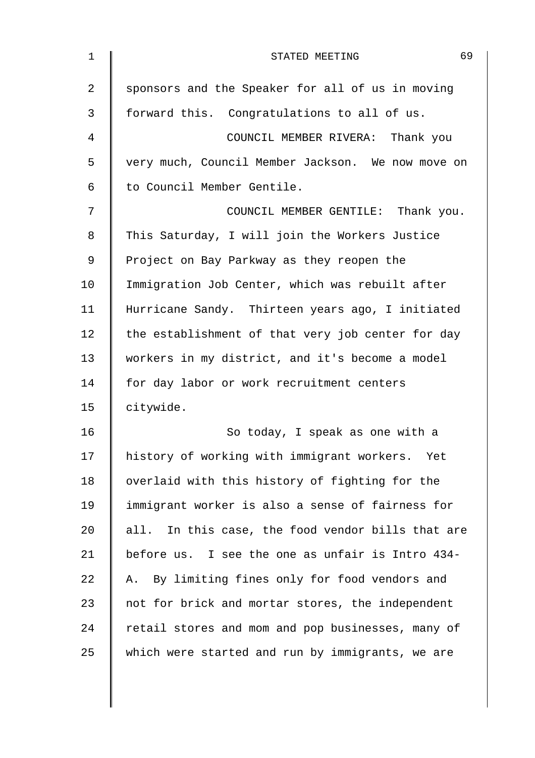sponsors and the Speaker for all of us in moving forward this. Congratulations to all of us.

COUNCIL MEMBER RIVERA: Thank you very much, Council Member Jackson. We now move on to Council Member Gentile.

COUNCIL MEMBER GENTILE: Thank you. This Saturday, I will join the Workers Justice Project on Bay Parkway as they reopen the Immigration Job Center, which was rebuilt after Hurricane Sandy. Thirteen years ago, I initiated the establishment of that very job center for day workers in my district, and it's become a model for day labor or work recruitment centers citywide.

So today, I speak as one with a history of working with immigrant workers. Yet overlaid with this history of fighting for the immigrant worker is also a sense of fairness for all. In this case, the food vendor bills that are before us. I see the one as unfair is Intro 434-A. By limiting fines only for food vendors and not for brick and mortar stores, the independent retail stores and mom and pop businesses, many of which were started and run by immigrants, we are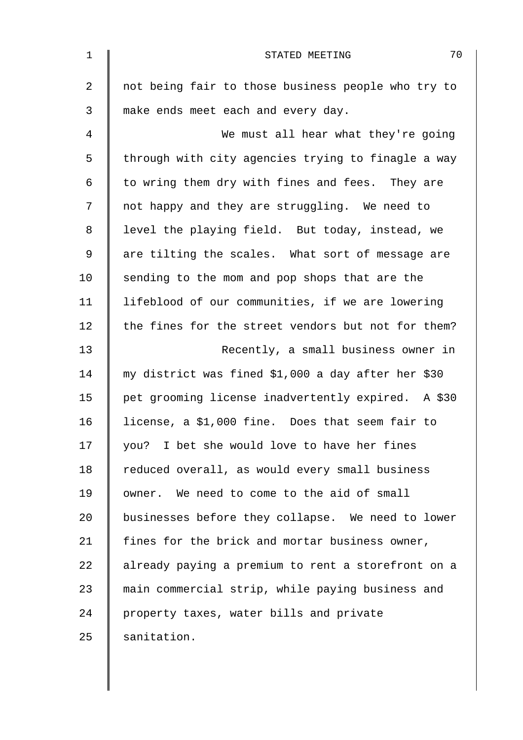not being fair to those business people who try to make ends meet each and every day.

We must all hear what they're going through with city agencies trying to finagle a way to wring them dry with fines and fees. They are not happy and they are struggling. We need to level the playing field. But today, instead, we are tilting the scales. What sort of message are sending to the mom and pop shops that are the lifeblood of our communities, if we are lowering the fines for the street vendors but not for them?

Recently, a small business owner in my district was fined $1,000 a day after her $30 pet grooming license inadvertently expired. A $30 license, a $1,000 fine. Does that seem fair to you? I bet she would love to have her fines reduced overall, as would every small business owner. We need to come to the aid of small businesses before they collapse. We need to lower fines for the brick and mortar business owner, already paying a premium to rent a storefront on a main commercial strip, while paying business and property taxes, water bills and private sanitation.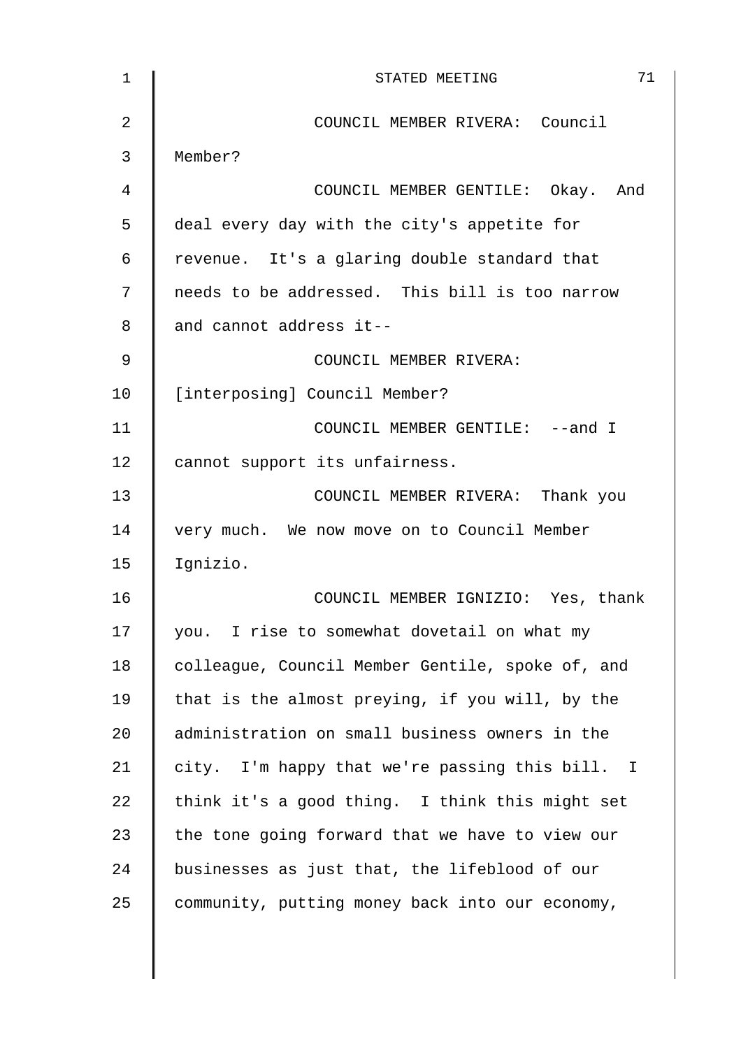COUNCIL MEMBER RIVERA: Council Member?

COUNCIL MEMBER GENTILE: Okay. And deal every day with the city's appetite for revenue. It's a glaring double standard that needs to be addressed. This bill is too narrow and cannot address it--

COUNCIL MEMBER RIVERA: [interposing] Council Member?

COUNCIL MEMBER GENTILE: --and I cannot support its unfairness.

COUNCIL MEMBER RIVERA: Thank you very much. We now move on to Council Member Ignizio.

COUNCIL MEMBER IGNIZIO: Yes, thank you. I rise to somewhat dovetail on what my colleague, Council Member Gentile, spoke of, and that is the almost preying, if you will, by the administration on small business owners in the city. I'm happy that we're passing this bill. I think it's a good thing. I think this might set the tone going forward that we have to view our businesses as just that, the lifeblood of our community, putting money back into our economy,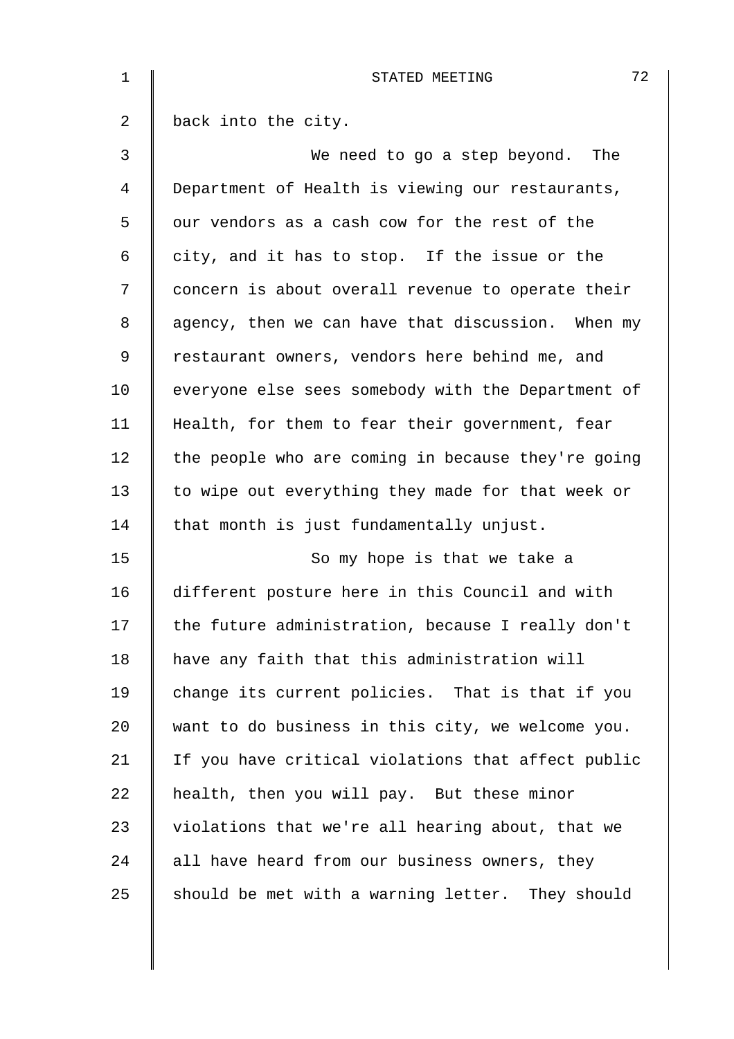back into the city.

We need to go a step beyond. The Department of Health is viewing our restaurants, our vendors as a cash cow for the rest of the city, and it has to stop. If the issue or the concern is about overall revenue to operate their agency, then we can have that discussion. When my restaurant owners, vendors here behind me, and everyone else sees somebody with the Department of Health, for them to fear their government, fear the people who are coming in because they're going to wipe out everything they made for that week or that month is just fundamentally unjust.

So my hope is that we take a different posture here in this Council and with the future administration, because I really don't have any faith that this administration will change its current policies. That is that if you want to do business in this city, we welcome you. If you have critical violations that affect public health, then you will pay. But these minor violations that we're all hearing about, that we all have heard from our business owners, they should be met with a warning letter. They should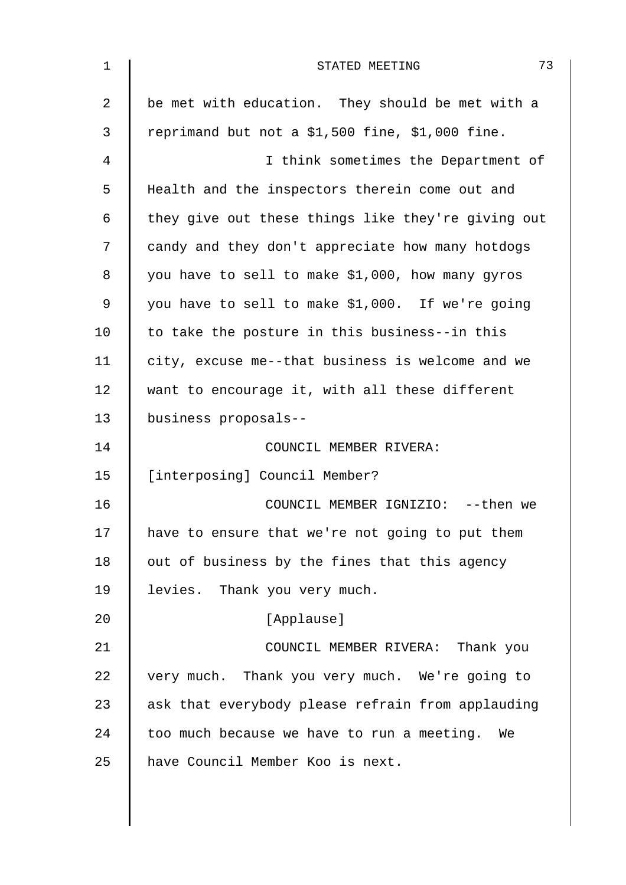be met with education. They should be met with a reprimand but not a $1,500 fine, $1,000 fine.

I think sometimes the Department of Health and the inspectors therein come out and they give out these things like they're giving out candy and they don't appreciate how many hotdogs you have to sell to make $1,000, how many gyros you have to sell to make $1,000. If we're going to take the posture in this business--in this city, excuse me--that business is welcome and we want to encourage it, with all these different business proposals--

COUNCIL MEMBER RIVERA: [interposing] Council Member?

COUNCIL MEMBER IGNIZIO: --then we have to ensure that we're not going to put them out of business by the fines that this agency levies. Thank you very much.

[Applause]

COUNCIL MEMBER RIVERA: Thank you very much. Thank you very much. We're going to ask that everybody please refrain from applauding too much because we have to run a meeting. We have Council Member Koo is next.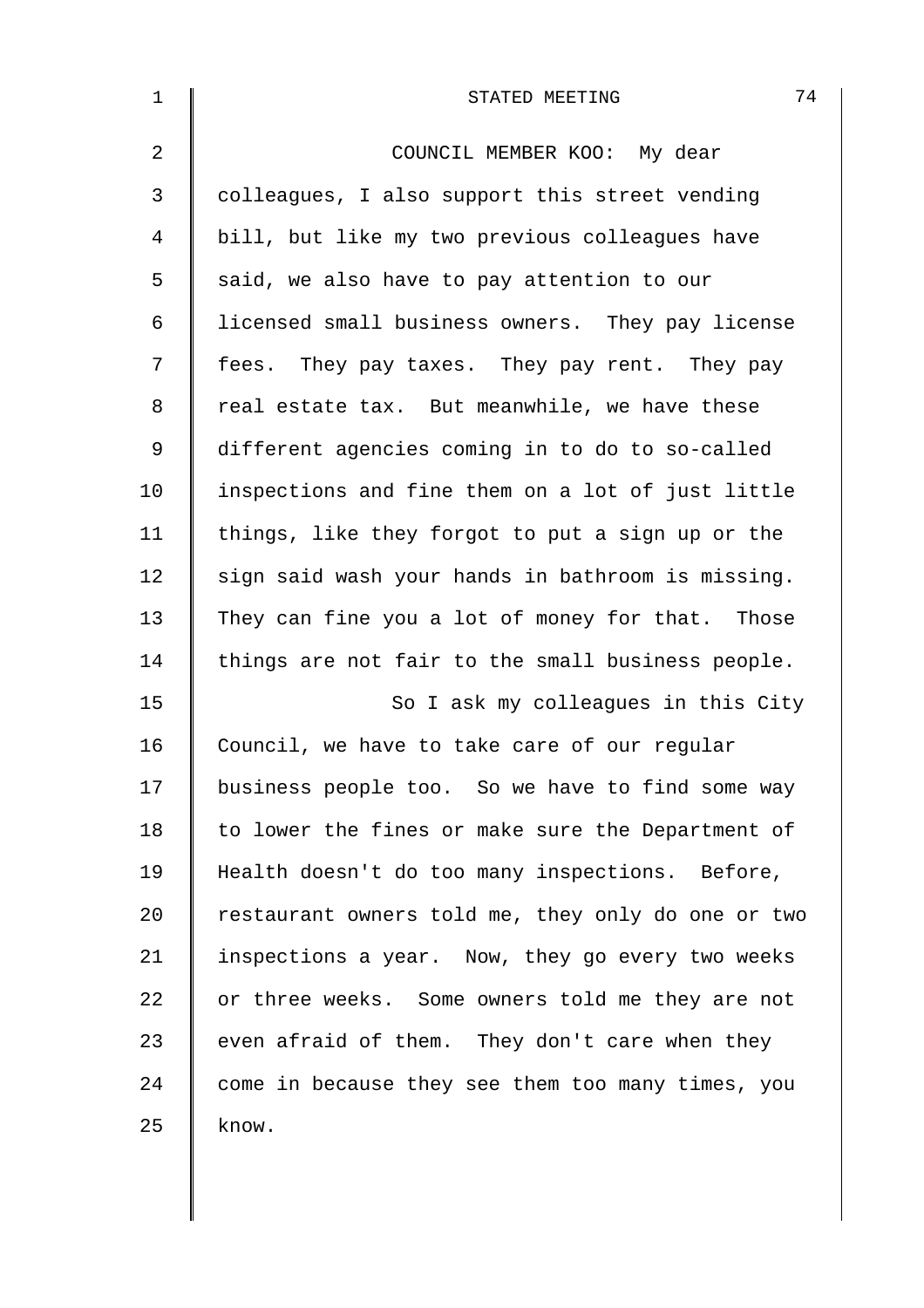COUNCIL MEMBER KOO: My dear colleagues, I also support this street vending bill, but like my two previous colleagues have said, we also have to pay attention to our licensed small business owners. They pay license fees. They pay taxes. They pay rent. They pay real estate tax. But meanwhile, we have these different agencies coming in to do to so-called inspections and fine them on a lot of just little things, like they forgot to put a sign up or the sign said wash your hands in bathroom is missing. They can fine you a lot of money for that. Those things are not fair to the small business people.

So I ask my colleagues in this City Council, we have to take care of our regular business people too. So we have to find some way to lower the fines or make sure the Department of Health doesn't do too many inspections. Before, restaurant owners told me, they only do one or two inspections a year. Now, they go every two weeks or three weeks. Some owners told me they are not even afraid of them. They don't care when they come in because they see them too many times, you know.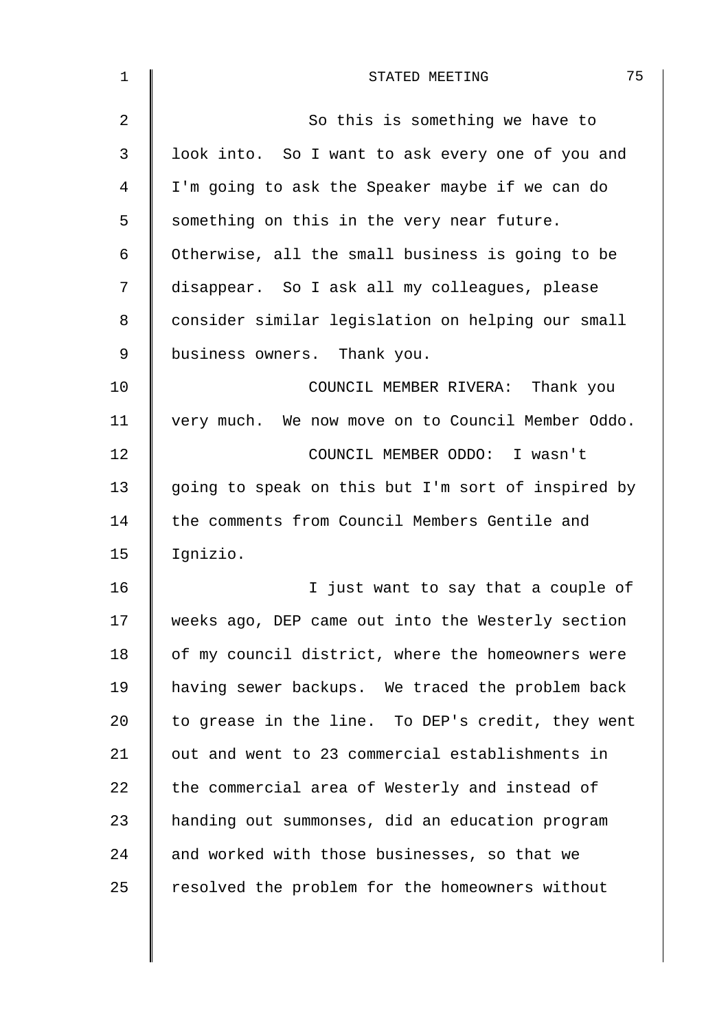So this is something we have to look into. So I want to ask every one of you and I'm going to ask the Speaker maybe if we can do something on this in the very near future. Otherwise, all the small business is going to be disappear. So I ask all my colleagues, please consider similar legislation on helping our small business owners. Thank you.

COUNCIL MEMBER RIVERA: Thank you very much. We now move on to Council Member Oddo.

COUNCIL MEMBER ODDO: I wasn't going to speak on this but I'm sort of inspired by the comments from Council Members Gentile and Ignizio.

I just want to say that a couple of weeks ago, DEP came out into the Westerly section of my council district, where the homeowners were having sewer backups. We traced the problem back to grease in the line. To DEP's credit, they went out and went to 23 commercial establishments in the commercial area of Westerly and instead of handing out summonses, did an education program and worked with those businesses, so that we resolved the problem for the homeowners without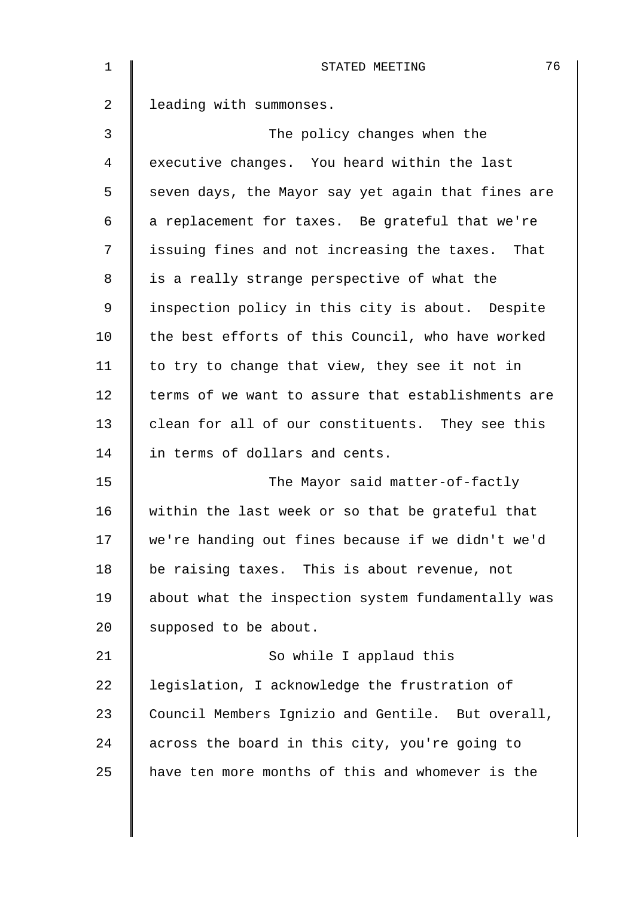leading with summonses.

The policy changes when the executive changes. You heard within the last seven days, the Mayor say yet again that fines are a replacement for taxes. Be grateful that we're issuing fines and not increasing the taxes. That is a really strange perspective of what the inspection policy in this city is about. Despite the best efforts of this Council, who have worked to try to change that view, they see it not in terms of we want to assure that establishments are clean for all of our constituents. They see this in terms of dollars and cents.

The Mayor said matter-of-factly within the last week or so that be grateful that we're handing out fines because if we didn't we'd be raising taxes. This is about revenue, not about what the inspection system fundamentally was supposed to be about.

So while I applaud this legislation, I acknowledge the frustration of Council Members Ignizio and Gentile. But overall, across the board in this city, you're going to have ten more months of this and whomever is the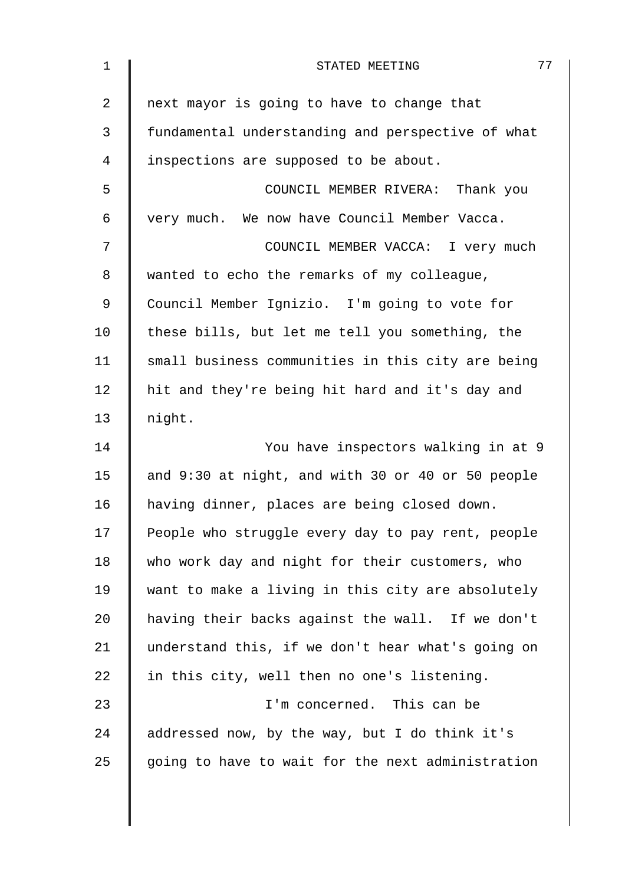next mayor is going to have to change that fundamental understanding and perspective of what inspections are supposed to be about.

COUNCIL MEMBER RIVERA: Thank you very much. We now have Council Member Vacca.

COUNCIL MEMBER VACCA: I very much wanted to echo the remarks of my colleague, Council Member Ignizio. I'm going to vote for these bills, but let me tell you something, the small business communities in this city are being hit and they're being hit hard and it's day and night.

You have inspectors walking in at 9 and 9:30 at night, and with 30 or 40 or 50 people having dinner, places are being closed down. People who struggle every day to pay rent, people who work day and night for their customers, who want to make a living in this city are absolutely having their backs against the wall. If we don't understand this, if we don't hear what's going on in this city, well then no one's listening.

I'm concerned. This can be addressed now, by the way, but I do think it's going to have to wait for the next administration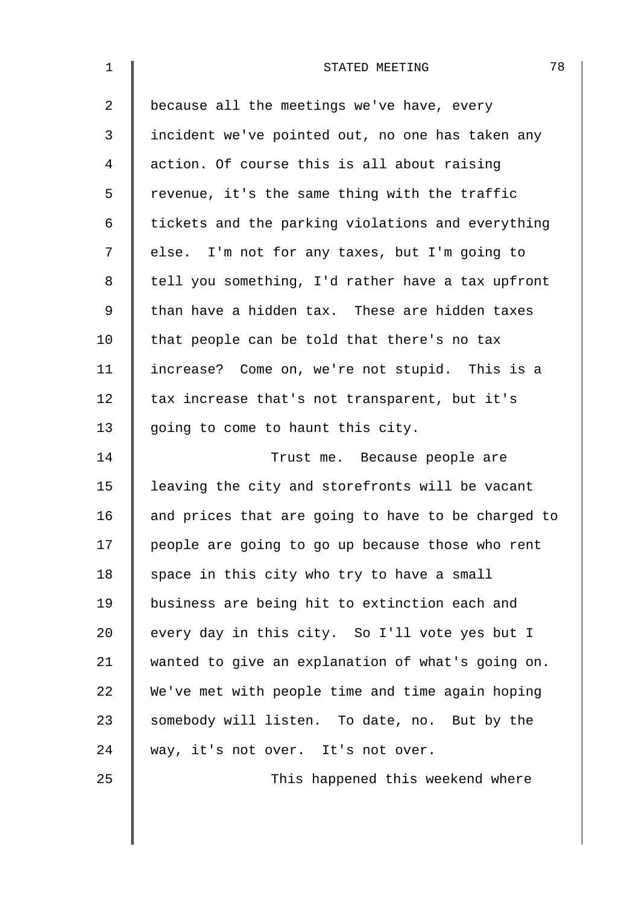because all the meetings we've have, every incident we've pointed out, no one has taken any action. Of course this is all about raising revenue, it's the same thing with the traffic tickets and the parking violations and everything else. I'm not for any taxes, but I'm going to tell you something, I'd rather have a tax upfront than have a hidden tax. These are hidden taxes that people can be told that there's no tax increase? Come on, we're not stupid. This is a tax increase that's not transparent, but it's going to come to haunt this city.

Trust me. Because people are leaving the city and storefronts will be vacant and prices that are going to have to be charged to people are going to go up because those who rent space in this city who try to have a small business are being hit to extinction each and every day in this city. So I'll vote yes but I wanted to give an explanation of what's going on. We've met with people time and time again hoping somebody will listen. To date, no. But by the way, it's not over. It's not over.

This happened this weekend where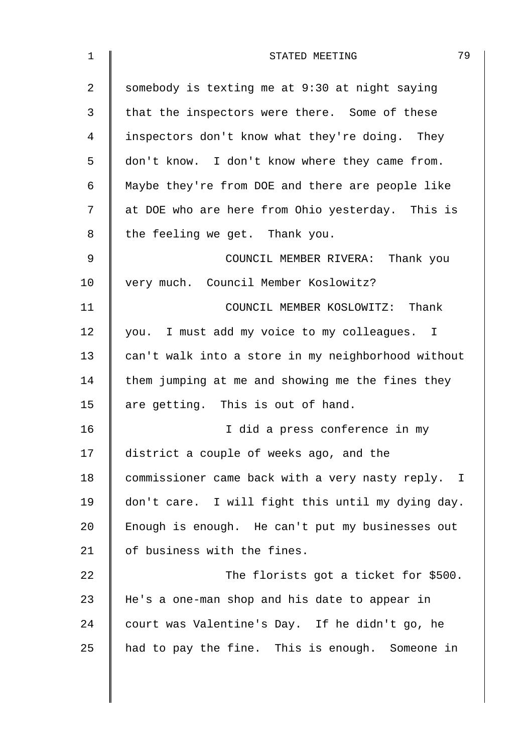somebody is texting me at 9:30 at night saying that the inspectors were there. Some of these inspectors don't know what they're doing. They don't know. I don't know where they came from. Maybe they're from DOE and there are people like at DOE who are here from Ohio yesterday. This is the feeling we get. Thank you.

COUNCIL MEMBER RIVERA: Thank you very much. Council Member Koslowitz?

COUNCIL MEMBER KOSLOWITZ: Thank you. I must add my voice to my colleagues. I can't walk into a store in my neighborhood without them jumping at me and showing me the fines they are getting. This is out of hand.

I did a press conference in my district a couple of weeks ago, and the commissioner came back with a very nasty reply. I don't care. I will fight this until my dying day. Enough is enough. He can't put my businesses out of business with the fines.

The florists got a ticket for $500. He's a one-man shop and his date to appear in court was Valentine's Day. If he didn't go, he had to pay the fine. This is enough. Someone in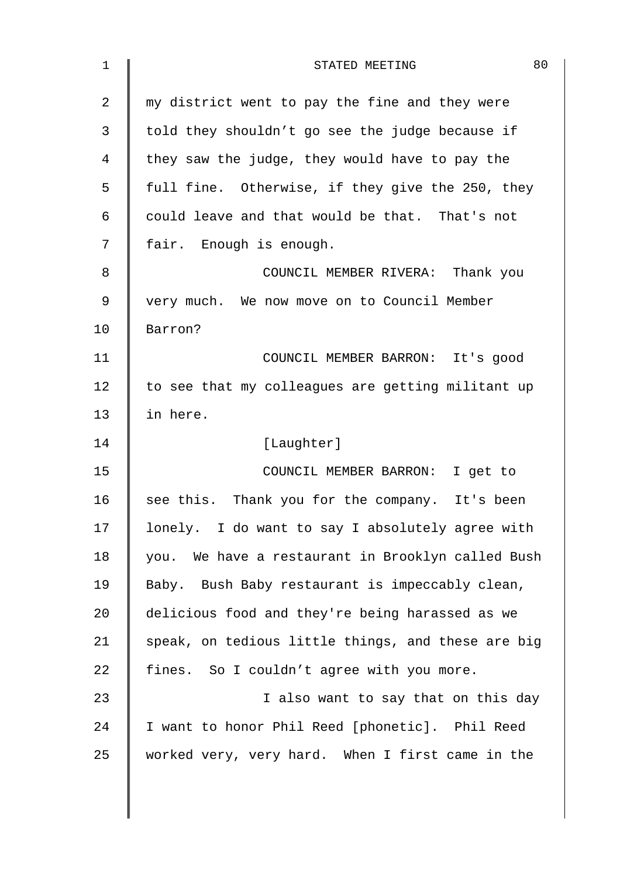my district went to pay the fine and they were told they shouldn't go see the judge because if they saw the judge, they would have to pay the full fine. Otherwise, if they give the 250, they could leave and that would be that. That's not fair. Enough is enough.

COUNCIL MEMBER RIVERA: Thank you very much. We now move on to Council Member Barron?

COUNCIL MEMBER BARRON: It's good to see that my colleagues are getting militant up in here.

[Laughter]

COUNCIL MEMBER BARRON: I get to see this. Thank you for the company. It's been lonely. I do want to say I absolutely agree with you. We have a restaurant in Brooklyn called Bush Baby. Bush Baby restaurant is impeccably clean, delicious food and they're being harassed as we speak, on tedious little things, and these are big fines. So I couldn't agree with you more.

I also want to say that on this day I want to honor Phil Reed [phonetic]. Phil Reed worked very, very hard. When I first came in the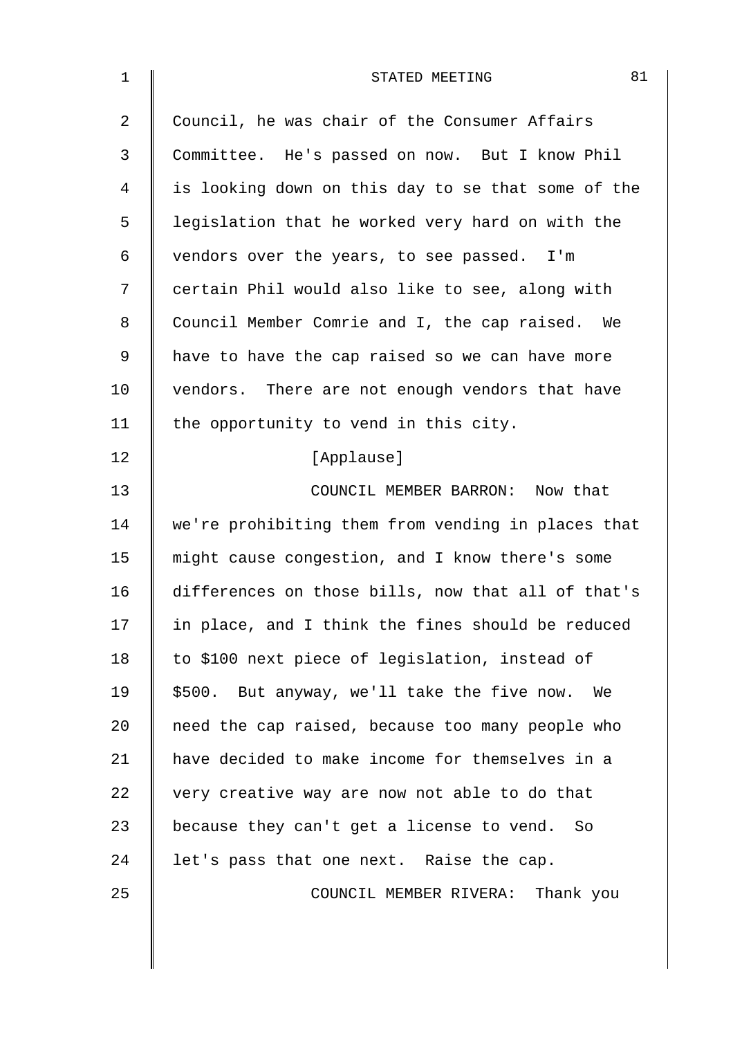Council, he was chair of the Consumer Affairs Committee. He's passed on now. But I know Phil is looking down on this day to se that some of the legislation that he worked very hard on with the vendors over the years, to see passed. I'm certain Phil would also like to see, along with Council Member Comrie and I, the cap raised. We have to have the cap raised so we can have more vendors. There are not enough vendors that have the opportunity to vend in this city.

[Applause]

COUNCIL MEMBER BARRON: Now that we're prohibiting them from vending in places that might cause congestion, and I know there's some differences on those bills, now that all of that's in place, and I think the fines should be reduced to $100 next piece of legislation, instead of $500. But anyway, we'll take the five now. We need the cap raised, because too many people who have decided to make income for themselves in a very creative way are now not able to do that because they can't get a license to vend. So let's pass that one next. Raise the cap.

COUNCIL MEMBER RIVERA: Thank you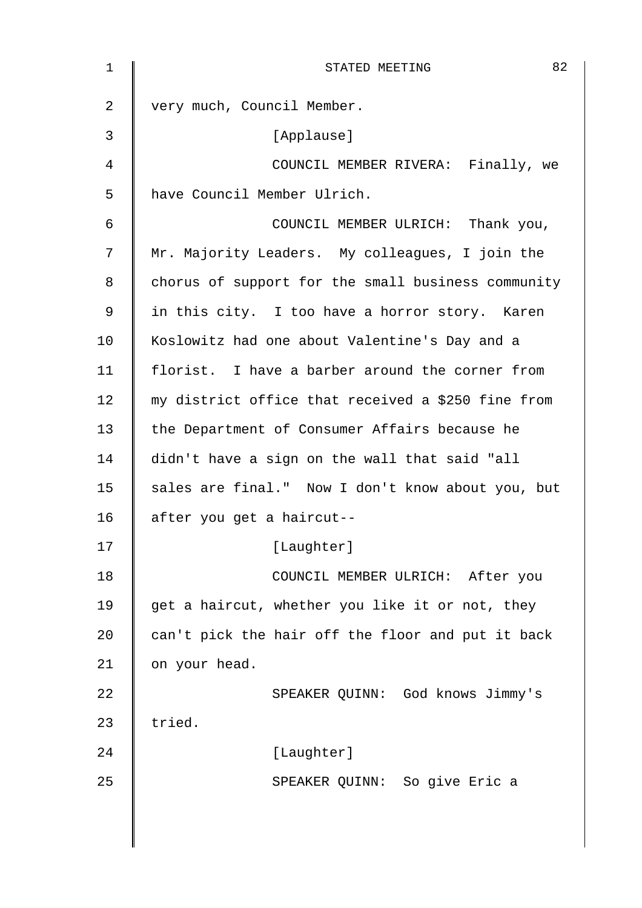very much, Council Member.

[Applause]

COUNCIL MEMBER RIVERA: Finally, we have Council Member Ulrich.

COUNCIL MEMBER ULRICH: Thank you, Mr. Majority Leaders. My colleagues, I join the chorus of support for the small business community in this city. I too have a horror story. Karen Koslowitz had one about Valentine's Day and a florist. I have a barber around the corner from my district office that received a $250 fine from the Department of Consumer Affairs because he didn't have a sign on the wall that said "all sales are final." Now I don't know about you, but after you get a haircut--

[Laughter]

COUNCIL MEMBER ULRICH: After you get a haircut, whether you like it or not, they can't pick the hair off the floor and put it back on your head.

SPEAKER QUINN: God knows Jimmy's tried.

[Laughter]

SPEAKER QUINN: So give Eric a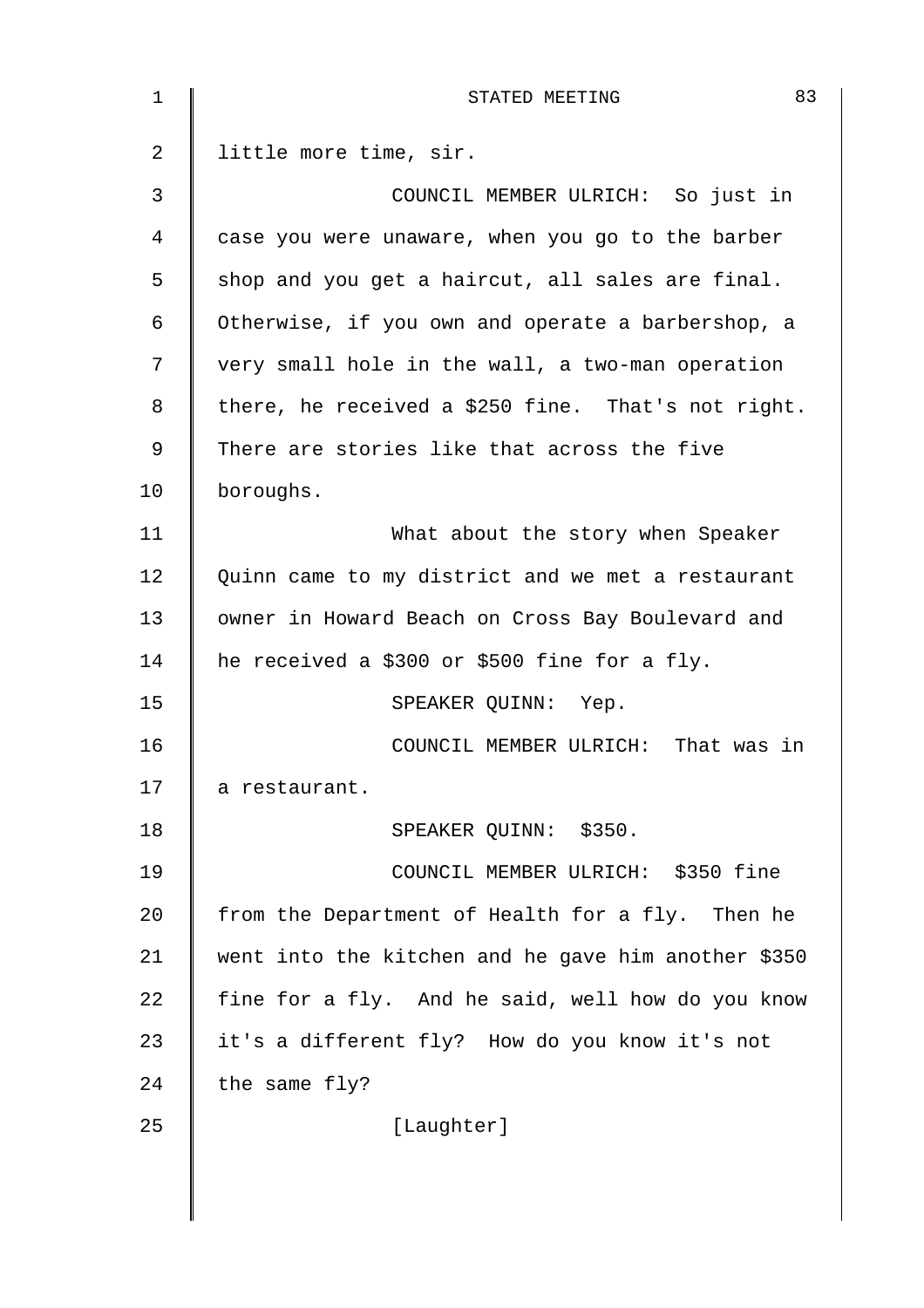little more time, sir.

COUNCIL MEMBER ULRICH: So just in case you were unaware, when you go to the barber shop and you get a haircut, all sales are final. Otherwise, if you own and operate a barbershop, a very small hole in the wall, a two-man operation there, he received a $250 fine. That's not right. There are stories like that across the five boroughs.

What about the story when Speaker Quinn came to my district and we met a restaurant owner in Howard Beach on Cross Bay Boulevard and he received a $300 or $500 fine for a fly.

SPEAKER QUINN: Yep.

COUNCIL MEMBER ULRICH: That was in a restaurant.

SPEAKER QUINN: $350.

COUNCIL MEMBER ULRICH: $350 fine from the Department of Health for a fly. Then he went into the kitchen and he gave him another $350 fine for a fly. And he said, well how do you know it's a different fly? How do you know it's not the same fly?

[Laughter]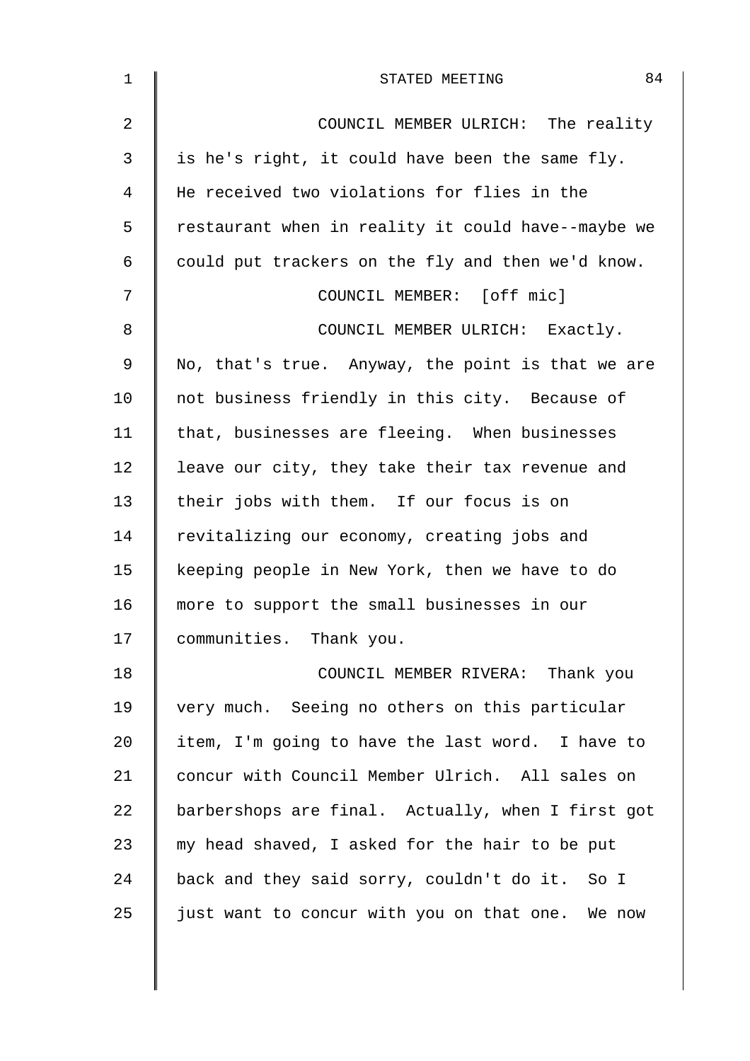COUNCIL MEMBER ULRICH: The reality is he's right, it could have been the same fly. He received two violations for flies in the restaurant when in reality it could have--maybe we could put trackers on the fly and then we'd know.

COUNCIL MEMBER: [off mic]

COUNCIL MEMBER ULRICH: Exactly. No, that's true. Anyway, the point is that we are not business friendly in this city. Because of that, businesses are fleeing. When businesses leave our city, they take their tax revenue and their jobs with them. If our focus is on revitalizing our economy, creating jobs and keeping people in New York, then we have to do more to support the small businesses in our communities. Thank you.

COUNCIL MEMBER RIVERA: Thank you very much. Seeing no others on this particular item, I'm going to have the last word. I have to concur with Council Member Ulrich. All sales on barbershops are final. Actually, when I first got my head shaved, I asked for the hair to be put back and they said sorry, couldn't do it. So I just want to concur with you on that one. We now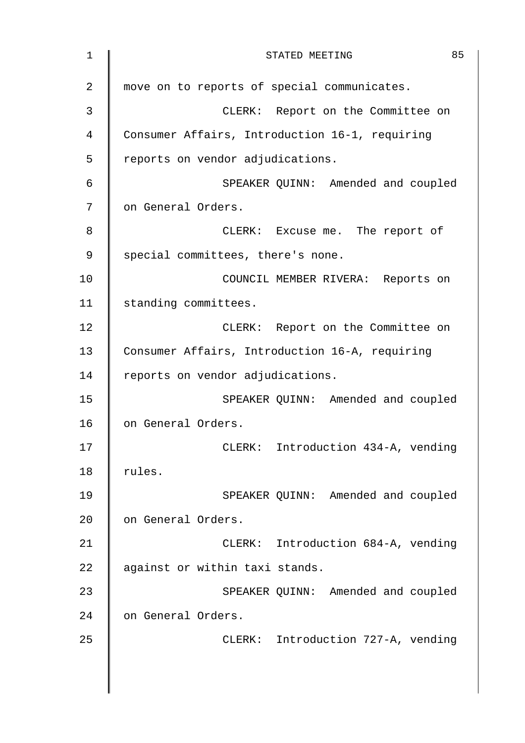move on to reports of special communicates.

CLERK: Report on the Committee on Consumer Affairs, Introduction 16-1, requiring reports on vendor adjudications.

SPEAKER QUINN: Amended and coupled on General Orders.

CLERK: Excuse me. The report of special committees, there's none.

COUNCIL MEMBER RIVERA: Reports on standing committees.

CLERK: Report on the Committee on Consumer Affairs, Introduction 16-A, requiring reports on vendor adjudications.

SPEAKER QUINN: Amended and coupled on General Orders.

CLERK: Introduction 434-A, vending rules.

SPEAKER QUINN: Amended and coupled on General Orders.

CLERK: Introduction 684-A, vending against or within taxi stands.

SPEAKER QUINN: Amended and coupled on General Orders.

CLERK: Introduction 727-A, vending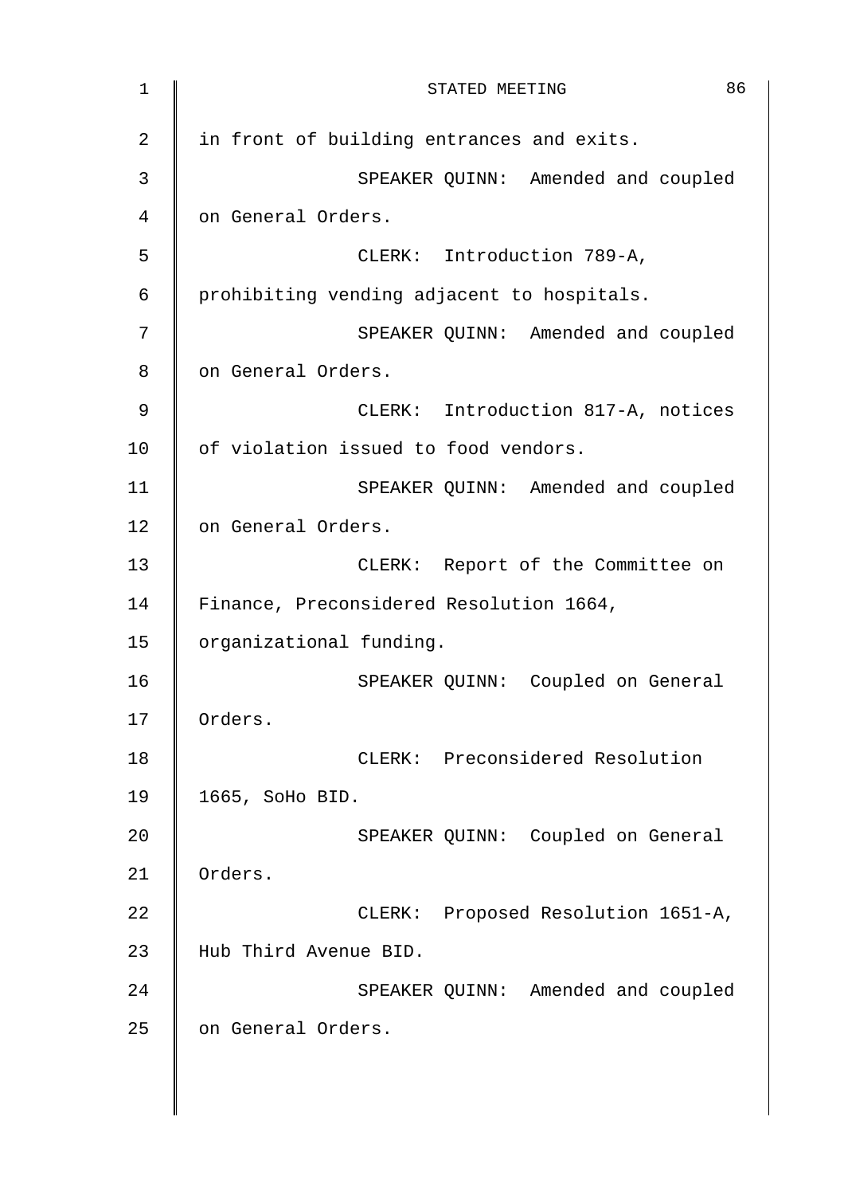in front of building entrances and exits.

SPEAKER QUINN: Amended and coupled on General Orders.

CLERK: Introduction 789-A, prohibiting vending adjacent to hospitals.

SPEAKER QUINN: Amended and coupled on General Orders.

CLERK: Introduction 817-A, notices of violation issued to food vendors.

SPEAKER QUINN: Amended and coupled on General Orders.

CLERK: Report of the Committee on Finance, Preconsidered Resolution 1664, organizational funding.

SPEAKER QUINN: Coupled on General Orders.

CLERK: Preconsidered Resolution 1665, SoHo BID.

SPEAKER QUINN: Coupled on General Orders.

CLERK: Proposed Resolution 1651-A, Hub Third Avenue BID.

SPEAKER QUINN: Amended and coupled on General Orders.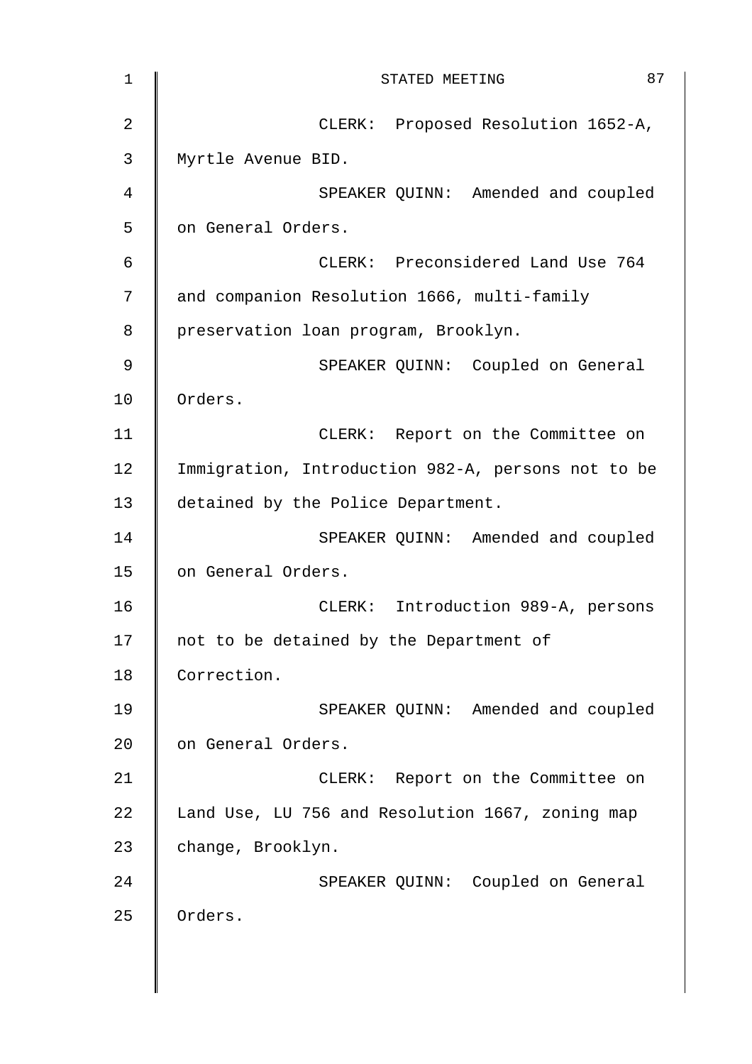CLERK: Proposed Resolution 1652-A, Myrtle Avenue BID.

SPEAKER QUINN: Amended and coupled on General Orders.

CLERK: Preconsidered Land Use 764 and companion Resolution 1666, multi-family preservation loan program, Brooklyn.

SPEAKER QUINN: Coupled on General Orders.

CLERK: Report on the Committee on Immigration, Introduction 982-A, persons not to be detained by the Police Department.

SPEAKER QUINN: Amended and coupled on General Orders.

CLERK: Introduction 989-A, persons not to be detained by the Department of Correction.

SPEAKER QUINN: Amended and coupled on General Orders.

CLERK: Report on the Committee on Land Use, LU 756 and Resolution 1667, zoning map change, Brooklyn.

SPEAKER QUINN: Coupled on General Orders.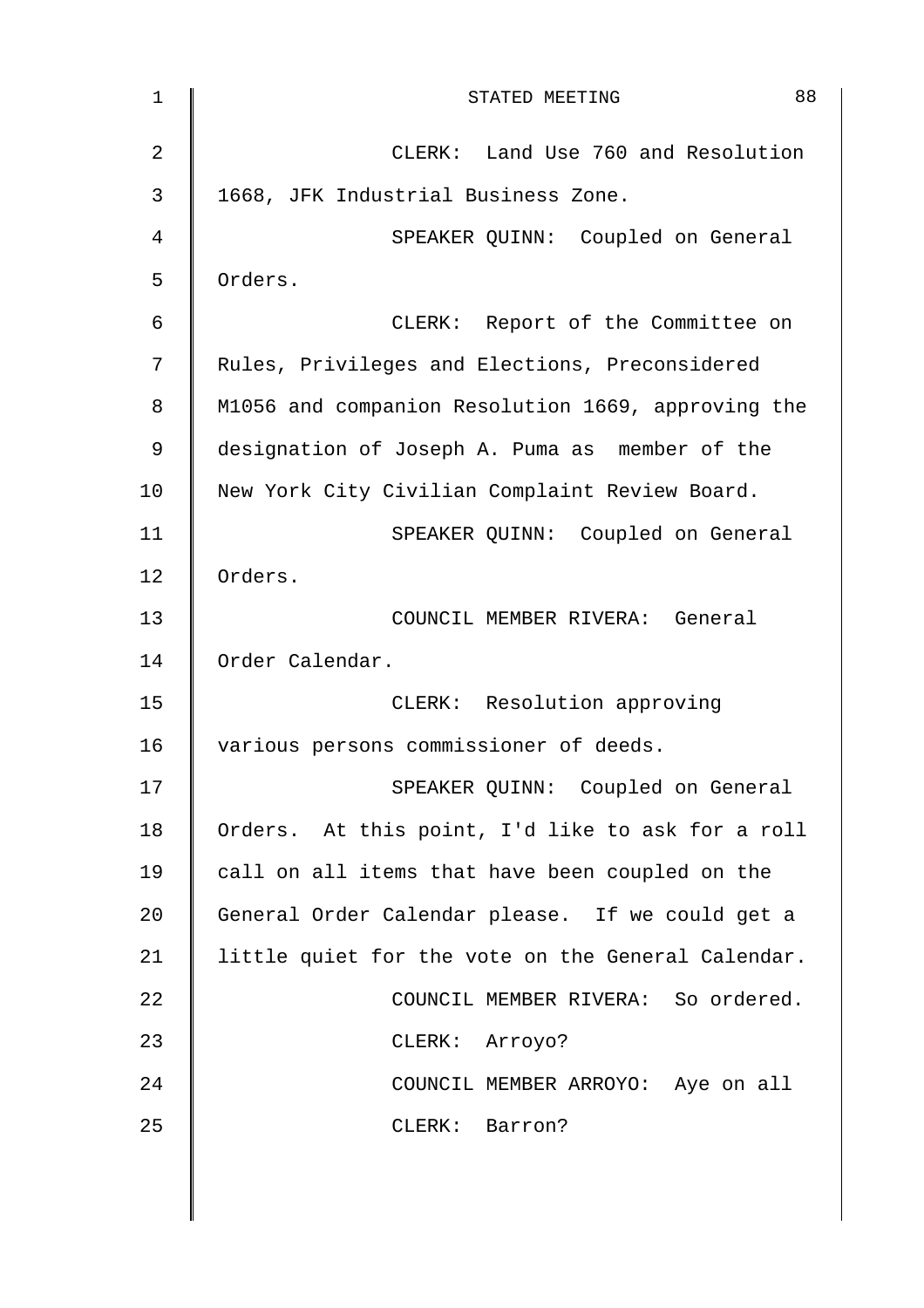CLERK: Land Use 760 and Resolution 1668, JFK Industrial Business Zone.

SPEAKER QUINN: Coupled on General Orders.

CLERK: Report of the Committee on Rules, Privileges and Elections, Preconsidered M1056 and companion Resolution 1669, approving the designation of Joseph A. Puma as member of the New York City Civilian Complaint Review Board.

SPEAKER QUINN: Coupled on General Orders.

COUNCIL MEMBER RIVERA: General Order Calendar.

CLERK: Resolution approving various persons commissioner of deeds.

SPEAKER QUINN: Coupled on General Orders. At this point, I'd like to ask for a roll call on all items that have been coupled on the General Order Calendar please. If we could get a little quiet for the vote on the General Calendar.

COUNCIL MEMBER RIVERA: So ordered.

CLERK: Arroyo?

COUNCIL MEMBER ARROYO: Aye on all

CLERK: Barron?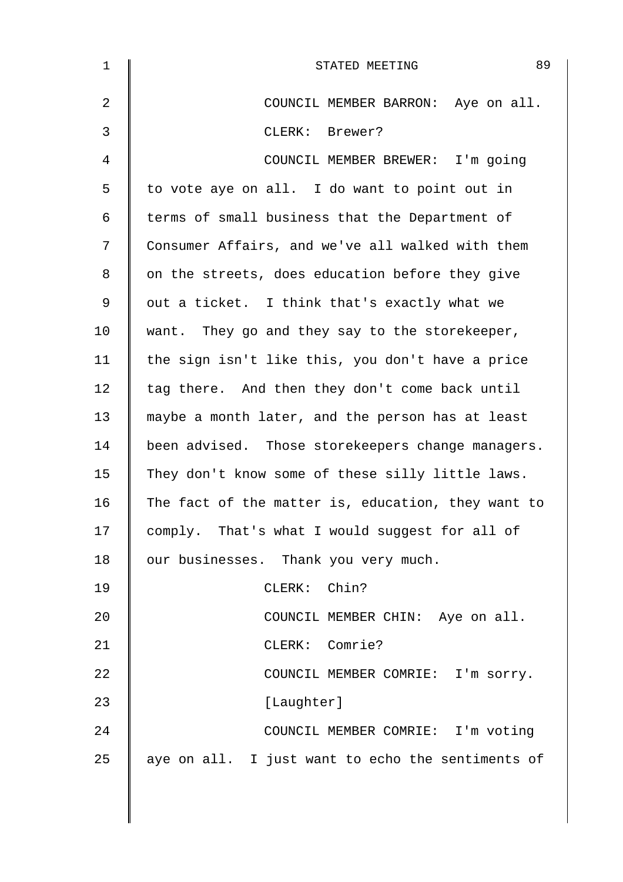COUNCIL MEMBER BARRON: Aye on all.

CLERK: Brewer?

COUNCIL MEMBER BREWER: I'm going to vote aye on all. I do want to point out in terms of small business that the Department of Consumer Affairs, and we've all walked with them on the streets, does education before they give out a ticket. I think that's exactly what we want. They go and they say to the storekeeper, the sign isn't like this, you don't have a price tag there. And then they don't come back until maybe a month later, and the person has at least been advised. Those storekeepers change managers. They don't know some of these silly little laws. The fact of the matter is, education, they want to comply. That's what I would suggest for all of our businesses. Thank you very much.

CLERK: Chin?

COUNCIL MEMBER CHIN: Aye on all.

CLERK: Comrie?

COUNCIL MEMBER COMRIE: I'm sorry.

[Laughter]

COUNCIL MEMBER COMRIE: I'm voting aye on all. I just want to echo the sentiments of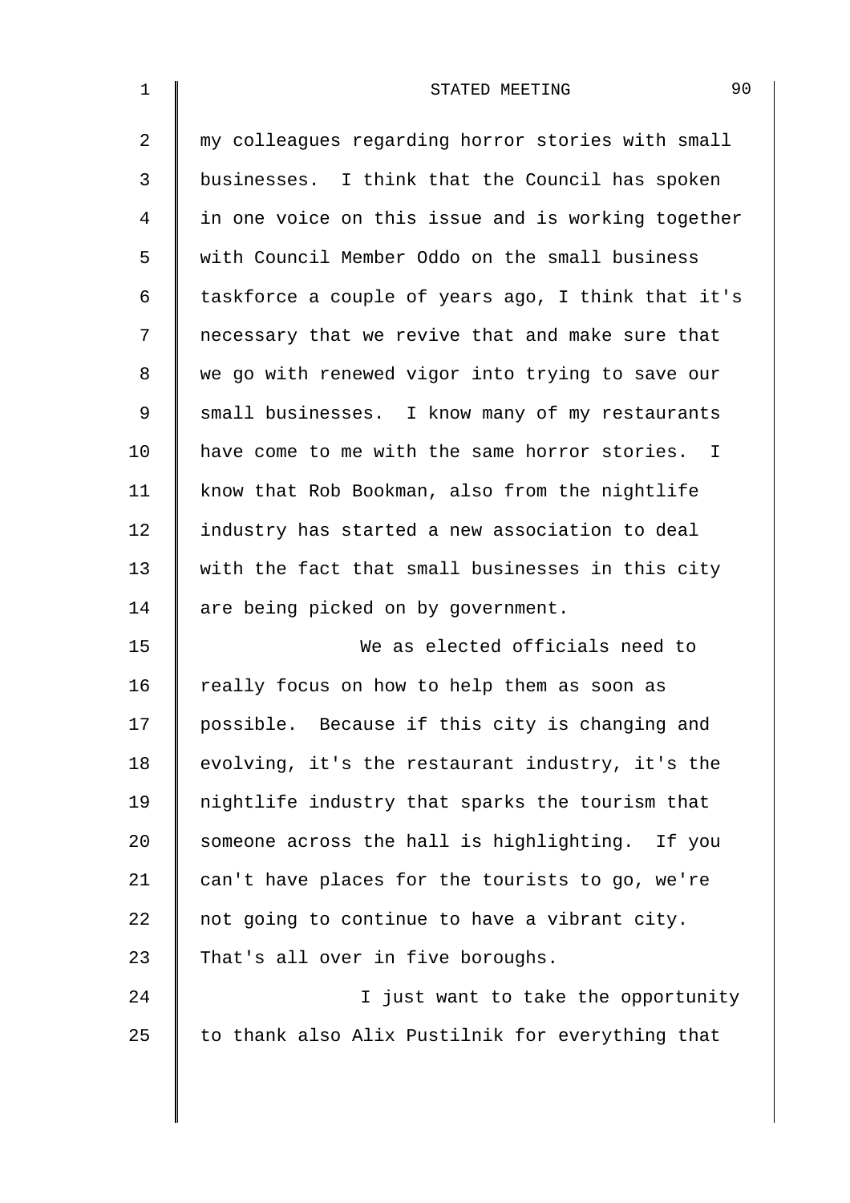my colleagues regarding horror stories with small businesses. I think that the Council has spoken in one voice on this issue and is working together with Council Member Oddo on the small business taskforce a couple of years ago, I think that it's necessary that we revive that and make sure that we go with renewed vigor into trying to save our small businesses. I know many of my restaurants have come to me with the same horror stories. I know that Rob Bookman, also from the nightlife industry has started a new association to deal with the fact that small businesses in this city are being picked on by government.

We as elected officials need to really focus on how to help them as soon as possible. Because if this city is changing and evolving, it's the restaurant industry, it's the nightlife industry that sparks the tourism that someone across the hall is highlighting. If you can't have places for the tourists to go, we're not going to continue to have a vibrant city. That's all over in five boroughs.

I just want to take the opportunity to thank also Alix Pustilnik for everything that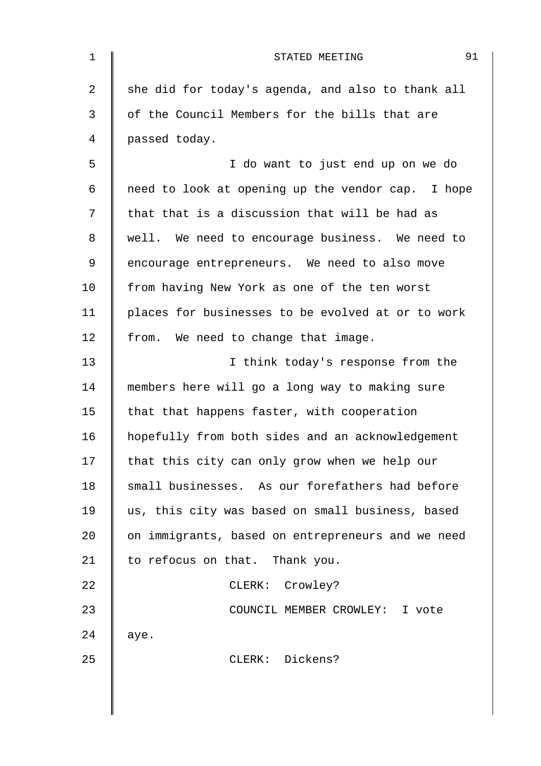she did for today's agenda, and also to thank all of the Council Members for the bills that are passed today.

I do want to just end up on we do need to look at opening up the vendor cap. I hope that that is a discussion that will be had as well. We need to encourage business. We need to encourage entrepreneurs. We need to also move from having New York as one of the ten worst places for businesses to be evolved at or to work from. We need to change that image.

I think today's response from the members here will go a long way to making sure that that happens faster, with cooperation hopefully from both sides and an acknowledgement that this city can only grow when we help our small businesses. As our forefathers had before us, this city was based on small business, based on immigrants, based on entrepreneurs and we need to refocus on that. Thank you.

CLERK: Crowley?

COUNCIL MEMBER CROWLEY: I vote aye.

CLERK: Dickens?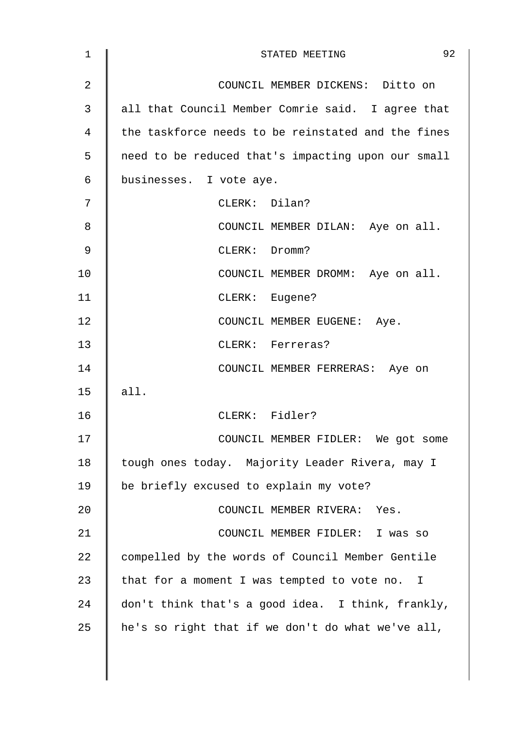COUNCIL MEMBER DICKENS: Ditto on all that Council Member Comrie said. I agree that the taskforce needs to be reinstated and the fines need to be reduced that's impacting upon our small businesses. I vote aye.

CLERK: Dilan?

COUNCIL MEMBER DILAN: Aye on all.

CLERK: Dromm?

COUNCIL MEMBER DROMM: Aye on all.

CLERK: Eugene?

COUNCIL MEMBER EUGENE: Aye.

CLERK: Ferreras?

COUNCIL MEMBER FERRERAS: Aye on all.

CLERK: Fidler?

COUNCIL MEMBER FIDLER: We got some tough ones today. Majority Leader Rivera, may I be briefly excused to explain my vote?

COUNCIL MEMBER RIVERA: Yes.

COUNCIL MEMBER FIDLER: I was so compelled by the words of Council Member Gentile that for a moment I was tempted to vote no. I don't think that's a good idea. I think, frankly, he's so right that if we don't do what we've all,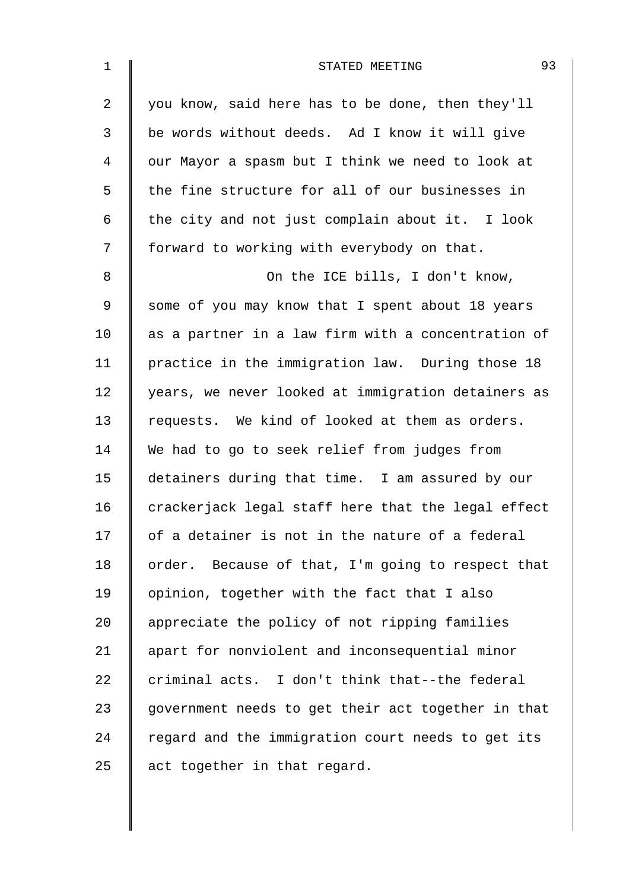you know, said here has to be done, then they'll be words without deeds. Ad I know it will give our Mayor a spasm but I think we need to look at the fine structure for all of our businesses in the city and not just complain about it. I look forward to working with everybody on that.

On the ICE bills, I don't know, some of you may know that I spent about 18 years as a partner in a law firm with a concentration of practice in the immigration law. During those 18 years, we never looked at immigration detainers as requests. We kind of looked at them as orders. We had to go to seek relief from judges from detainers during that time. I am assured by our crackerjack legal staff here that the legal effect of a detainer is not in the nature of a federal order. Because of that, I'm going to respect that opinion, together with the fact that I also appreciate the policy of not ripping families apart for nonviolent and inconsequential minor criminal acts. I don't think that--the federal government needs to get their act together in that regard and the immigration court needs to get its act together in that regard.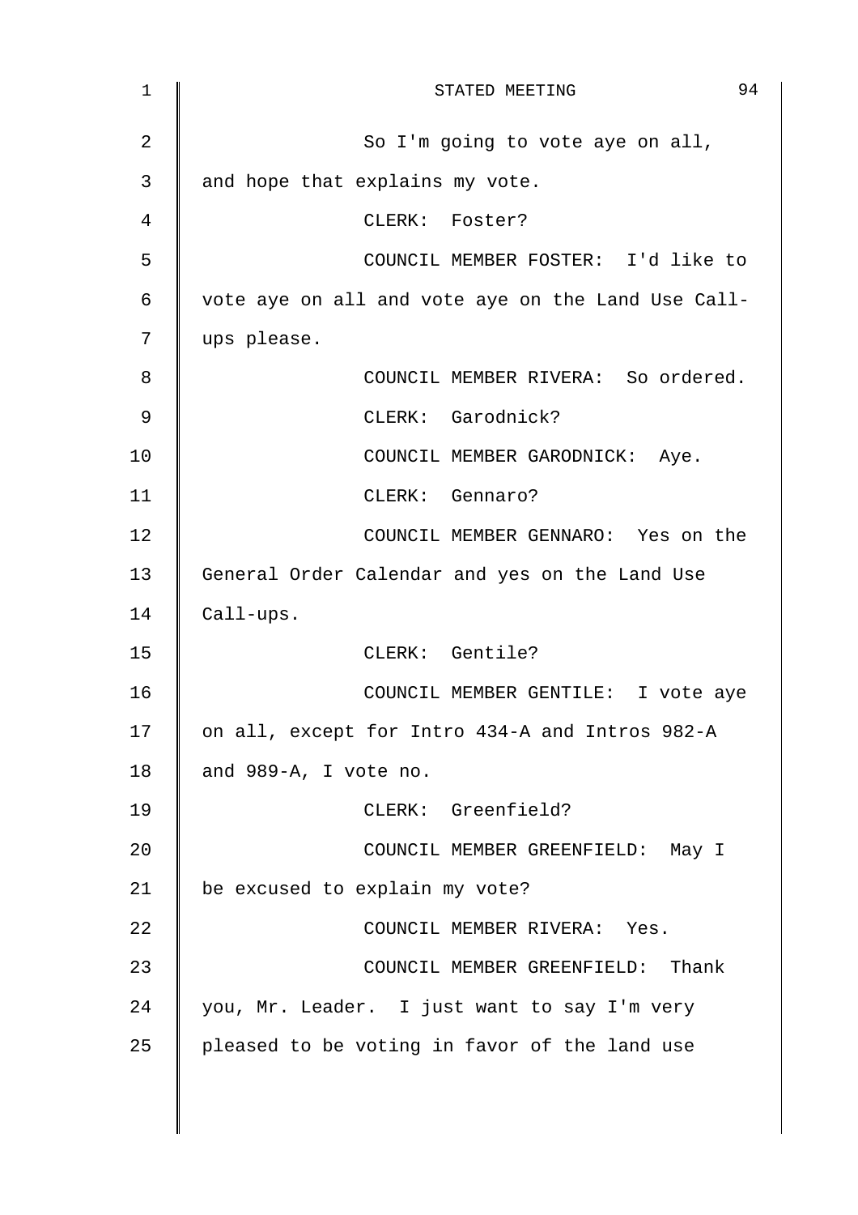So I'm going to vote aye on all, and hope that explains my vote.

CLERK: Foster?

COUNCIL MEMBER FOSTER: I'd like to vote aye on all and vote aye on the Land Use Call-ups please.

COUNCIL MEMBER RIVERA: So ordered.

CLERK: Garodnick?

COUNCIL MEMBER GARODNICK: Aye.

CLERK: Gennaro?

COUNCIL MEMBER GENNARO: Yes on the General Order Calendar and yes on the Land Use Call-ups.

CLERK: Gentile?

COUNCIL MEMBER GENTILE: I vote aye on all, except for Intro 434-A and Intros 982-A and 989-A, I vote no.

CLERK: Greenfield?

COUNCIL MEMBER GREENFIELD: May I be excused to explain my vote?

COUNCIL MEMBER RIVERA: Yes.

COUNCIL MEMBER GREENFIELD: Thank you, Mr. Leader. I just want to say I'm very pleased to be voting in favor of the land use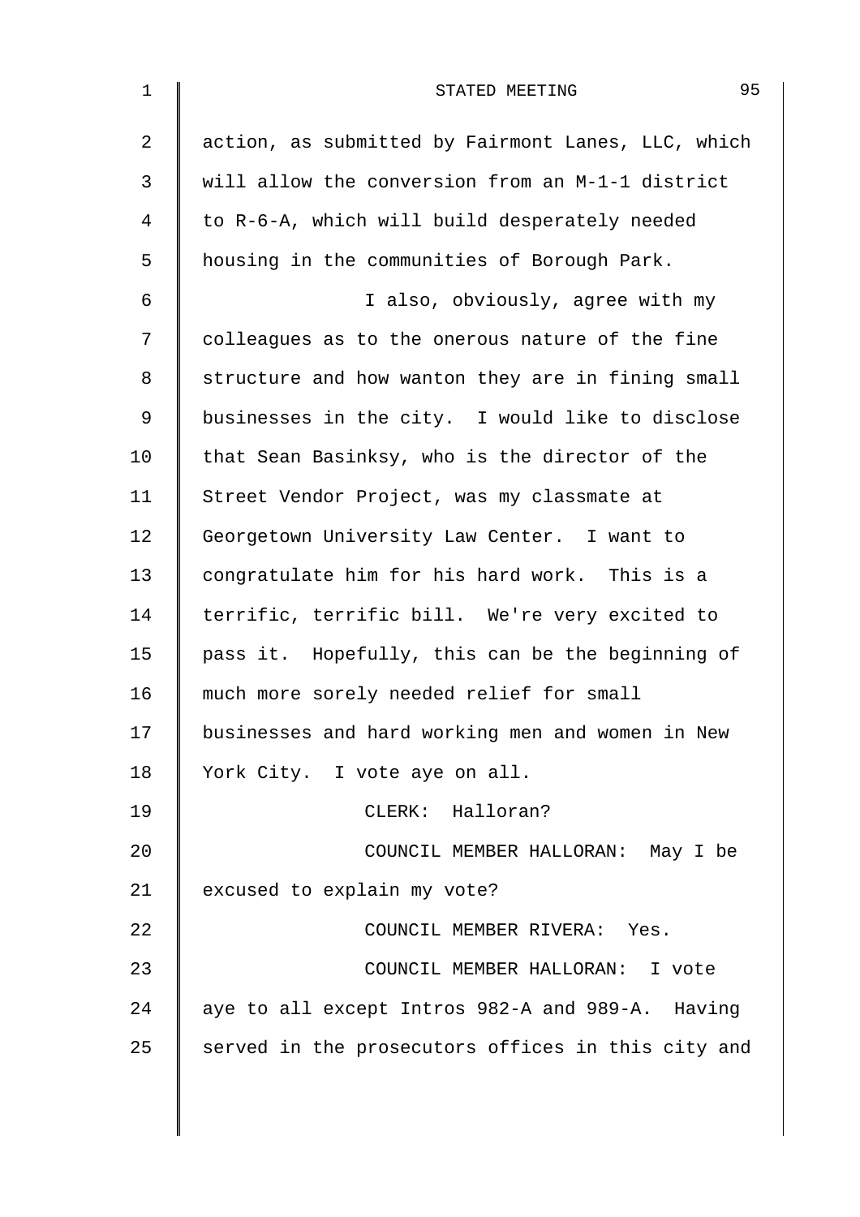action, as submitted by Fairmont Lanes, LLC, which will allow the conversion from an M-1-1 district to R-6-A, which will build desperately needed housing in the communities of Borough Park.

I also, obviously, agree with my colleagues as to the onerous nature of the fine structure and how wanton they are in fining small businesses in the city. I would like to disclose that Sean Basinksy, who is the director of the Street Vendor Project, was my classmate at Georgetown University Law Center. I want to congratulate him for his hard work. This is a terrific, terrific bill. We're very excited to pass it. Hopefully, this can be the beginning of much more sorely needed relief for small businesses and hard working men and women in New York City. I vote aye on all.

CLERK: Halloran?

COUNCIL MEMBER HALLORAN: May I be excused to explain my vote?

COUNCIL MEMBER RIVERA: Yes.

COUNCIL MEMBER HALLORAN: I vote aye to all except Intros 982-A and 989-A. Having served in the prosecutors offices in this city and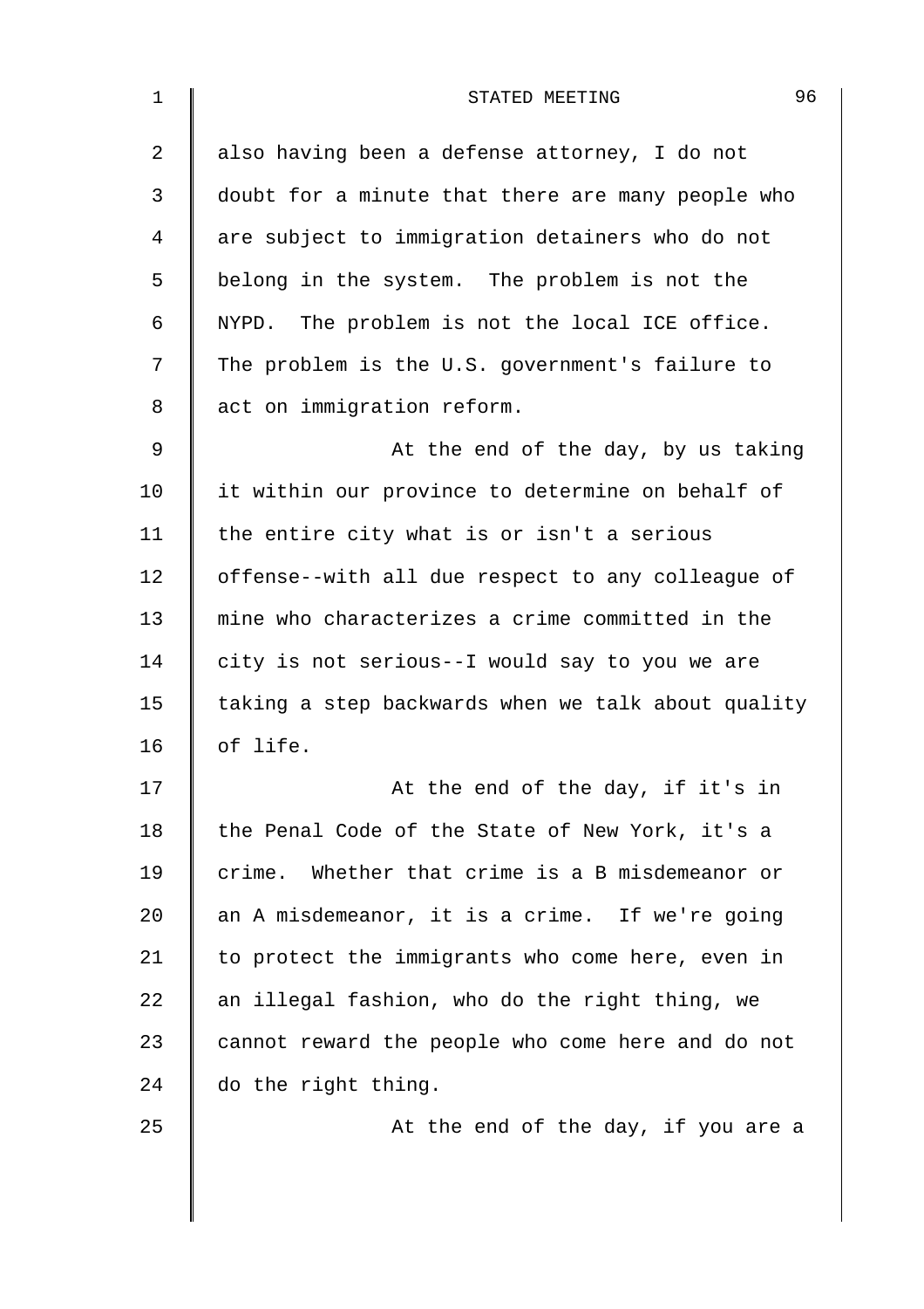also having been a defense attorney, I do not doubt for a minute that there are many people who are subject to immigration detainers who do not belong in the system. The problem is not the NYPD. The problem is not the local ICE office. The problem is the U.S. government's failure to act on immigration reform.

At the end of the day, by us taking it within our province to determine on behalf of the entire city what is or isn't a serious offense--with all due respect to any colleague of mine who characterizes a crime committed in the city is not serious--I would say to you we are taking a step backwards when we talk about quality of life.

At the end of the day, if it's in the Penal Code of the State of New York, it's a crime. Whether that crime is a B misdemeanor or an A misdemeanor, it is a crime. If we're going to protect the immigrants who come here, even in an illegal fashion, who do the right thing, we cannot reward the people who come here and do not do the right thing.

At the end of the day, if you are a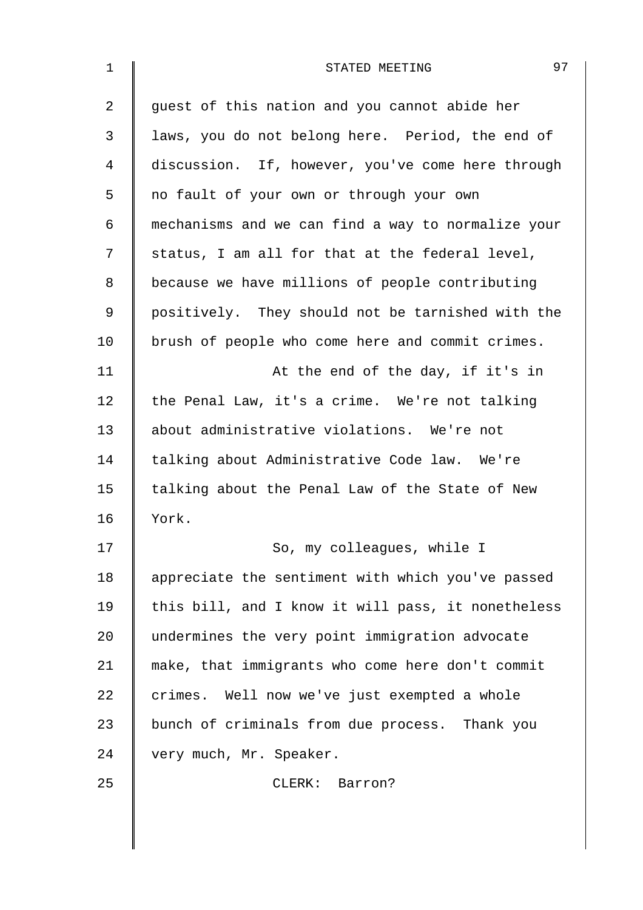guest of this nation and you cannot abide her laws, you do not belong here. Period, the end of discussion. If, however, you've come here through no fault of your own or through your own mechanisms and we can find a way to normalize your status, I am all for that at the federal level, because we have millions of people contributing positively. They should not be tarnished with the brush of people who come here and commit crimes.

At the end of the day, if it's in the Penal Law, it's a crime. We're not talking about administrative violations. We're not talking about Administrative Code law. We're talking about the Penal Law of the State of New York.

So, my colleagues, while I appreciate the sentiment with which you've passed this bill, and I know it will pass, it nonetheless undermines the very point immigration advocate make, that immigrants who come here don't commit crimes. Well now we've just exempted a whole bunch of criminals from due process. Thank you very much, Mr. Speaker.

CLERK: Barron?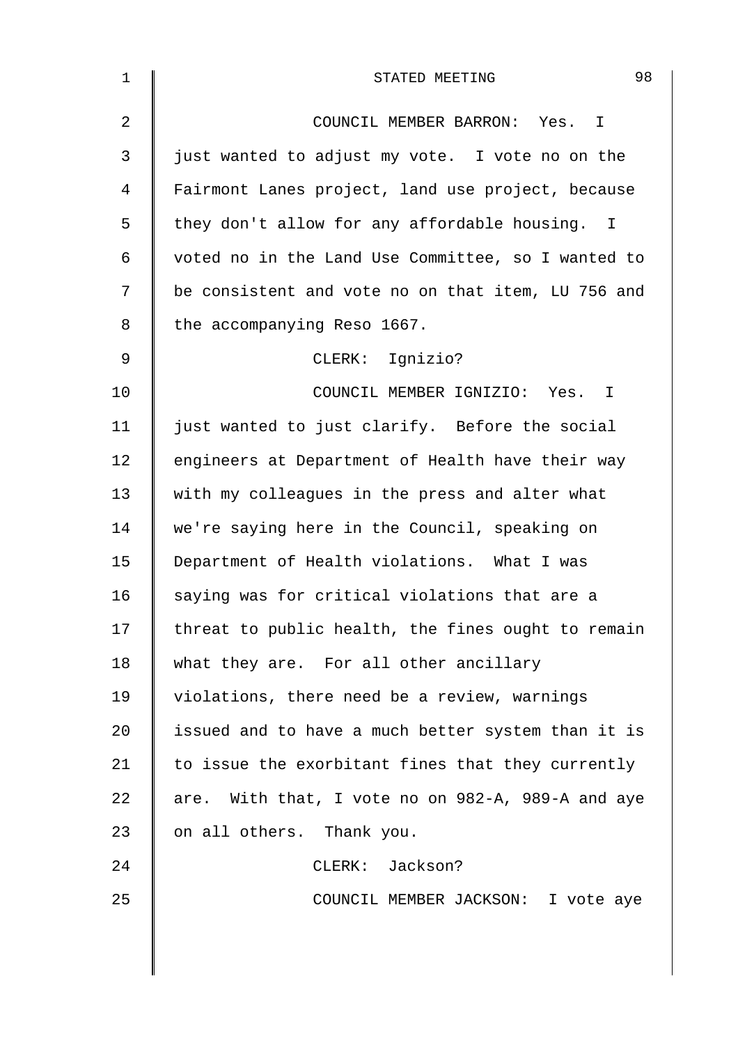COUNCIL MEMBER BARRON: Yes. I just wanted to adjust my vote. I vote no on the Fairmont Lanes project, land use project, because they don't allow for any affordable housing. I voted no in the Land Use Committee, so I wanted to be consistent and vote no on that item, LU 756 and the accompanying Reso 1667.

CLERK: Ignizio?

COUNCIL MEMBER IGNIZIO: Yes. I just wanted to just clarify. Before the social engineers at Department of Health have their way with my colleagues in the press and alter what we're saying here in the Council, speaking on Department of Health violations. What I was saying was for critical violations that are a threat to public health, the fines ought to remain what they are. For all other ancillary violations, there need be a review, warnings issued and to have a much better system than it is to issue the exorbitant fines that they currently are. With that, I vote no on 982-A, 989-A and aye on all others. Thank you.

CLERK: Jackson?

COUNCIL MEMBER JACKSON: I vote aye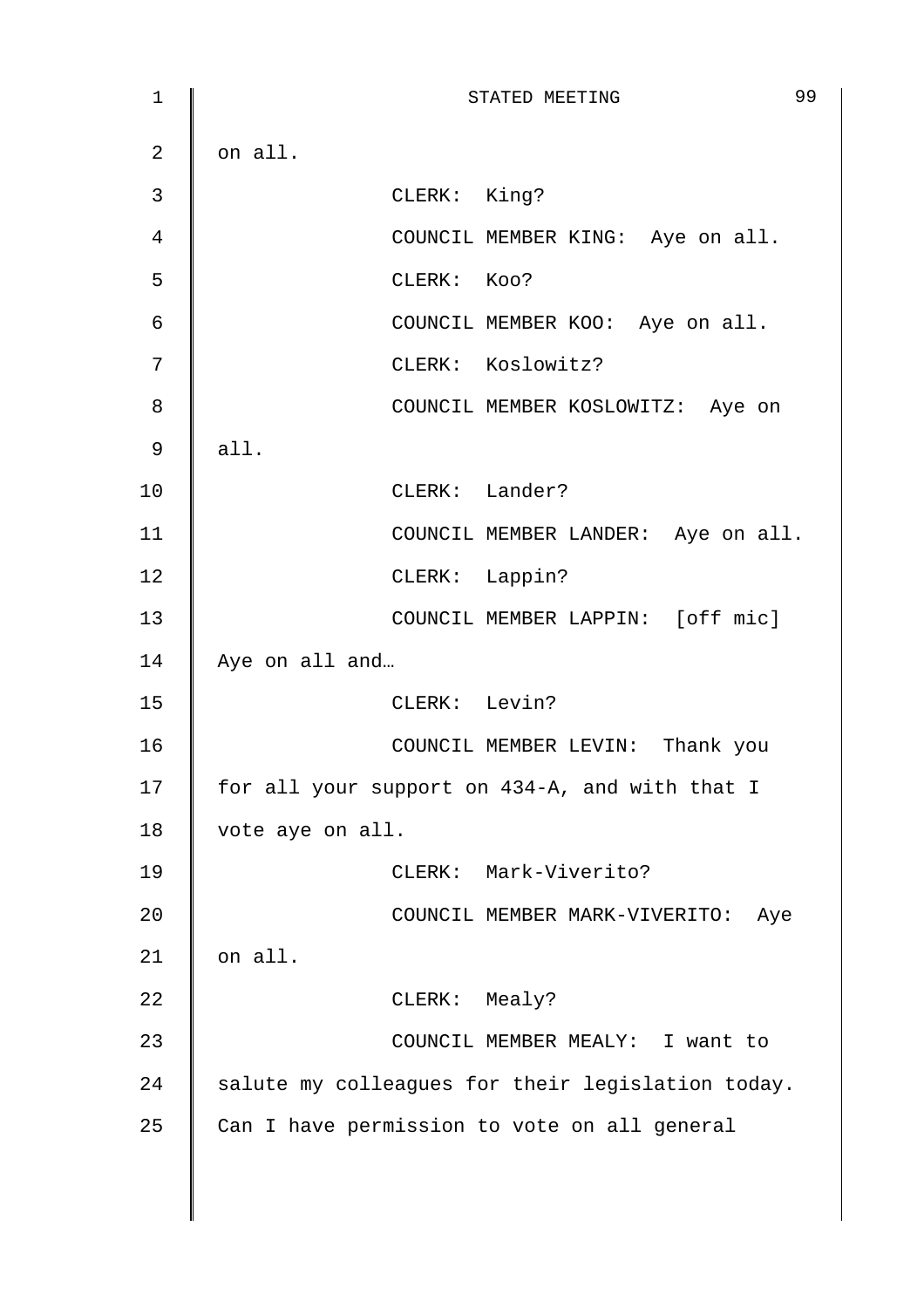on all.

CLERK: King?

COUNCIL MEMBER KING: Aye on all.

CLERK: Koo?

COUNCIL MEMBER KOO: Aye on all.

CLERK: Koslowitz?

COUNCIL MEMBER KOSLOWITZ: Aye on all.

CLERK: Lander?

COUNCIL MEMBER LANDER: Aye on all.

CLERK: Lappin?

COUNCIL MEMBER LAPPIN: [off mic] Aye on all and…

CLERK: Levin?

COUNCIL MEMBER LEVIN: Thank you for all your support on 434-A, and with that I vote aye on all.

CLERK: Mark-Viverito?

COUNCIL MEMBER MARK-VIVERITO: Aye on all.

CLERK: Mealy?

COUNCIL MEMBER MEALY: I want to salute my colleagues for their legislation today. Can I have permission to vote on all general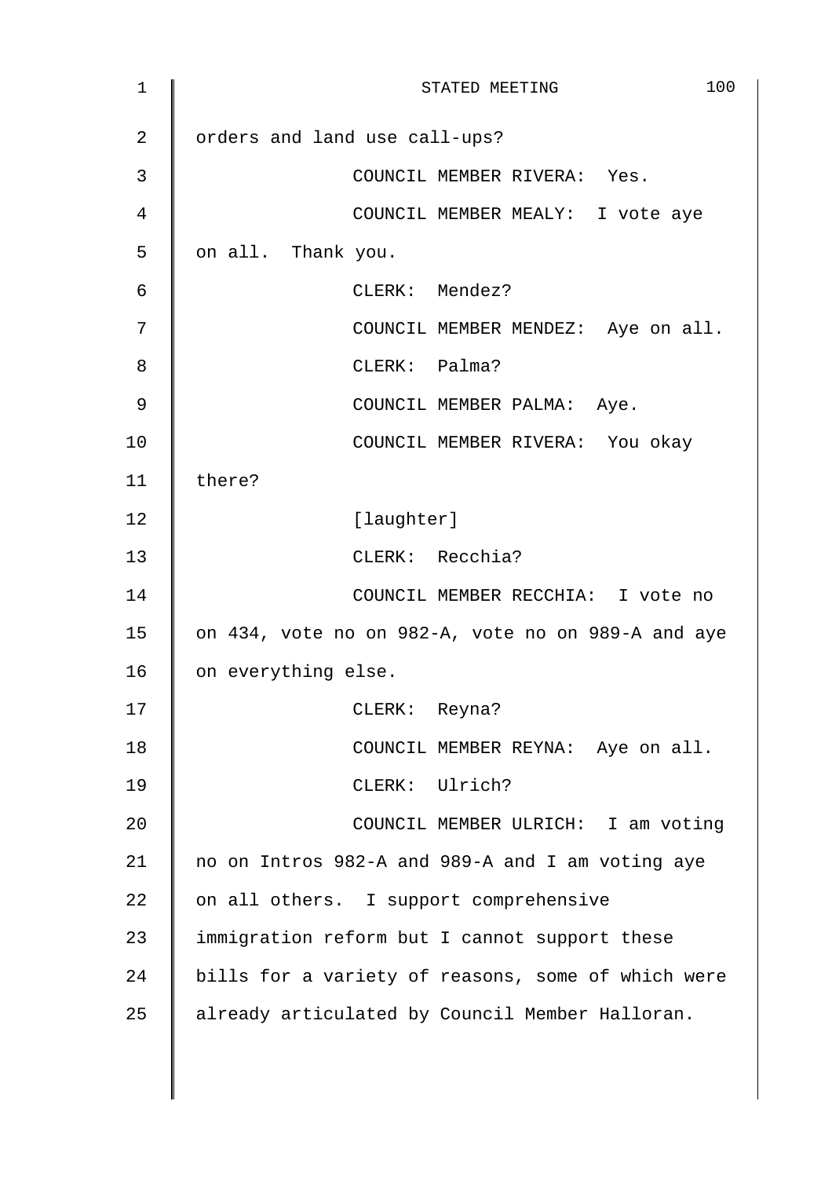orders and land use call-ups?

COUNCIL MEMBER RIVERA: Yes.

COUNCIL MEMBER MEALY: I vote aye on all. Thank you.

CLERK: Mendez?

COUNCIL MEMBER MENDEZ: Aye on all.

CLERK: Palma?

COUNCIL MEMBER PALMA: Aye.

COUNCIL MEMBER RIVERA: You okay there?

[laughter]

CLERK: Recchia?

COUNCIL MEMBER RECCHIA: I vote no on 434, vote no on 982-A, vote no on 989-A and aye on everything else.

CLERK: Reyna?

COUNCIL MEMBER REYNA: Aye on all.

CLERK: Ulrich?

COUNCIL MEMBER ULRICH: I am voting no on Intros 982-A and 989-A and I am voting aye on all others. I support comprehensive immigration reform but I cannot support these bills for a variety of reasons, some of which were already articulated by Council Member Halloran.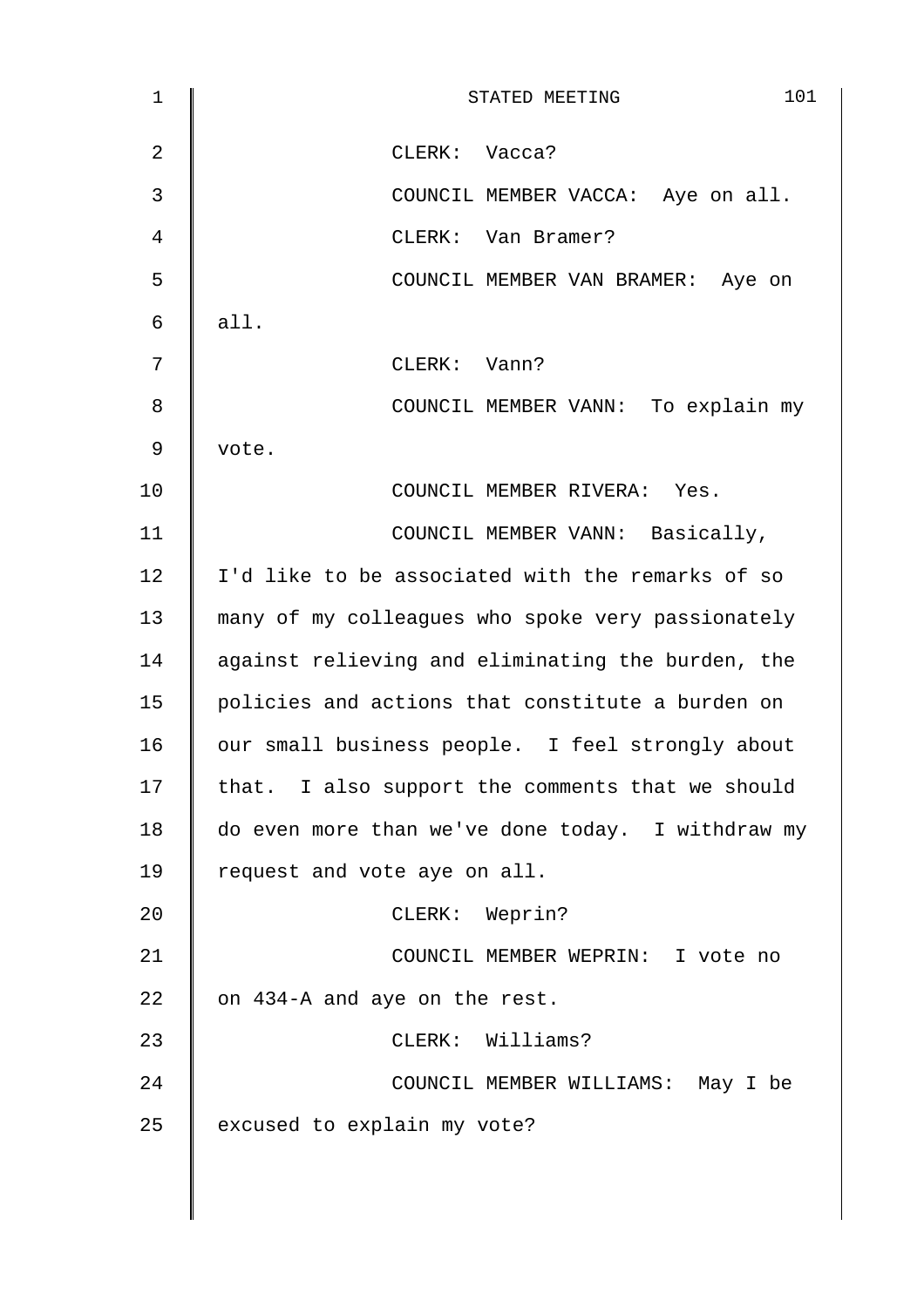CLERK: Vacca?

COUNCIL MEMBER VACCA: Aye on all.

CLERK: Van Bramer?

COUNCIL MEMBER VAN BRAMER: Aye on all.

CLERK: Vann?

COUNCIL MEMBER VANN: To explain my vote.

COUNCIL MEMBER RIVERA: Yes.

COUNCIL MEMBER VANN: Basically, I'd like to be associated with the remarks of so many of my colleagues who spoke very passionately against relieving and eliminating the burden, the policies and actions that constitute a burden on our small business people. I feel strongly about that. I also support the comments that we should do even more than we've done today. I withdraw my request and vote aye on all.

CLERK: Weprin?

COUNCIL MEMBER WEPRIN: I vote no on 434-A and aye on the rest.

CLERK: Williams?

COUNCIL MEMBER WILLIAMS: May I be excused to explain my vote?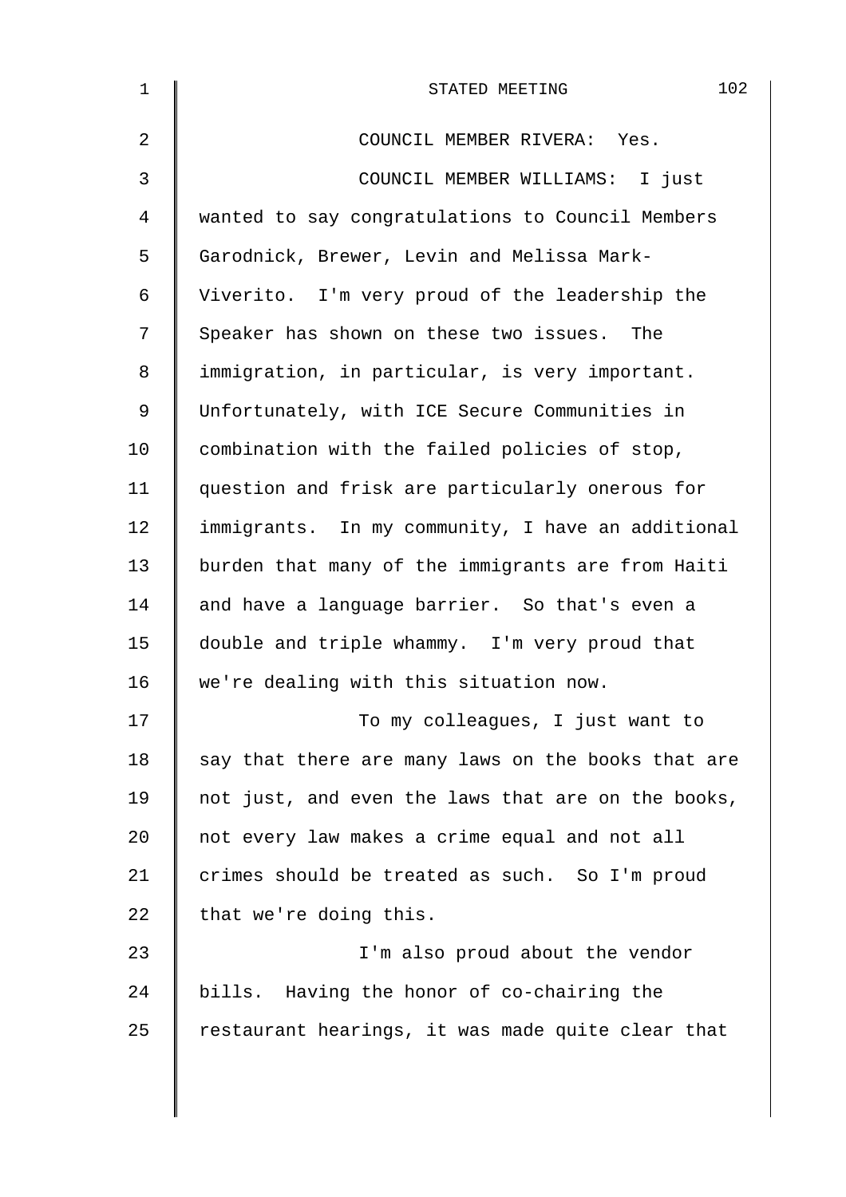COUNCIL MEMBER RIVERA: Yes.

COUNCIL MEMBER WILLIAMS: I just wanted to say congratulations to Council Members Garodnick, Brewer, Levin and Melissa Mark-Viverito. I'm very proud of the leadership the Speaker has shown on these two issues. The immigration, in particular, is very important. Unfortunately, with ICE Secure Communities in combination with the failed policies of stop, question and frisk are particularly onerous for immigrants. In my community, I have an additional burden that many of the immigrants are from Haiti and have a language barrier. So that's even a double and triple whammy. I'm very proud that we're dealing with this situation now.

To my colleagues, I just want to say that there are many laws on the books that are not just, and even the laws that are on the books, not every law makes a crime equal and not all crimes should be treated as such. So I'm proud that we're doing this.

I'm also proud about the vendor bills. Having the honor of co-chairing the restaurant hearings, it was made quite clear that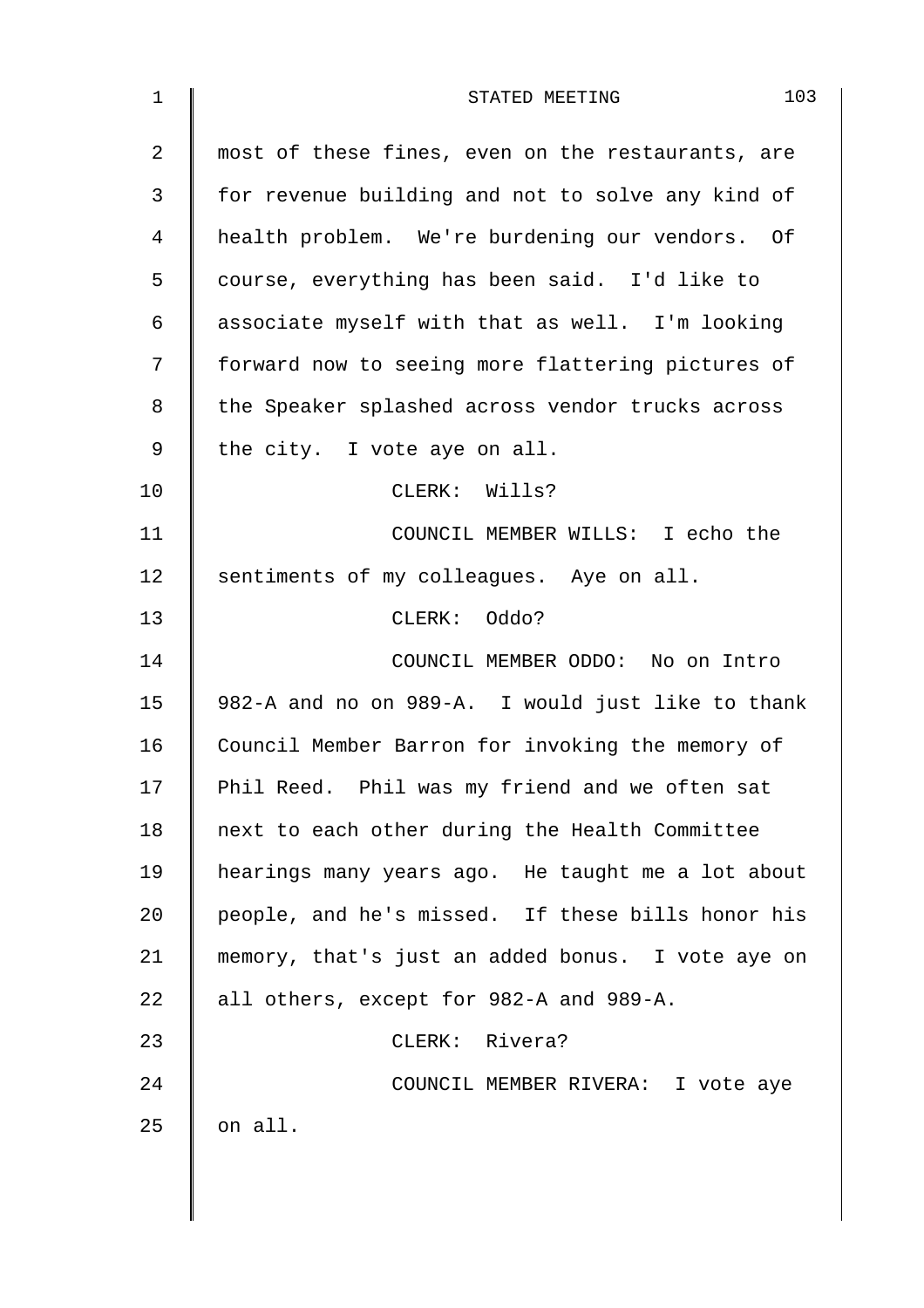most of these fines, even on the restaurants, are for revenue building and not to solve any kind of health problem. We're burdening our vendors. Of course, everything has been said. I'd like to associate myself with that as well. I'm looking forward now to seeing more flattering pictures of the Speaker splashed across vendor trucks across the city. I vote aye on all.

CLERK: Wills?

COUNCIL MEMBER WILLS: I echo the sentiments of my colleagues. Aye on all.

CLERK: Oddo?

COUNCIL MEMBER ODDO: No on Intro 982-A and no on 989-A. I would just like to thank Council Member Barron for invoking the memory of Phil Reed. Phil was my friend and we often sat next to each other during the Health Committee hearings many years ago. He taught me a lot about people, and he's missed. If these bills honor his memory, that's just an added bonus. I vote aye on all others, except for 982-A and 989-A.

CLERK: Rivera?

COUNCIL MEMBER RIVERA: I vote aye on all.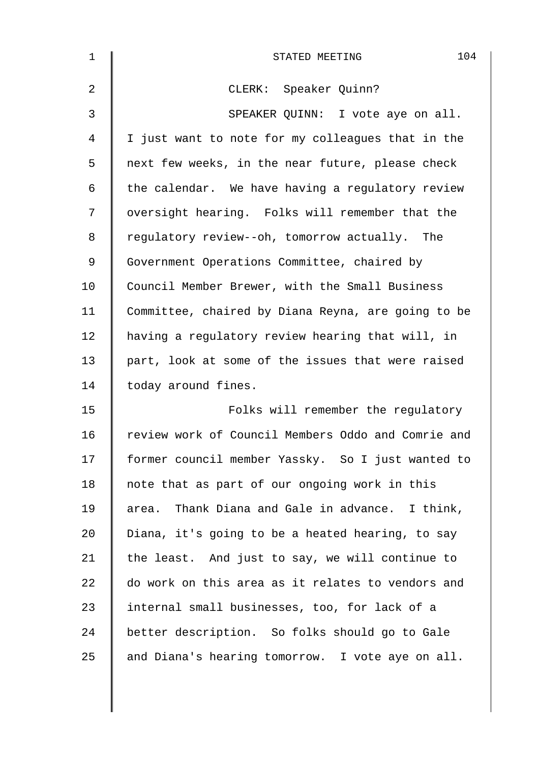CLERK: Speaker Quinn?

SPEAKER QUINN: I vote aye on all. I just want to note for my colleagues that in the next few weeks, in the near future, please check the calendar. We have having a regulatory review oversight hearing. Folks will remember that the regulatory review--oh, tomorrow actually. The Government Operations Committee, chaired by Council Member Brewer, with the Small Business Committee, chaired by Diana Reyna, are going to be having a regulatory review hearing that will, in part, look at some of the issues that were raised today around fines.

Folks will remember the regulatory review work of Council Members Oddo and Comrie and former council member Yassky. So I just wanted to note that as part of our ongoing work in this area. Thank Diana and Gale in advance. I think, Diana, it's going to be a heated hearing, to say the least. And just to say, we will continue to do work on this area as it relates to vendors and internal small businesses, too, for lack of a better description. So folks should go to Gale and Diana's hearing tomorrow. I vote aye on all.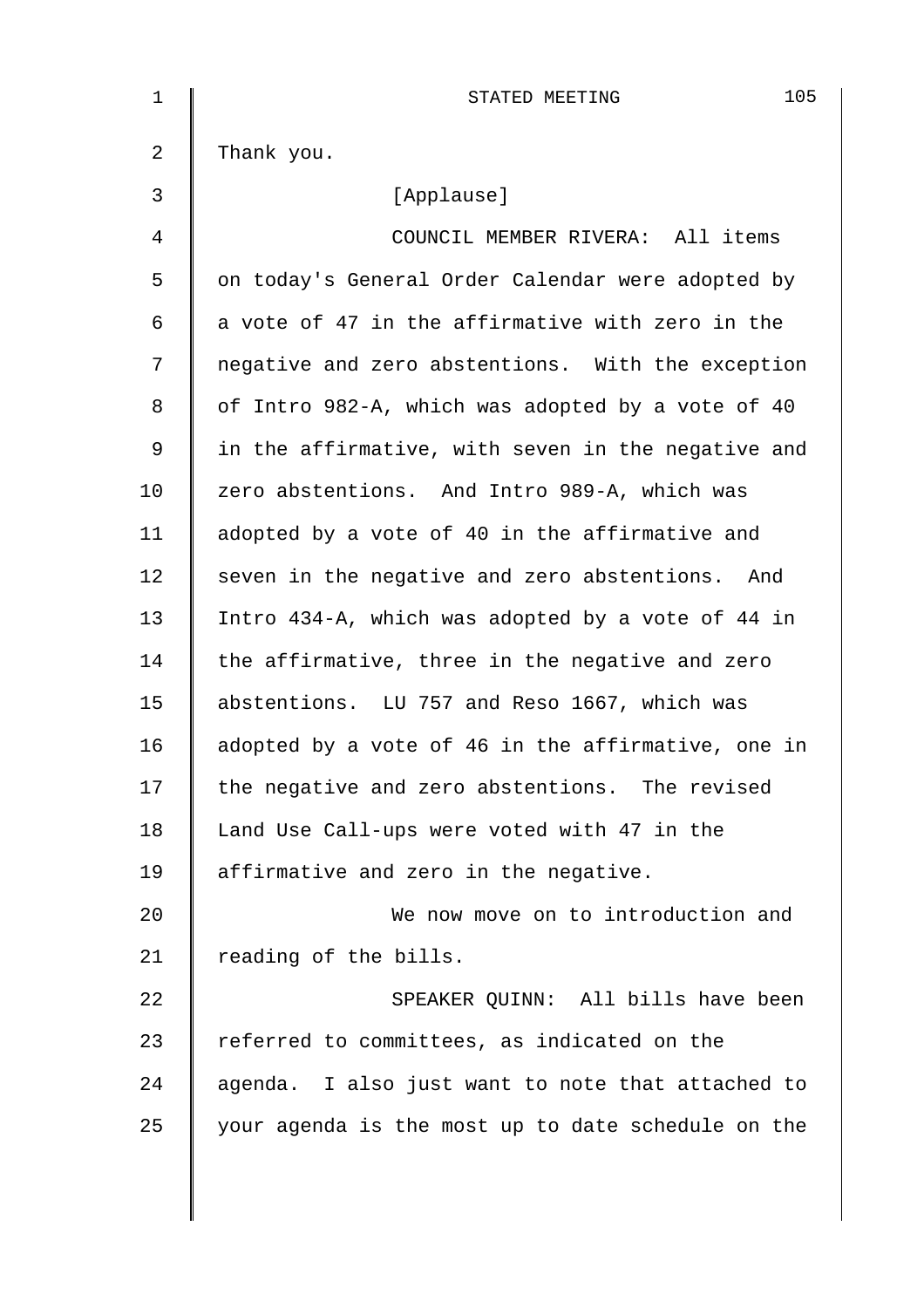Thank you.

[Applause]

COUNCIL MEMBER RIVERA: All items on today's General Order Calendar were adopted by a vote of 47 in the affirmative with zero in the negative and zero abstentions. With the exception of Intro 982-A, which was adopted by a vote of 40 in the affirmative, with seven in the negative and zero abstentions. And Intro 989-A, which was adopted by a vote of 40 in the affirmative and seven in the negative and zero abstentions. And Intro 434-A, which was adopted by a vote of 44 in the affirmative, three in the negative and zero abstentions. LU 757 and Reso 1667, which was adopted by a vote of 46 in the affirmative, one in the negative and zero abstentions. The revised Land Use Call-ups were voted with 47 in the affirmative and zero in the negative.

We now move on to introduction and reading of the bills.

SPEAKER QUINN: All bills have been referred to committees, as indicated on the agenda. I also just want to note that attached to your agenda is the most up to date schedule on the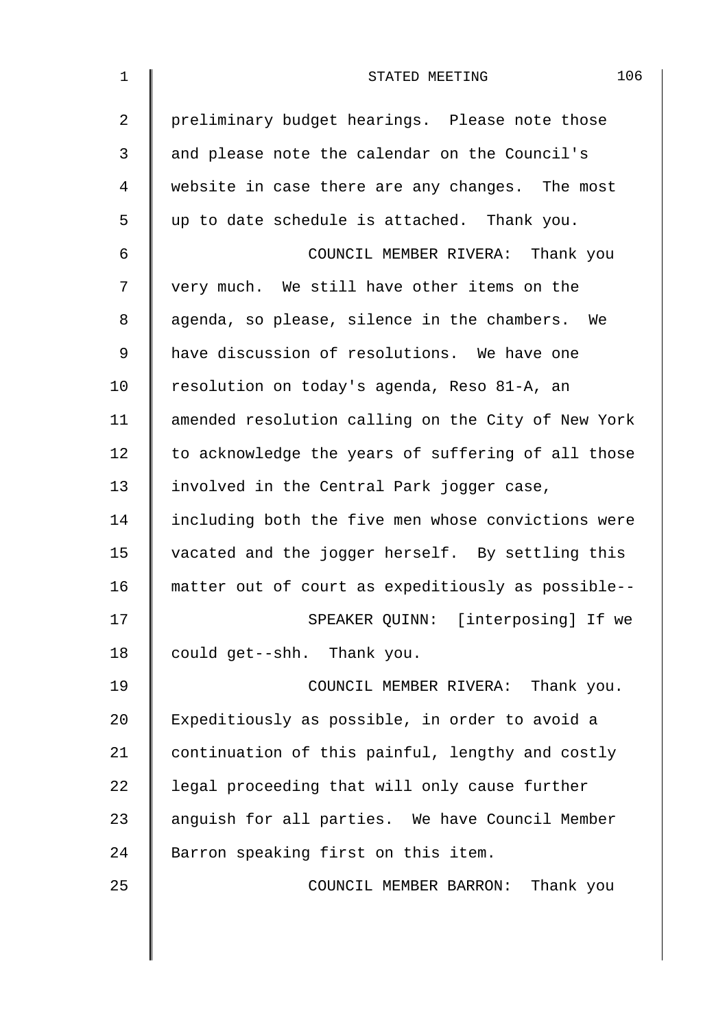preliminary budget hearings. Please note those and please note the calendar on the Council's website in case there are any changes. The most up to date schedule is attached. Thank you.

COUNCIL MEMBER RIVERA: Thank you very much. We still have other items on the agenda, so please, silence in the chambers. We have discussion of resolutions. We have one resolution on today's agenda, Reso 81-A, an amended resolution calling on the City of New York to acknowledge the years of suffering of all those involved in the Central Park jogger case, including both the five men whose convictions were vacated and the jogger herself. By settling this matter out of court as expeditiously as possible--

SPEAKER QUINN: [interposing] If we could get--shh. Thank you.

COUNCIL MEMBER RIVERA: Thank you. Expeditiously as possible, in order to avoid a continuation of this painful, lengthy and costly legal proceeding that will only cause further anguish for all parties. We have Council Member Barron speaking first on this item.

COUNCIL MEMBER BARRON: Thank you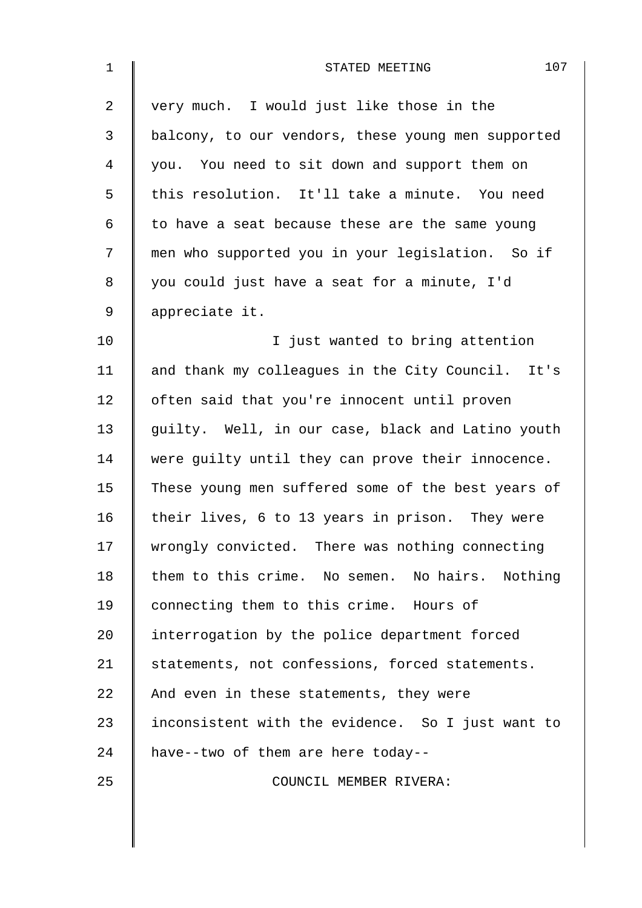very much. I would just like those in the balcony, to our vendors, these young men supported you. You need to sit down and support them on this resolution. It'll take a minute. You need to have a seat because these are the same young men who supported you in your legislation. So if you could just have a seat for a minute, I'd appreciate it.

I just wanted to bring attention and thank my colleagues in the City Council. It's often said that you're innocent until proven guilty. Well, in our case, black and Latino youth were guilty until they can prove their innocence. These young men suffered some of the best years of their lives, 6 to 13 years in prison. They were wrongly convicted. There was nothing connecting them to this crime. No semen. No hairs. Nothing connecting them to this crime. Hours of interrogation by the police department forced statements, not confessions, forced statements. And even in these statements, they were inconsistent with the evidence. So I just want to have--two of them are here today--

COUNCIL MEMBER RIVERA: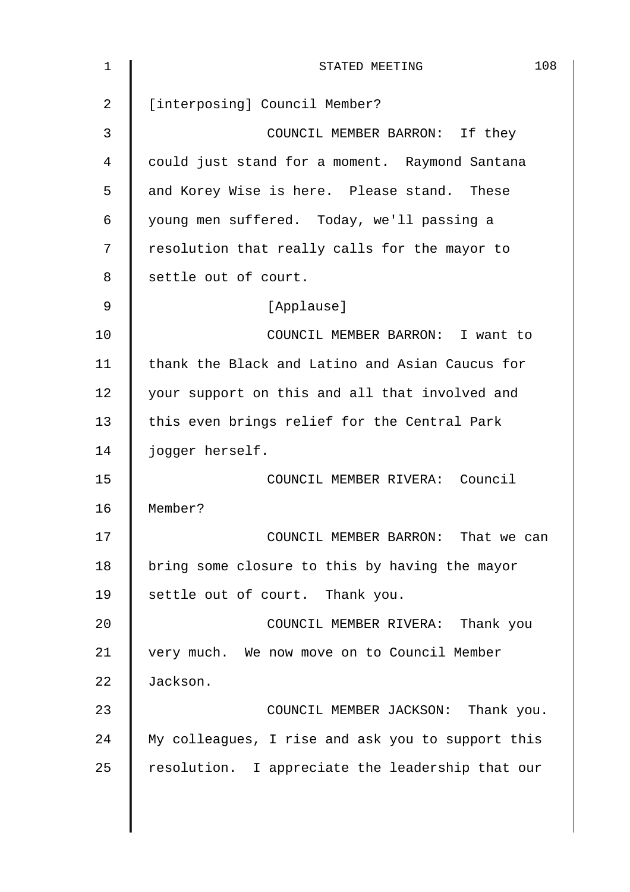[interposing] Council Member?

COUNCIL MEMBER BARRON: If they could just stand for a moment. Raymond Santana and Korey Wise is here. Please stand. These young men suffered. Today, we'll passing a resolution that really calls for the mayor to settle out of court.

[Applause]

COUNCIL MEMBER BARRON: I want to thank the Black and Latino and Asian Caucus for your support on this and all that involved and this even brings relief for the Central Park jogger herself.

COUNCIL MEMBER RIVERA: Council Member?

COUNCIL MEMBER BARRON: That we can bring some closure to this by having the mayor settle out of court. Thank you.

COUNCIL MEMBER RIVERA: Thank you very much. We now move on to Council Member Jackson.

COUNCIL MEMBER JACKSON: Thank you. My colleagues, I rise and ask you to support this resolution. I appreciate the leadership that our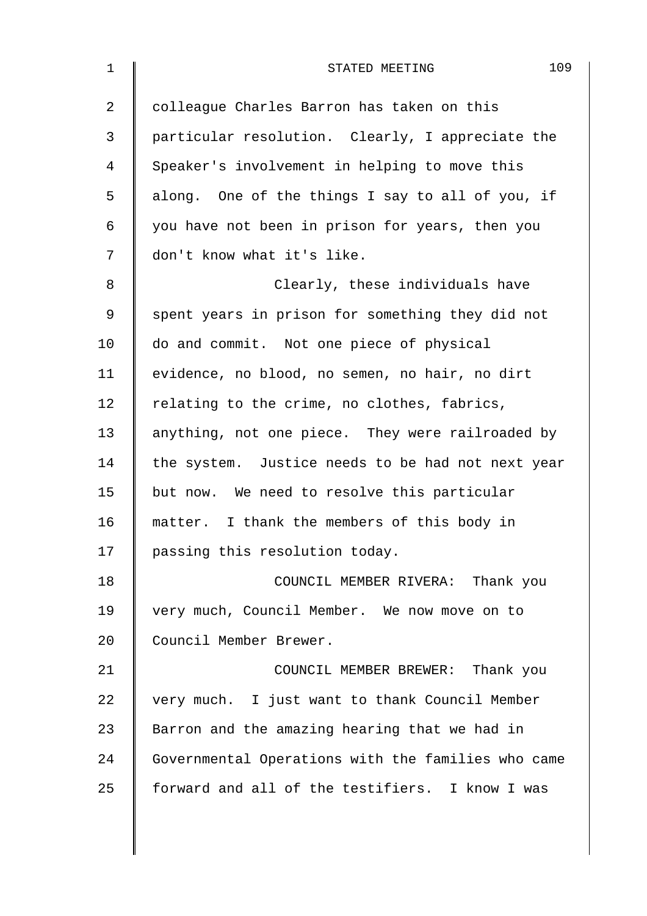colleague Charles Barron has taken on this particular resolution. Clearly, I appreciate the Speaker's involvement in helping to move this along. One of the things I say to all of you, if you have not been in prison for years, then you don't know what it's like.

Clearly, these individuals have spent years in prison for something they did not do and commit. Not one piece of physical evidence, no blood, no semen, no hair, no dirt relating to the crime, no clothes, fabrics, anything, not one piece. They were railroaded by the system. Justice needs to be had not next year but now. We need to resolve this particular matter. I thank the members of this body in passing this resolution today.

COUNCIL MEMBER RIVERA: Thank you very much, Council Member. We now move on to Council Member Brewer.

COUNCIL MEMBER BREWER: Thank you very much. I just want to thank Council Member Barron and the amazing hearing that we had in Governmental Operations with the families who came forward and all of the testifiers. I know I was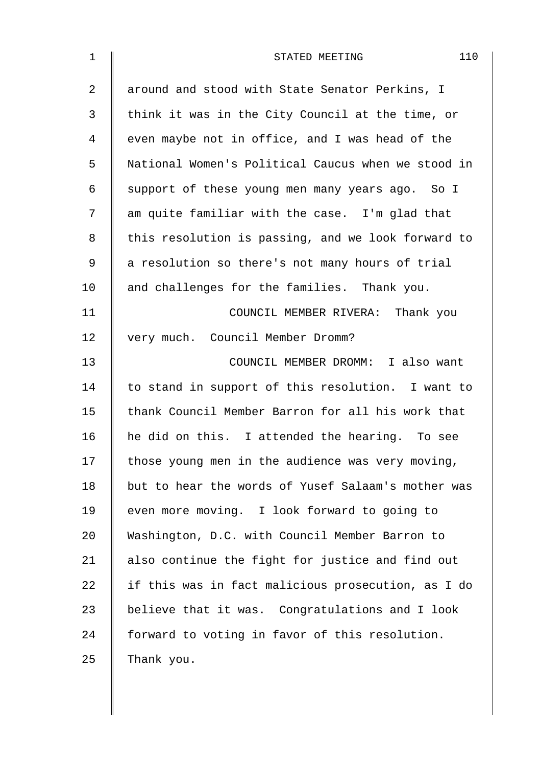around and stood with State Senator Perkins, I think it was in the City Council at the time, or even maybe not in office, and I was head of the National Women's Political Caucus when we stood in support of these young men many years ago. So I am quite familiar with the case. I'm glad that this resolution is passing, and we look forward to a resolution so there's not many hours of trial and challenges for the families. Thank you.

COUNCIL MEMBER RIVERA: Thank you very much. Council Member Dromm?

COUNCIL MEMBER DROMM: I also want to stand in support of this resolution. I want to thank Council Member Barron for all his work that he did on this. I attended the hearing. To see those young men in the audience was very moving, but to hear the words of Yusef Salaam's mother was even more moving. I look forward to going to Washington, D.C. with Council Member Barron to also continue the fight for justice and find out if this was in fact malicious prosecution, as I do believe that it was. Congratulations and I look forward to voting in favor of this resolution. Thank you.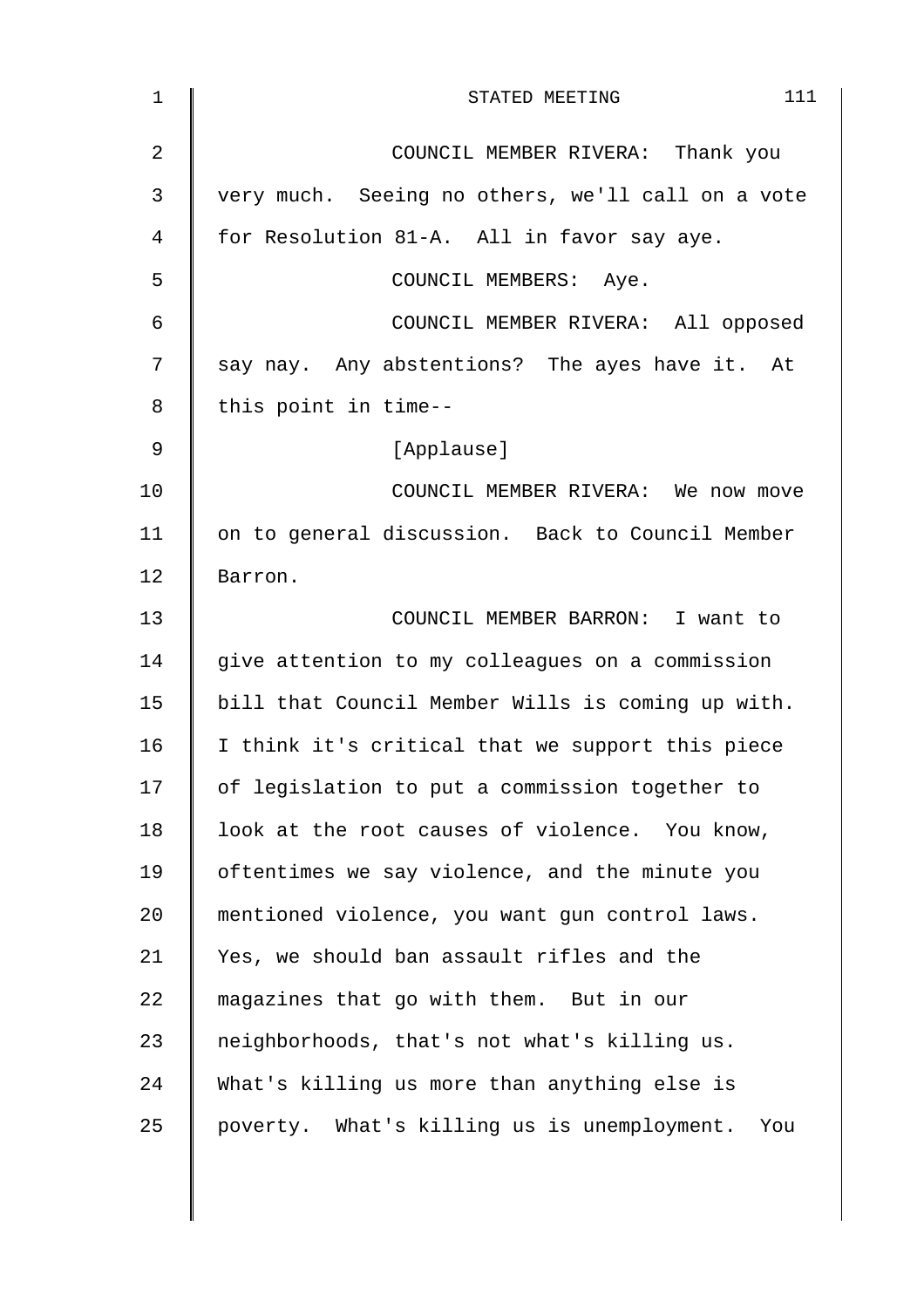COUNCIL MEMBER RIVERA: Thank you very much. Seeing no others, we'll call on a vote for Resolution 81-A. All in favor say aye.

COUNCIL MEMBERS: Aye.

COUNCIL MEMBER RIVERA: All opposed say nay. Any abstentions? The ayes have it. At this point in time--

[Applause]

COUNCIL MEMBER RIVERA: We now move on to general discussion. Back to Council Member Barron.

COUNCIL MEMBER BARRON: I want to give attention to my colleagues on a commission bill that Council Member Wills is coming up with. I think it's critical that we support this piece of legislation to put a commission together to look at the root causes of violence. You know, oftentimes we say violence, and the minute you mentioned violence, you want gun control laws. Yes, we should ban assault rifles and the magazines that go with them. But in our neighborhoods, that's not what's killing us. What's killing us more than anything else is poverty. What's killing us is unemployment. You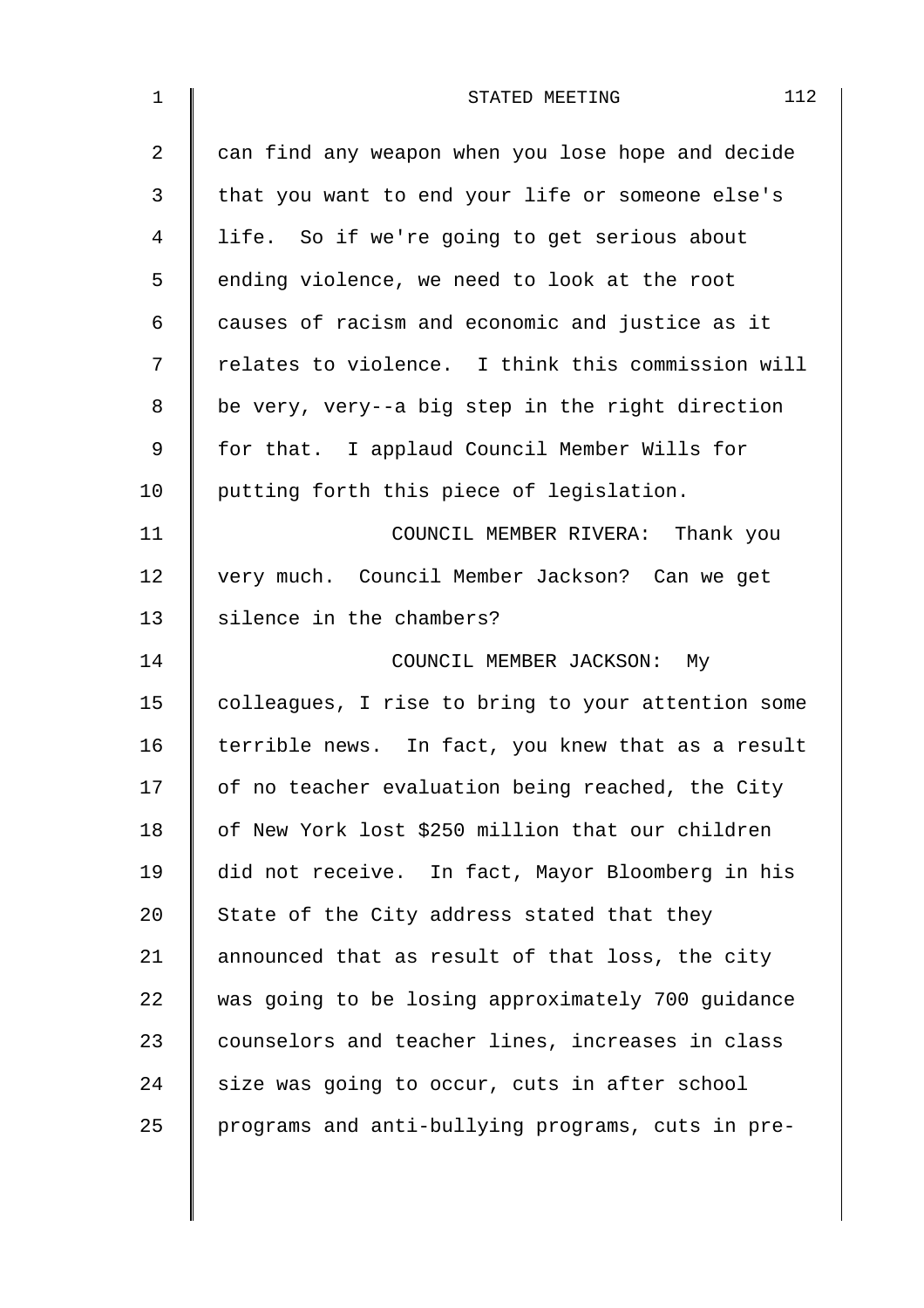can find any weapon when you lose hope and decide that you want to end your life or someone else's life. So if we're going to get serious about ending violence, we need to look at the root causes of racism and economic and justice as it relates to violence. I think this commission will be very, very--a big step in the right direction for that. I applaud Council Member Wills for putting forth this piece of legislation.

COUNCIL MEMBER RIVERA: Thank you very much. Council Member Jackson? Can we get silence in the chambers?

COUNCIL MEMBER JACKSON: My colleagues, I rise to bring to your attention some terrible news. In fact, you knew that as a result of no teacher evaluation being reached, the City of New York lost $250 million that our children did not receive. In fact, Mayor Bloomberg in his State of the City address stated that they announced that as result of that loss, the city was going to be losing approximately 700 guidance counselors and teacher lines, increases in class size was going to occur, cuts in after school programs and anti-bullying programs, cuts in pre-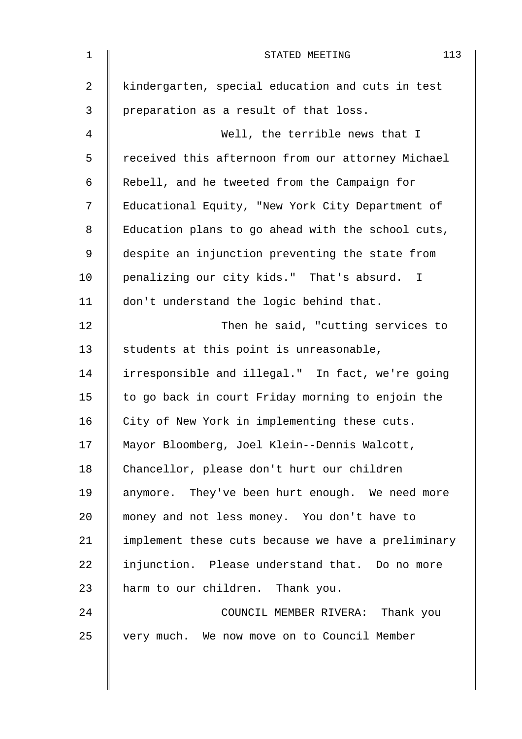kindergarten, special education and cuts in test preparation as a result of that loss.

Well, the terrible news that I received this afternoon from our attorney Michael Rebell, and he tweeted from the Campaign for Educational Equity, "New York City Department of Education plans to go ahead with the school cuts, despite an injunction preventing the state from penalizing our city kids." That's absurd. I don't understand the logic behind that.

Then he said, "cutting services to students at this point is unreasonable, irresponsible and illegal." In fact, we're going to go back in court Friday morning to enjoin the City of New York in implementing these cuts. Mayor Bloomberg, Joel Klein--Dennis Walcott, Chancellor, please don't hurt our children anymore. They've been hurt enough. We need more money and not less money. You don't have to implement these cuts because we have a preliminary injunction. Please understand that. Do no more harm to our children. Thank you.

COUNCIL MEMBER RIVERA: Thank you very much. We now move on to Council Member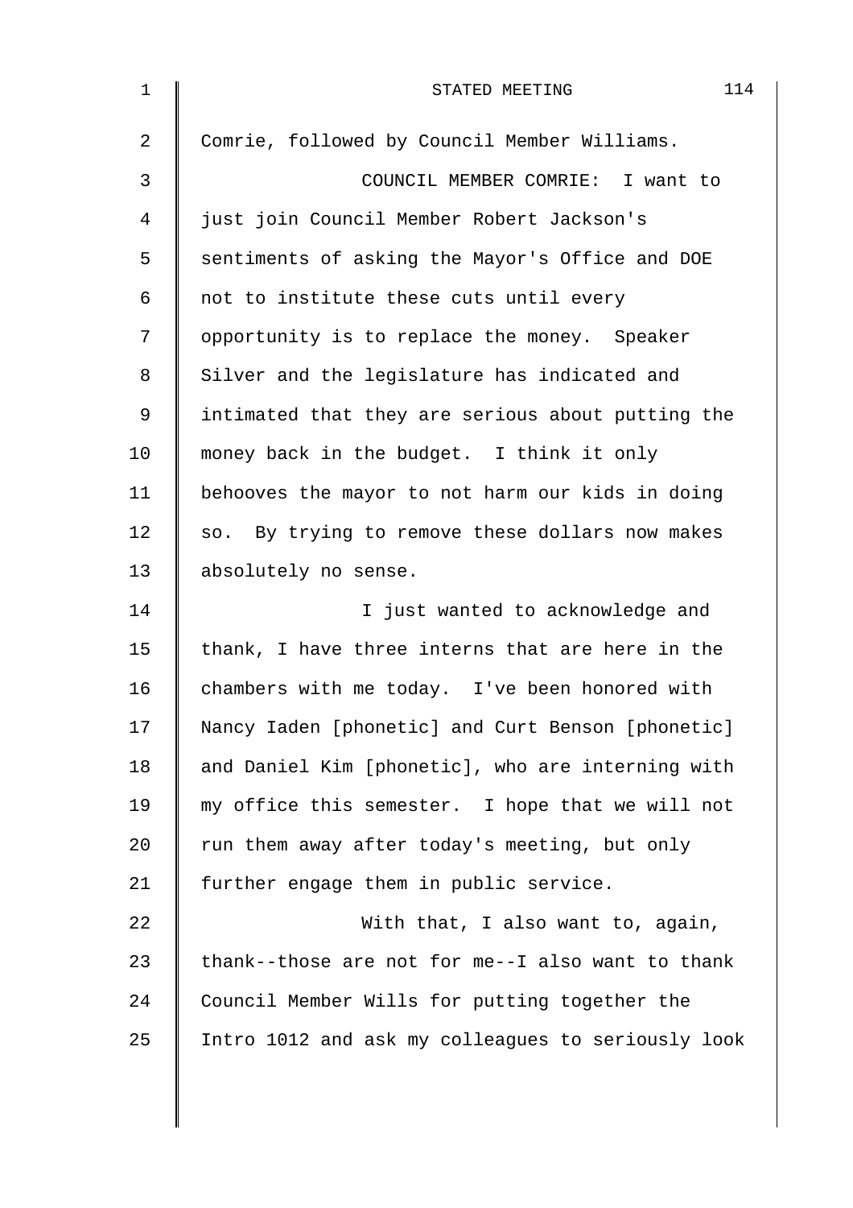Comrie, followed by Council Member Williams.

COUNCIL MEMBER COMRIE: I want to just join Council Member Robert Jackson's sentiments of asking the Mayor's Office and DOE not to institute these cuts until every opportunity is to replace the money. Speaker Silver and the legislature has indicated and intimated that they are serious about putting the money back in the budget. I think it only behooves the mayor to not harm our kids in doing so. By trying to remove these dollars now makes absolutely no sense.

I just wanted to acknowledge and thank, I have three interns that are here in the chambers with me today. I've been honored with Nancy Iaden [phonetic] and Curt Benson [phonetic] and Daniel Kim [phonetic], who are interning with my office this semester. I hope that we will not run them away after today's meeting, but only further engage them in public service.

With that, I also want to, again, thank--those are not for me--I also want to thank Council Member Wills for putting together the Intro 1012 and ask my colleagues to seriously look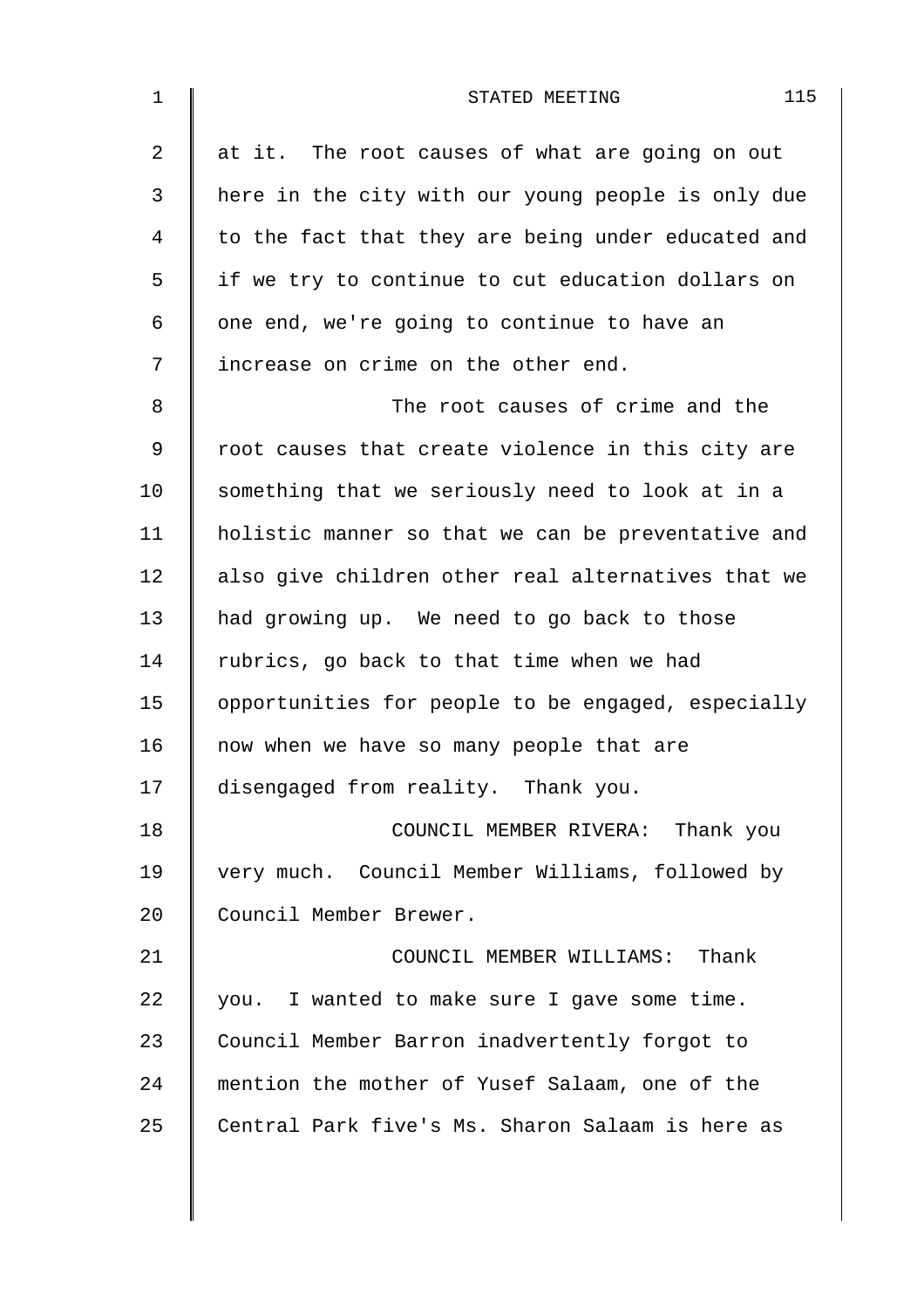at it. The root causes of what are going on out here in the city with our young people is only due to the fact that they are being under educated and if we try to continue to cut education dollars on one end, we're going to continue to have an increase on crime on the other end.

The root causes of crime and the root causes that create violence in this city are something that we seriously need to look at in a holistic manner so that we can be preventative and also give children other real alternatives that we had growing up. We need to go back to those rubrics, go back to that time when we had opportunities for people to be engaged, especially now when we have so many people that are disengaged from reality. Thank you.

COUNCIL MEMBER RIVERA: Thank you very much. Council Member Williams, followed by Council Member Brewer.

COUNCIL MEMBER WILLIAMS: Thank you. I wanted to make sure I gave some time. Council Member Barron inadvertently forgot to mention the mother of Yusef Salaam, one of the Central Park five's Ms. Sharon Salaam is here as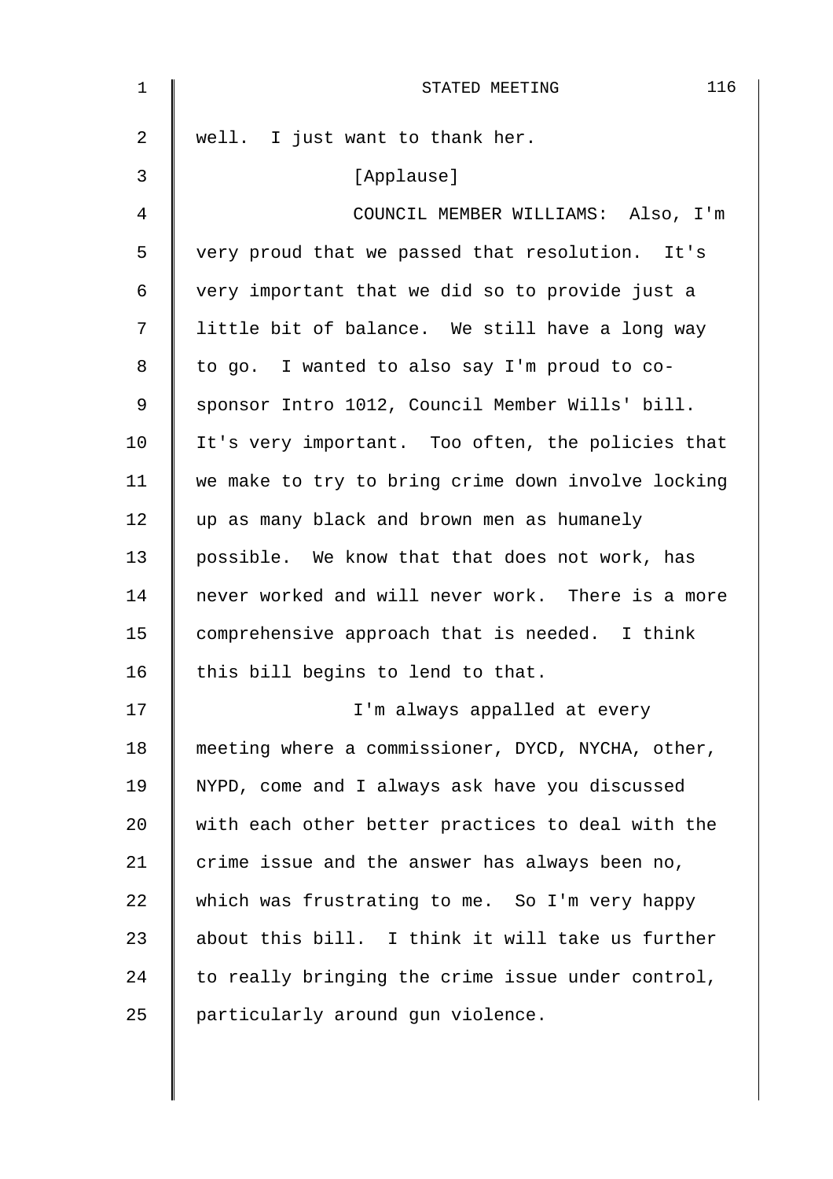well. I just want to thank her.

[Applause]

COUNCIL MEMBER WILLIAMS: Also, I'm very proud that we passed that resolution. It's very important that we did so to provide just a little bit of balance. We still have a long way to go. I wanted to also say I'm proud to co-sponsor Intro 1012, Council Member Wills' bill. It's very important. Too often, the policies that we make to try to bring crime down involve locking up as many black and brown men as humanely possible. We know that that does not work, has never worked and will never work. There is a more comprehensive approach that is needed. I think this bill begins to lend to that.

I'm always appalled at every meeting where a commissioner, DYCD, NYCHA, other, NYPD, come and I always ask have you discussed with each other better practices to deal with the crime issue and the answer has always been no, which was frustrating to me. So I'm very happy about this bill. I think it will take us further to really bringing the crime issue under control, particularly around gun violence.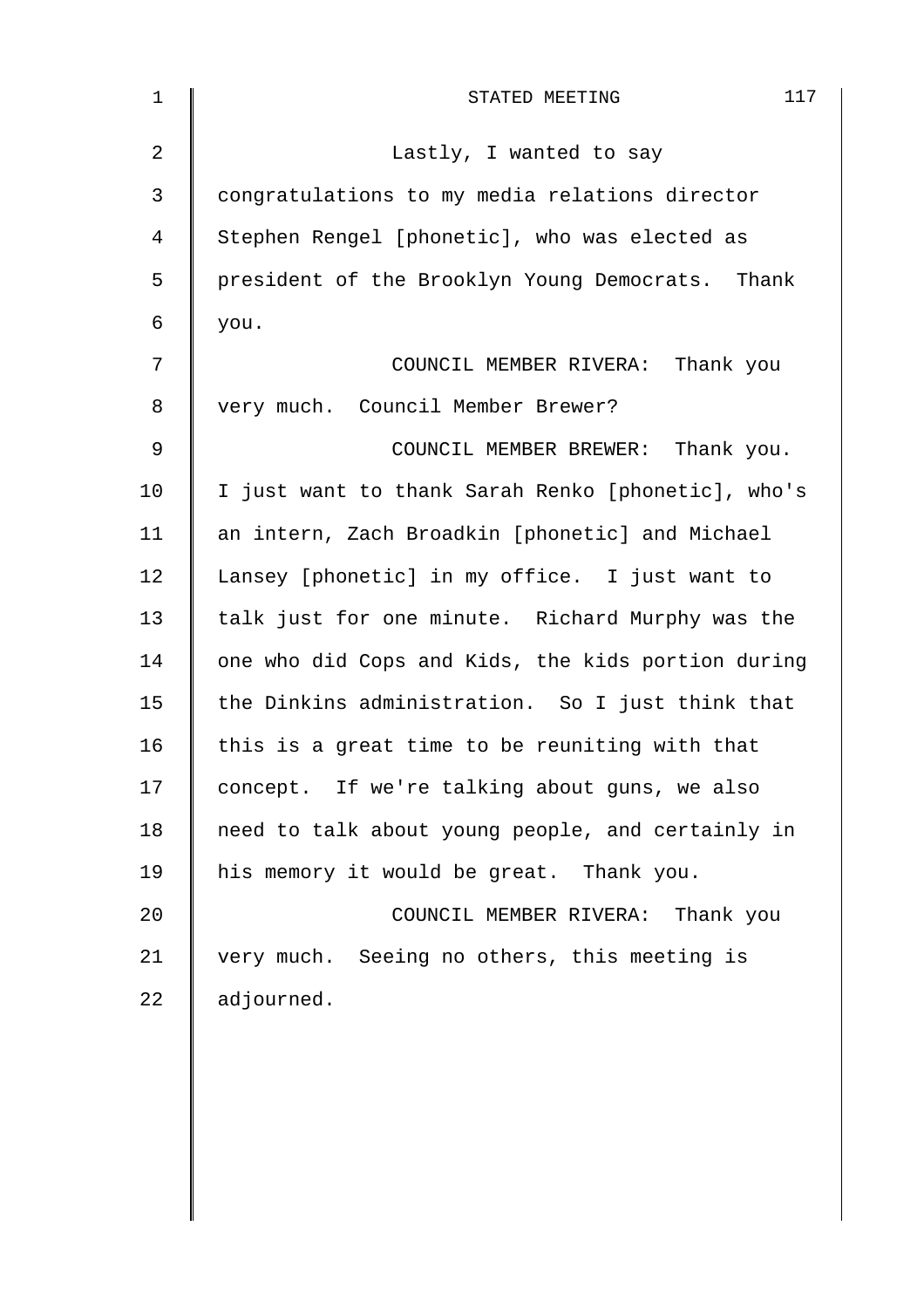Lastly, I wanted to say congratulations to my media relations director Stephen Rengel [phonetic], who was elected as president of the Brooklyn Young Democrats. Thank you.

COUNCIL MEMBER RIVERA: Thank you very much. Council Member Brewer?

COUNCIL MEMBER BREWER: Thank you. I just want to thank Sarah Renko [phonetic], who's an intern, Zach Broadkin [phonetic] and Michael Lansey [phonetic] in my office. I just want to talk just for one minute. Richard Murphy was the one who did Cops and Kids, the kids portion during the Dinkins administration. So I just think that this is a great time to be reuniting with that concept. If we're talking about guns, we also need to talk about young people, and certainly in his memory it would be great. Thank you.

COUNCIL MEMBER RIVERA: Thank you very much. Seeing no others, this meeting is adjourned.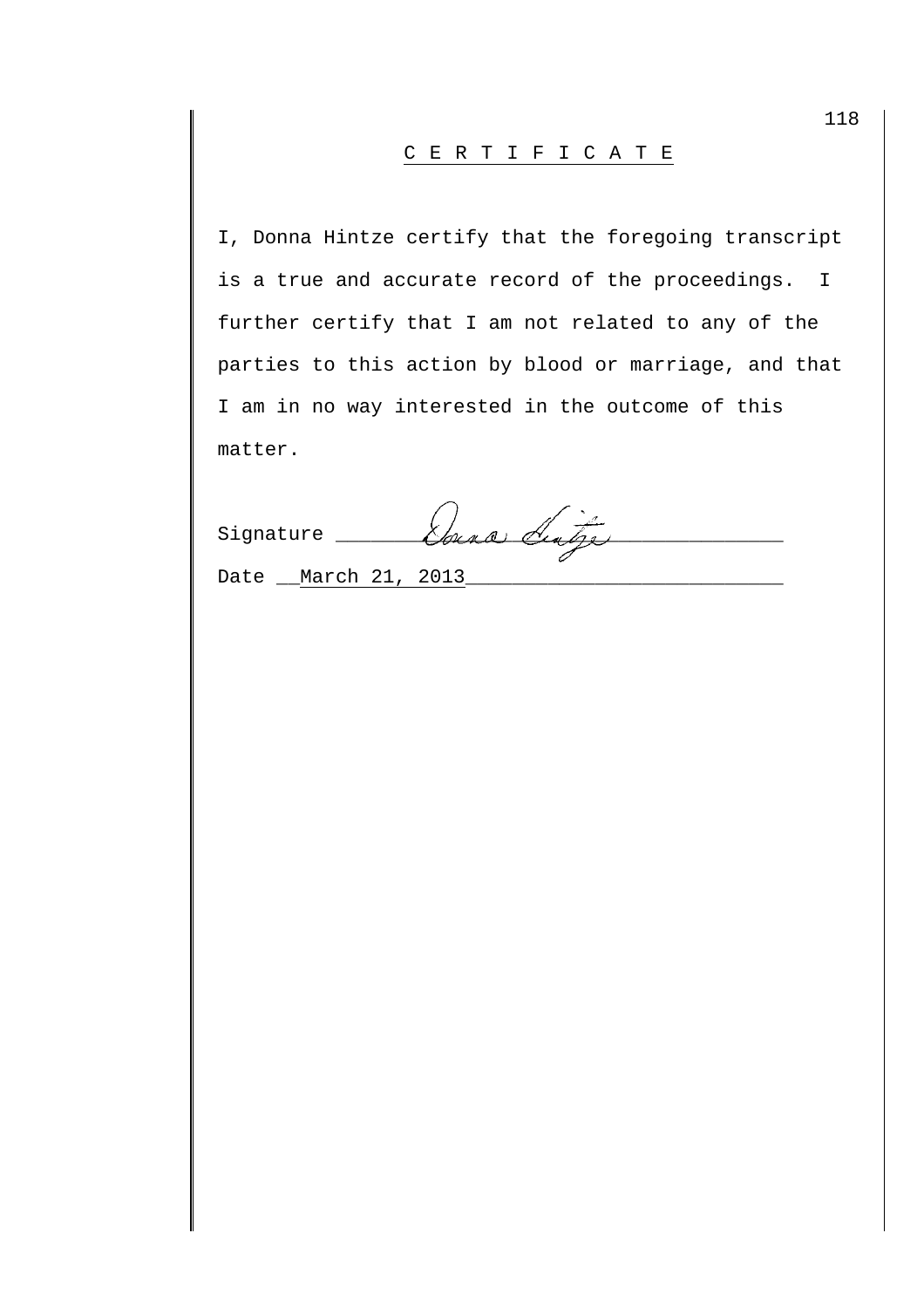# C E R T I F I C A T E

I, Donna Hintze certify that the foregoing transcript is a true and accurate record of the proceedings. I further certify that I am not related to any of the parties to this action by blood or marriage, and that I am in no way interested in the outcome of this matter.

Signature ______Donna Hintze______

Date __March 21, 2013__________________________